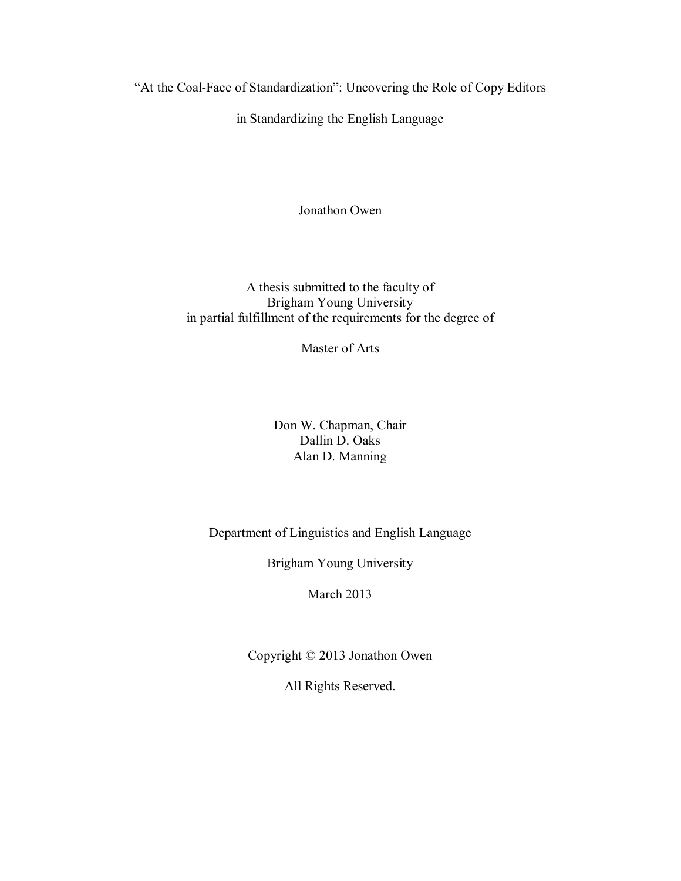# "At the Coal-Face of Standardization": Uncovering the Role of Copy Editors in Standardizing the English Language

Jonathon Owen

A thesis submitted to the faculty of
Brigham Young University
in partial fulfillment of the requirements for the degree of

Master of Arts

Don W. Chapman, Chair
Dallin D. Oaks
Alan D. Manning

Department of Linguistics and English Language

Brigham Young University

March 2013

Copyright © 2013 Jonathon Owen

All Rights Reserved.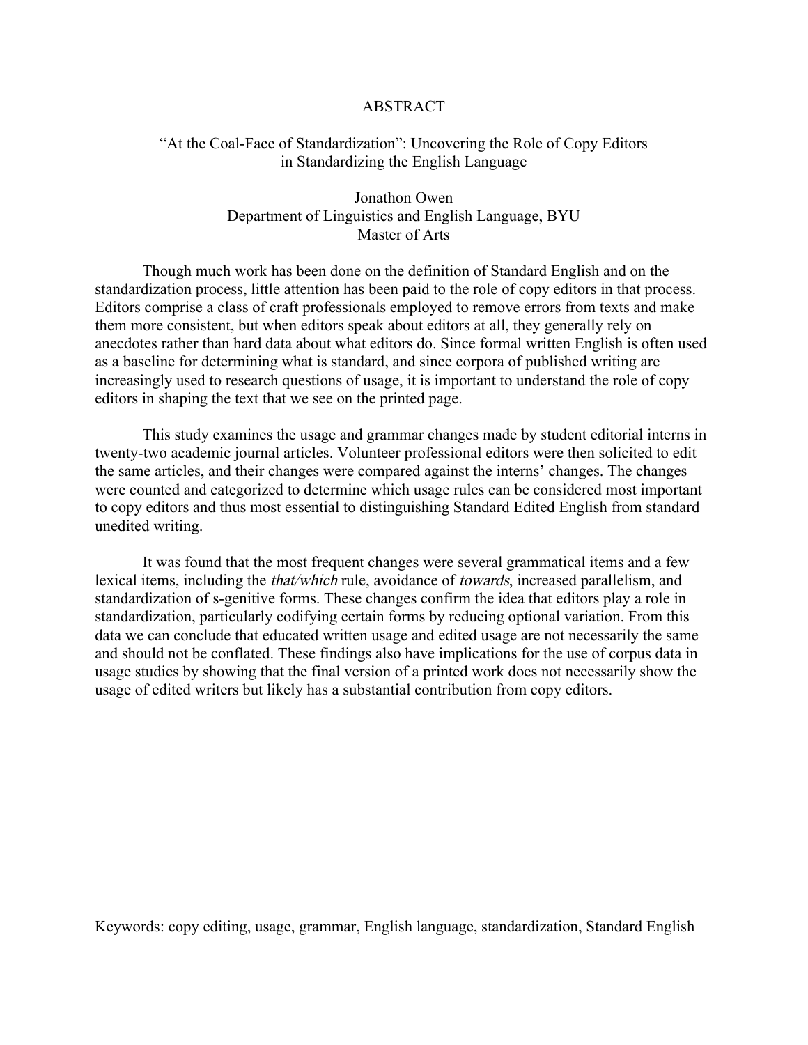# ABSTRACT

## "At the Coal-Face of Standardization": Uncovering the Role of Copy Editors in Standardizing the English Language

Jonathon Owen
Department of Linguistics and English Language, BYU
Master of Arts

Though much work has been done on the definition of Standard English and on the standardization process, little attention has been paid to the role of copy editors in that process. Editors comprise a class of craft professionals employed to remove errors from texts and make them more consistent, but when editors speak about editors at all, they generally rely on anecdotes rather than hard data about what editors do. Since formal written English is often used as a baseline for determining what is standard, and since corpora of published writing are increasingly used to research questions of usage, it is important to understand the role of copy editors in shaping the text that we see on the printed page.

This study examines the usage and grammar changes made by student editorial interns in twenty-two academic journal articles. Volunteer professional editors were then solicited to edit the same articles, and their changes were compared against the interns' changes. The changes were counted and categorized to determine which usage rules can be considered most important to copy editors and thus most essential to distinguishing Standard Edited English from standard unedited writing.

It was found that the most frequent changes were several grammatical items and a few lexical items, including the *that/which* rule, avoidance of *towards*, increased parallelism, and standardization of s-genitive forms. These changes confirm the idea that editors play a role in standardization, particularly codifying certain forms by reducing optional variation. From this data we can conclude that educated written usage and edited usage are not necessarily the same and should not be conflated. These findings also have implications for the use of corpus data in usage studies by showing that the final version of a printed work does not necessarily show the usage of edited writers but likely has a substantial contribution from copy editors.

Keywords: copy editing, usage, grammar, English language, standardization, Standard English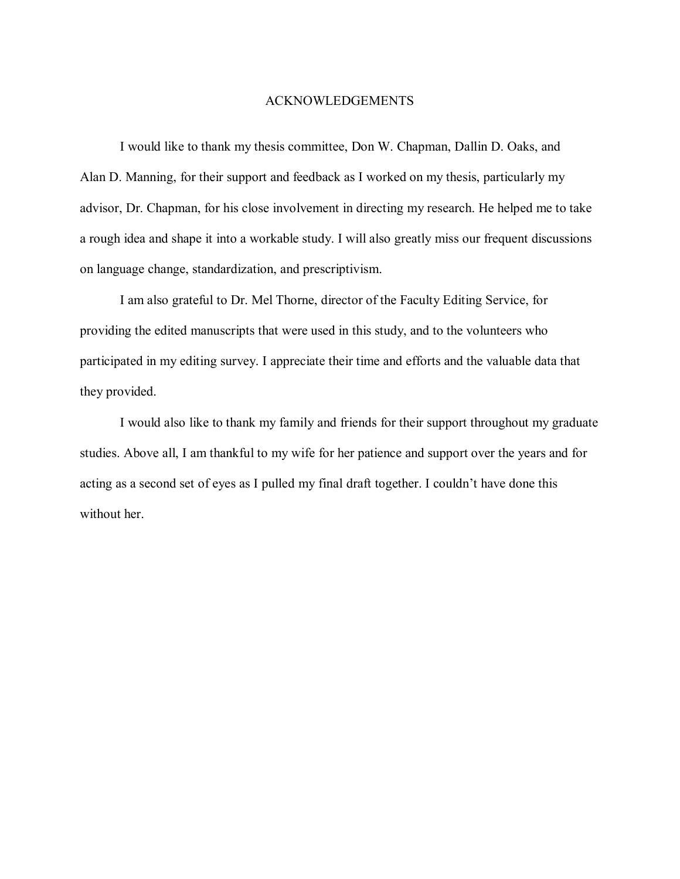# ACKNOWLEDGEMENTS

I would like to thank my thesis committee, Don W. Chapman, Dallin D. Oaks, and Alan D. Manning, for their support and feedback as I worked on my thesis, particularly my advisor, Dr. Chapman, for his close involvement in directing my research. He helped me to take a rough idea and shape it into a workable study. I will also greatly miss our frequent discussions on language change, standardization, and prescriptivism.

I am also grateful to Dr. Mel Thorne, director of the Faculty Editing Service, for providing the edited manuscripts that were used in this study, and to the volunteers who participated in my editing survey. I appreciate their time and efforts and the valuable data that they provided.

I would also like to thank my family and friends for their support throughout my graduate studies. Above all, I am thankful to my wife for her patience and support over the years and for acting as a second set of eyes as I pulled my final draft together. I couldn't have done this without her.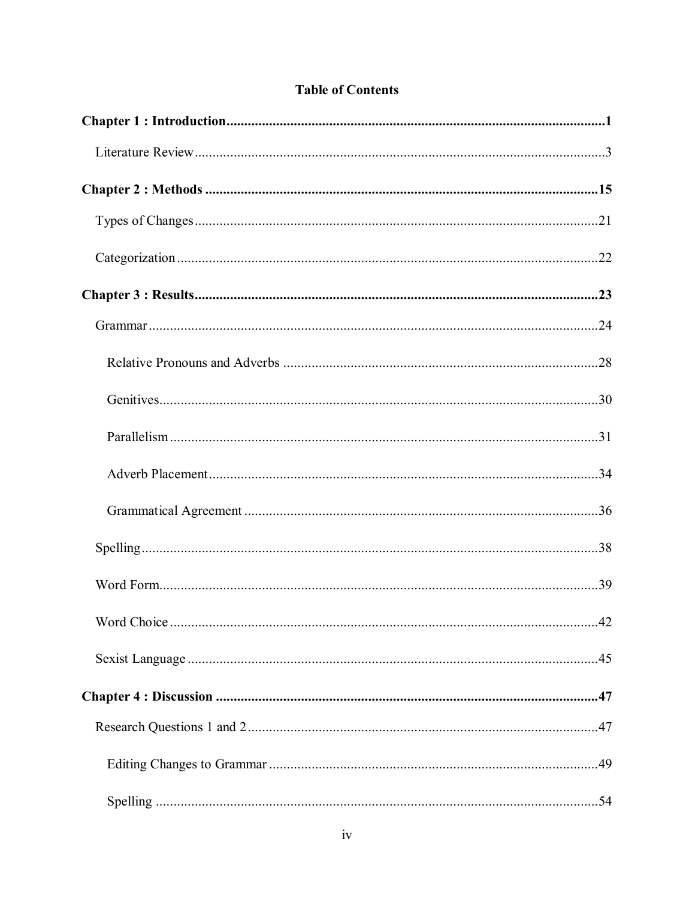**Table of Contents**

**Chapter 1 : Introduction** ........................................................................................................ **1**

Literature Review ........................................................................................................ 3

**Chapter 2 : Methods** ........................................................................................................ **15**

Types of Changes ........................................................................................................ 21

Categorization ........................................................................................................ 22

**Chapter 3 : Results** ........................................................................................................ **23**

Grammar ........................................................................................................ 24

Relative Pronouns and Adverbs ........................................................................................................ 28

Genitives ........................................................................................................ 30

Parallelism ........................................................................................................ 31

Adverb Placement ........................................................................................................ 34

Grammatical Agreement ........................................................................................................ 36

Spelling ........................................................................................................ 38

Word Form ........................................................................................................ 39

Word Choice ........................................................................................................ 42

Sexist Language ........................................................................................................ 45

**Chapter 4 : Discussion** ........................................................................................................ **47**

Research Questions 1 and 2 ........................................................................................................ 47

Editing Changes to Grammar ........................................................................................................ 49

Spelling ........................................................................................................ 54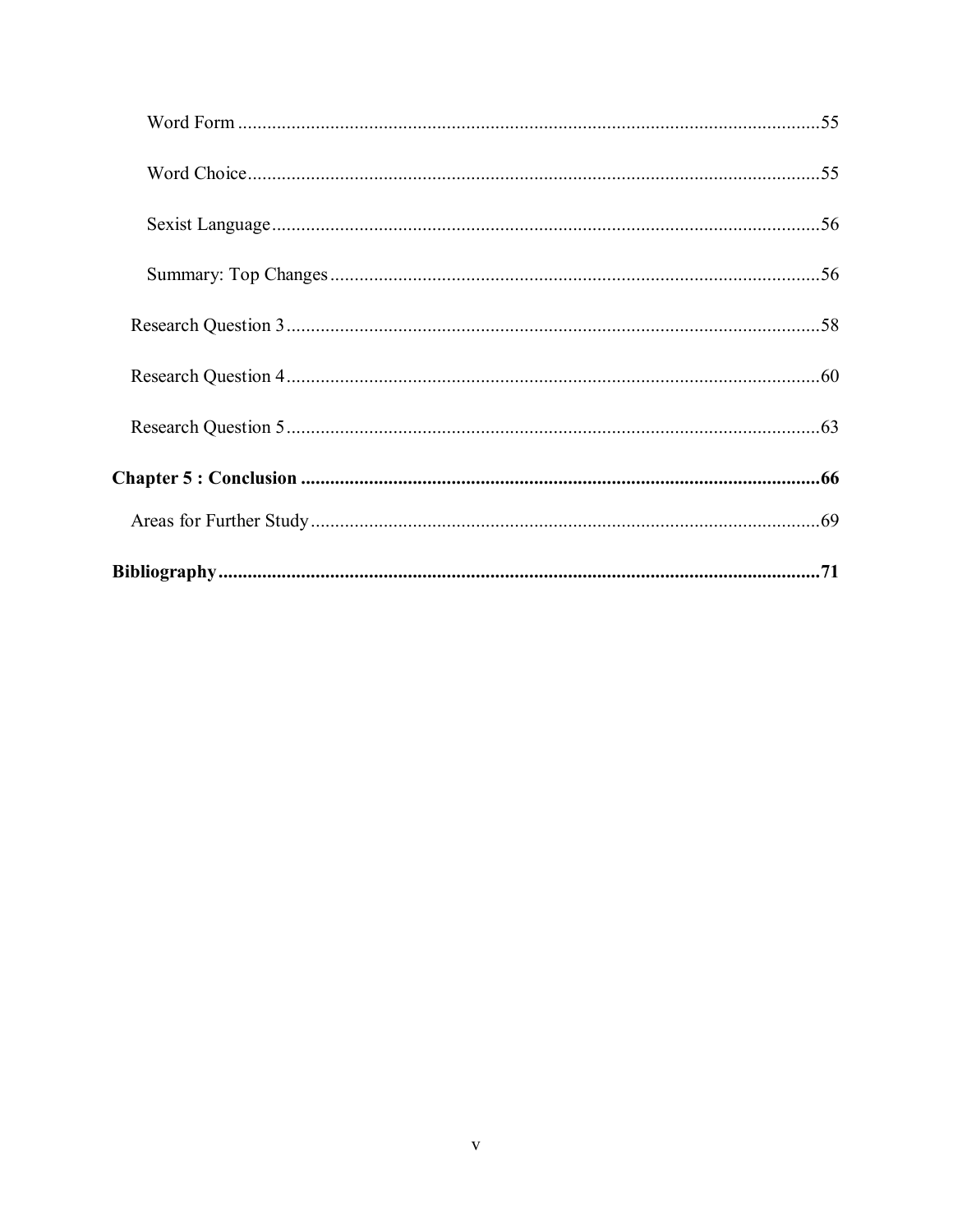Word Form ........................................................................................................................55

Word Choice......................................................................................................................55

Sexist Language ................................................................................................................56

Summary: Top Changes ....................................................................................................56

Research Question 3..............................................................................................................58

Research Question 4..............................................................................................................60

Research Question 5..............................................................................................................63

**Chapter 5 : Conclusion ..........................................................................................................66**

Areas for Further Study .........................................................................................................69

**Bibliography...........................................................................................................................71**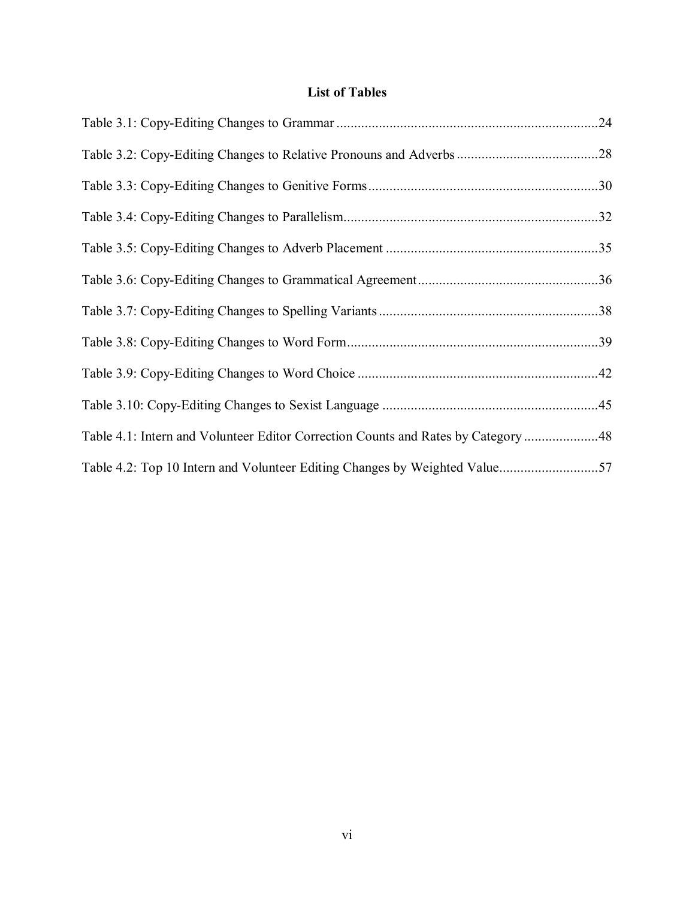# List of Tables

Table 3.1: Copy-Editing Changes to Grammar ..........24

Table 3.2: Copy-Editing Changes to Relative Pronouns and Adverbs ..........28

Table 3.3: Copy-Editing Changes to Genitive Forms ..........30

Table 3.4: Copy-Editing Changes to Parallelism ..........32

Table 3.5: Copy-Editing Changes to Adverb Placement ..........35

Table 3.6: Copy-Editing Changes to Grammatical Agreement ..........36

Table 3.7: Copy-Editing Changes to Spelling Variants ..........38

Table 3.8: Copy-Editing Changes to Word Form ..........39

Table 3.9: Copy-Editing Changes to Word Choice ..........42

Table 3.10: Copy-Editing Changes to Sexist Language ..........45

Table 4.1: Intern and Volunteer Editor Correction Counts and Rates by Category ..........48

Table 4.2: Top 10 Intern and Volunteer Editing Changes by Weighted Value ..........57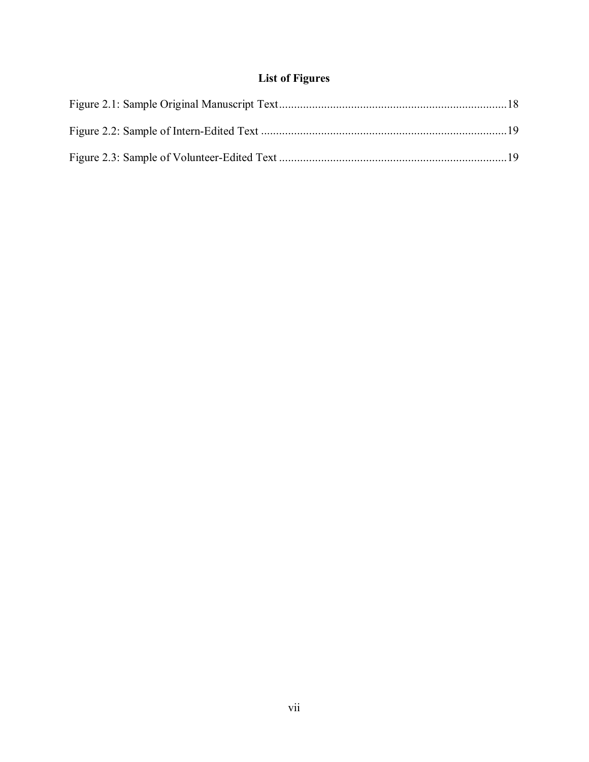# List of Figures

Figure 2.1: Sample Original Manuscript Text....................................................................18

Figure 2.2: Sample of Intern-Edited Text ........................................................................19

Figure 2.3: Sample of Volunteer-Edited Text ....................................................................19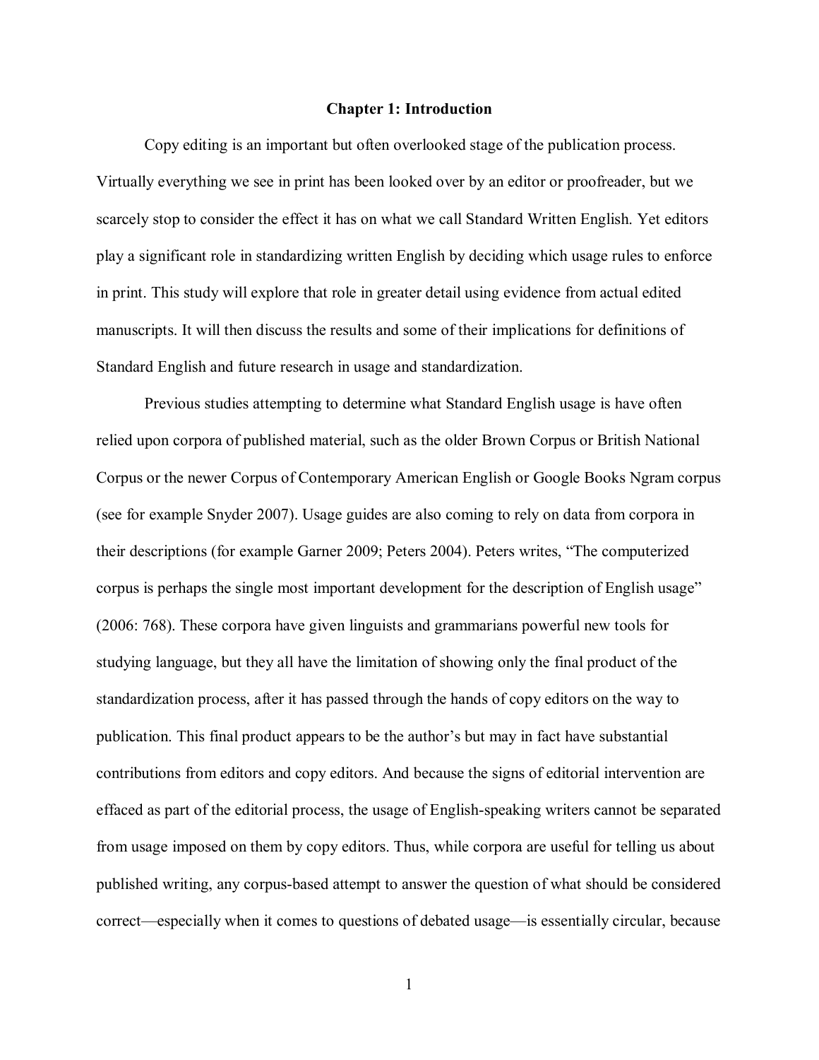# Chapter 1: Introduction

Copy editing is an important but often overlooked stage of the publication process. Virtually everything we see in print has been looked over by an editor or proofreader, but we scarcely stop to consider the effect it has on what we call Standard Written English. Yet editors play a significant role in standardizing written English by deciding which usage rules to enforce in print. This study will explore that role in greater detail using evidence from actual edited manuscripts. It will then discuss the results and some of their implications for definitions of Standard English and future research in usage and standardization.

Previous studies attempting to determine what Standard English usage is have often relied upon corpora of published material, such as the older Brown Corpus or British National Corpus or the newer Corpus of Contemporary American English or Google Books Ngram corpus (see for example Snyder 2007). Usage guides are also coming to rely on data from corpora in their descriptions (for example Garner 2009; Peters 2004). Peters writes, "The computerized corpus is perhaps the single most important development for the description of English usage" (2006: 768). These corpora have given linguists and grammarians powerful new tools for studying language, but they all have the limitation of showing only the final product of the standardization process, after it has passed through the hands of copy editors on the way to publication. This final product appears to be the author's but may in fact have substantial contributions from editors and copy editors. And because the signs of editorial intervention are effaced as part of the editorial process, the usage of English-speaking writers cannot be separated from usage imposed on them by copy editors. Thus, while corpora are useful for telling us about published writing, any corpus-based attempt to answer the question of what should be considered correct—especially when it comes to questions of debated usage—is essentially circular, because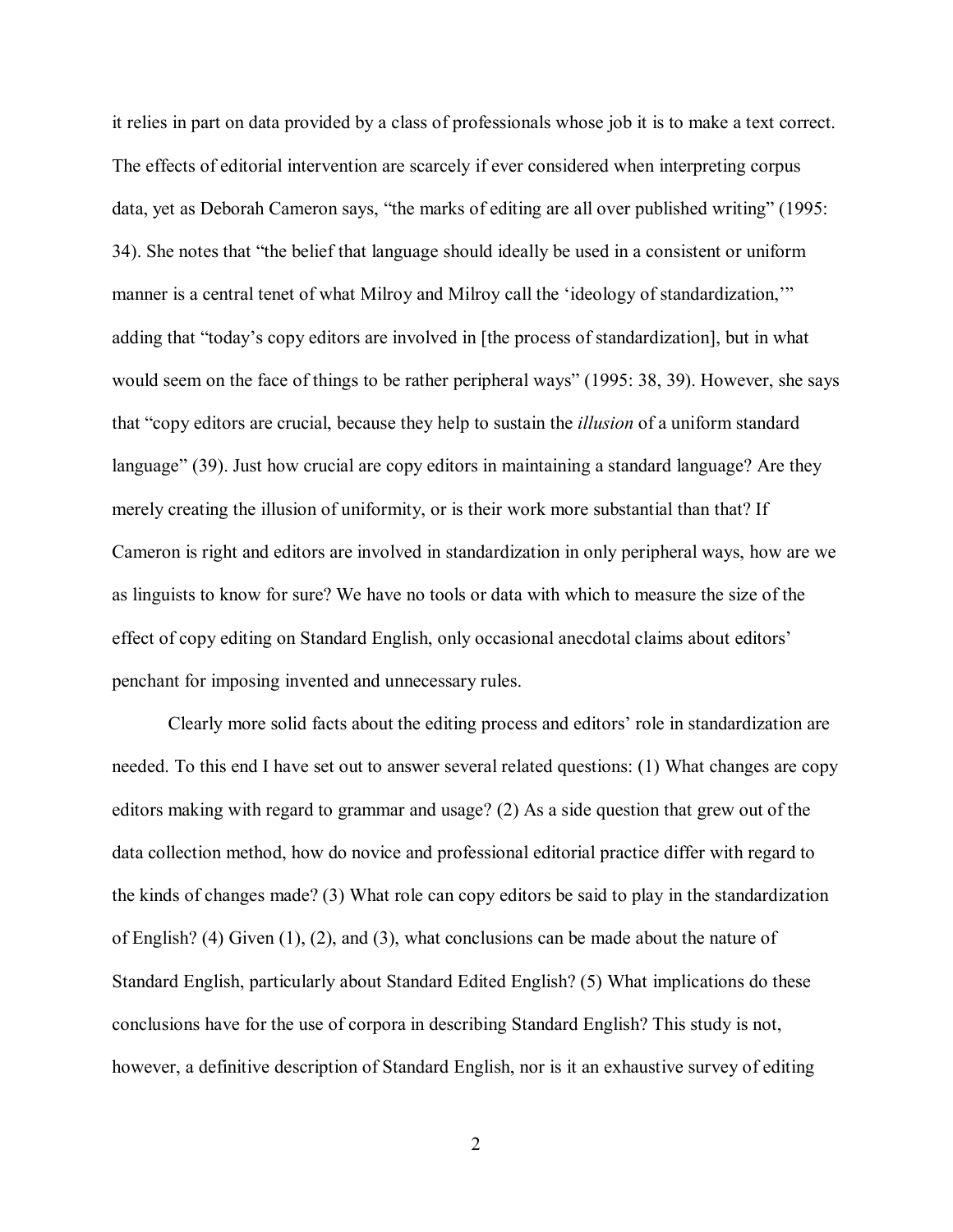it relies in part on data provided by a class of professionals whose job it is to make a text correct. The effects of editorial intervention are scarcely if ever considered when interpreting corpus data, yet as Deborah Cameron says, "the marks of editing are all over published writing" (1995: 34). She notes that "the belief that language should ideally be used in a consistent or uniform manner is a central tenet of what Milroy and Milroy call the 'ideology of standardization,'" adding that "today's copy editors are involved in [the process of standardization], but in what would seem on the face of things to be rather peripheral ways" (1995: 38, 39). However, she says that "copy editors are crucial, because they help to sustain the *illusion* of a uniform standard language" (39). Just how crucial are copy editors in maintaining a standard language? Are they merely creating the illusion of uniformity, or is their work more substantial than that? If Cameron is right and editors are involved in standardization in only peripheral ways, how are we as linguists to know for sure? We have no tools or data with which to measure the size of the effect of copy editing on Standard English, only occasional anecdotal claims about editors' penchant for imposing invented and unnecessary rules.

Clearly more solid facts about the editing process and editors' role in standardization are needed. To this end I have set out to answer several related questions: (1) What changes are copy editors making with regard to grammar and usage? (2) As a side question that grew out of the data collection method, how do novice and professional editorial practice differ with regard to the kinds of changes made? (3) What role can copy editors be said to play in the standardization of English? (4) Given (1), (2), and (3), what conclusions can be made about the nature of Standard English, particularly about Standard Edited English? (5) What implications do these conclusions have for the use of corpora in describing Standard English? This study is not, however, a definitive description of Standard English, nor is it an exhaustive survey of editing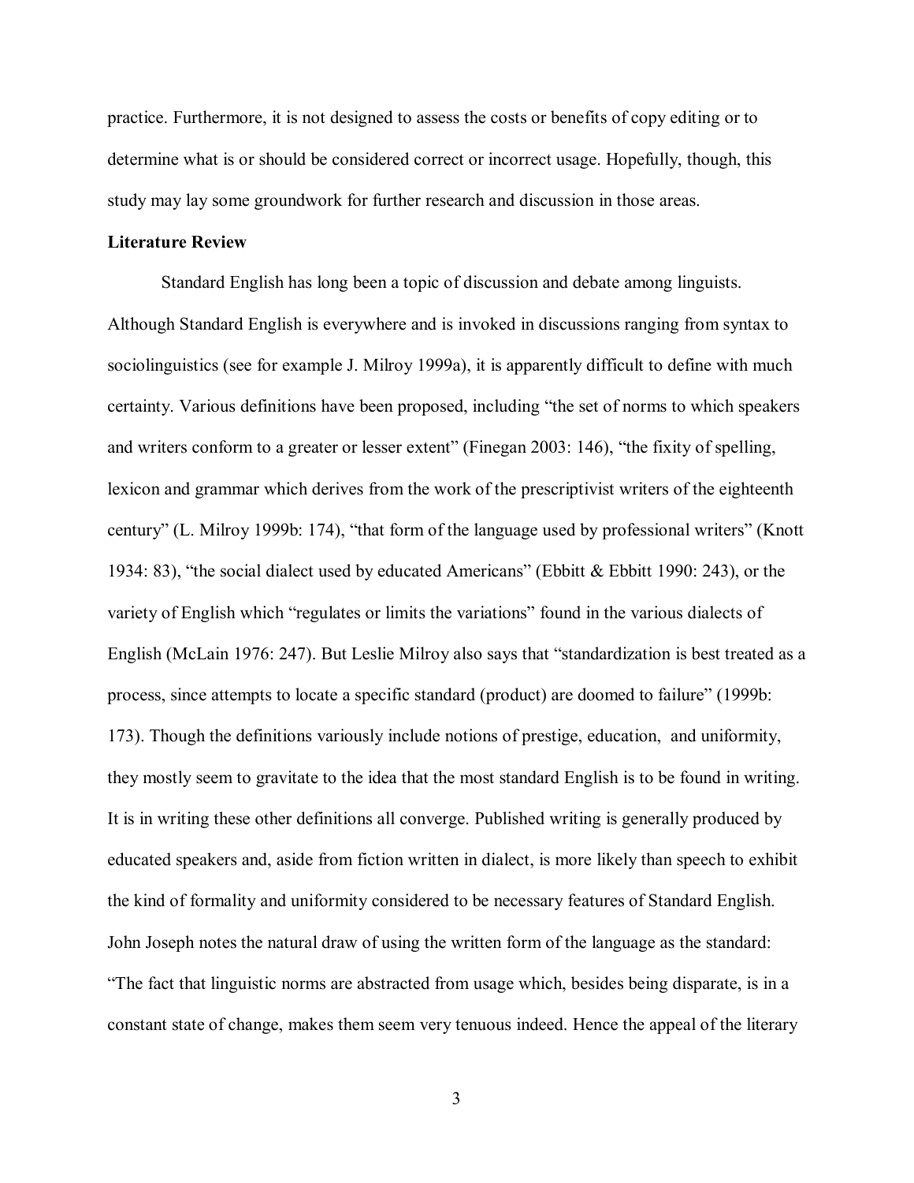practice. Furthermore, it is not designed to assess the costs or benefits of copy editing or to determine what is or should be considered correct or incorrect usage. Hopefully, though, this study may lay some groundwork for further research and discussion in those areas.

**Literature Review**

Standard English has long been a topic of discussion and debate among linguists. Although Standard English is everywhere and is invoked in discussions ranging from syntax to sociolinguistics (see for example J. Milroy 1999a), it is apparently difficult to define with much certainty. Various definitions have been proposed, including "the set of norms to which speakers and writers conform to a greater or lesser extent" (Finegan 2003: 146), "the fixity of spelling, lexicon and grammar which derives from the work of the prescriptivist writers of the eighteenth century" (L. Milroy 1999b: 174), "that form of the language used by professional writers" (Knott 1934: 83), "the social dialect used by educated Americans" (Ebbitt & Ebbitt 1990: 243), or the variety of English which "regulates or limits the variations" found in the various dialects of English (McLain 1976: 247). But Leslie Milroy also says that "standardization is best treated as a process, since attempts to locate a specific standard (product) are doomed to failure" (1999b: 173). Though the definitions variously include notions of prestige, education, and uniformity, they mostly seem to gravitate to the idea that the most standard English is to be found in writing. It is in writing these other definitions all converge. Published writing is generally produced by educated speakers and, aside from fiction written in dialect, is more likely than speech to exhibit the kind of formality and uniformity considered to be necessary features of Standard English. John Joseph notes the natural draw of using the written form of the language as the standard: "The fact that linguistic norms are abstracted from usage which, besides being disparate, is in a constant state of change, makes them seem very tenuous indeed. Hence the appeal of the literary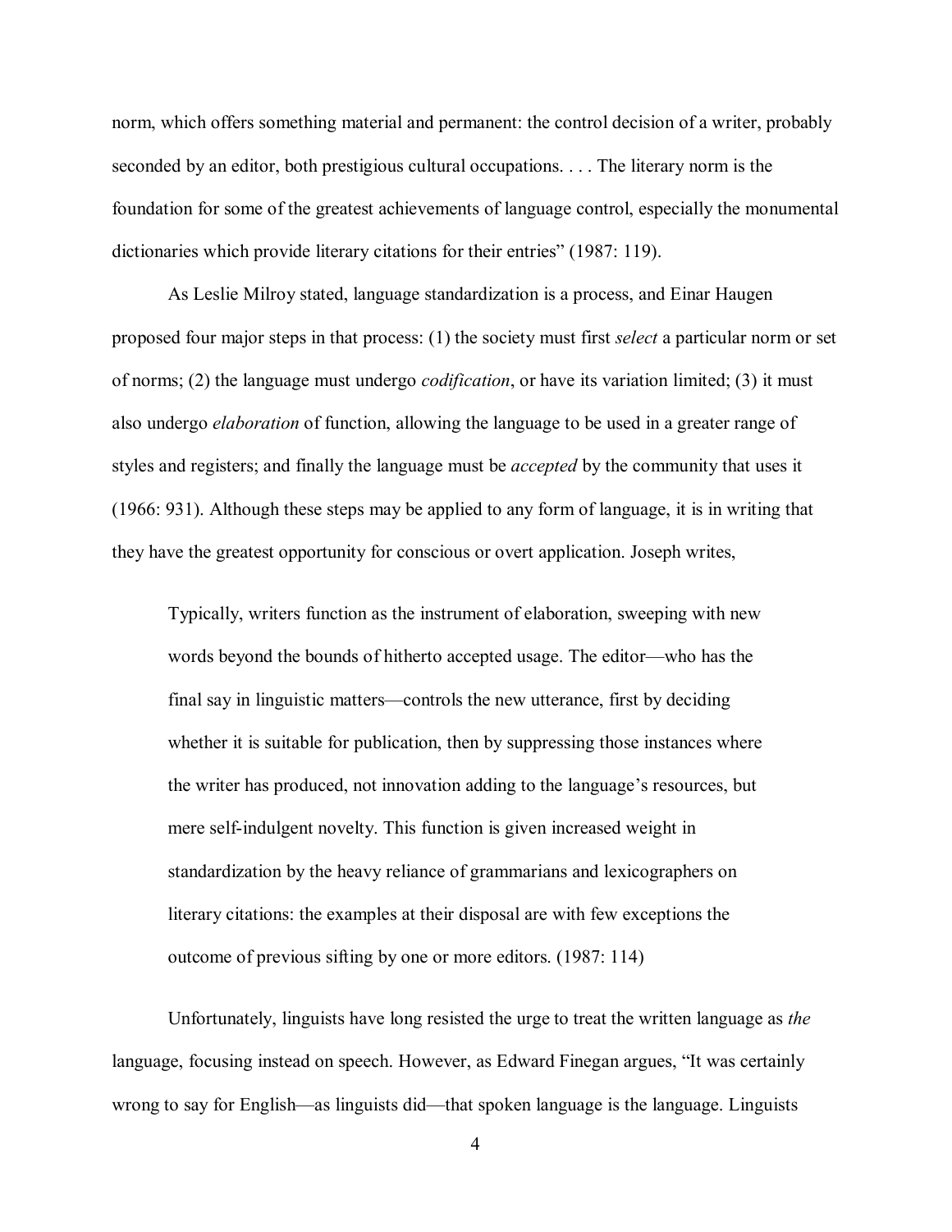norm, which offers something material and permanent: the control decision of a writer, probably seconded by an editor, both prestigious cultural occupations. . . . The literary norm is the foundation for some of the greatest achievements of language control, especially the monumental dictionaries which provide literary citations for their entries" (1987: 119).

As Leslie Milroy stated, language standardization is a process, and Einar Haugen proposed four major steps in that process: (1) the society must first *select* a particular norm or set of norms; (2) the language must undergo *codification*, or have its variation limited; (3) it must also undergo *elaboration* of function, allowing the language to be used in a greater range of styles and registers; and finally the language must be *accepted* by the community that uses it (1966: 931). Although these steps may be applied to any form of language, it is in writing that they have the greatest opportunity for conscious or overt application. Joseph writes,

> Typically, writers function as the instrument of elaboration, sweeping with new words beyond the bounds of hitherto accepted usage. The editor—who has the final say in linguistic matters—controls the new utterance, first by deciding whether it is suitable for publication, then by suppressing those instances where the writer has produced, not innovation adding to the language's resources, but mere self-indulgent novelty. This function is given increased weight in standardization by the heavy reliance of grammarians and lexicographers on literary citations: the examples at their disposal are with few exceptions the outcome of previous sifting by one or more editors. (1987: 114)

Unfortunately, linguists have long resisted the urge to treat the written language as *the* language, focusing instead on speech. However, as Edward Finegan argues, "It was certainly wrong to say for English—as linguists did—that spoken language is the language. Linguists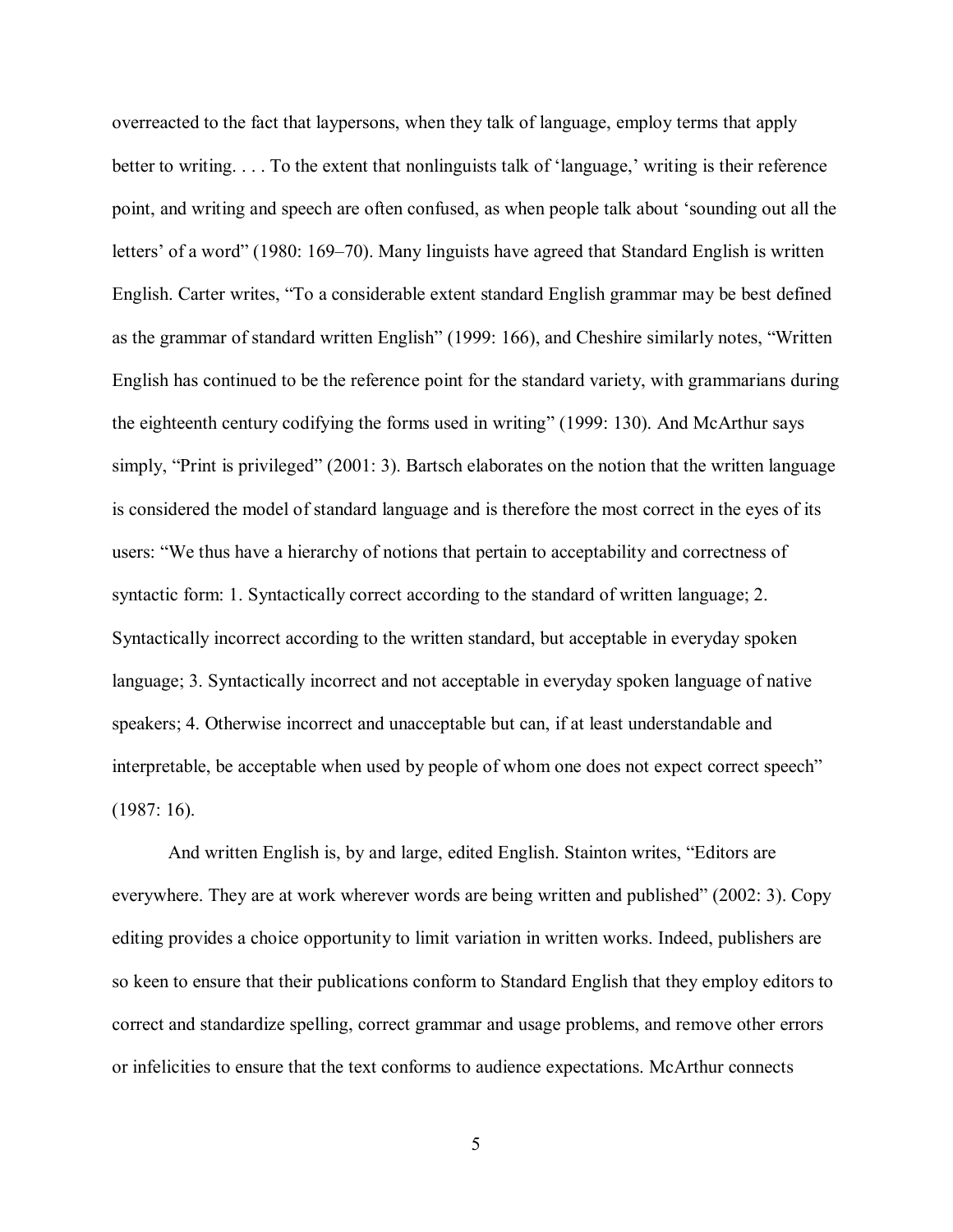overreacted to the fact that laypersons, when they talk of language, employ terms that apply better to writing. . . . To the extent that nonlinguists talk of 'language,' writing is their reference point, and writing and speech are often confused, as when people talk about 'sounding out all the letters' of a word" (1980: 169–70). Many linguists have agreed that Standard English is written English. Carter writes, "To a considerable extent standard English grammar may be best defined as the grammar of standard written English" (1999: 166), and Cheshire similarly notes, "Written English has continued to be the reference point for the standard variety, with grammarians during the eighteenth century codifying the forms used in writing" (1999: 130). And McArthur says simply, "Print is privileged" (2001: 3). Bartsch elaborates on the notion that the written language is considered the model of standard language and is therefore the most correct in the eyes of its users: "We thus have a hierarchy of notions that pertain to acceptability and correctness of syntactic form: 1. Syntactically correct according to the standard of written language; 2. Syntactically incorrect according to the written standard, but acceptable in everyday spoken language; 3. Syntactically incorrect and not acceptable in everyday spoken language of native speakers; 4. Otherwise incorrect and unacceptable but can, if at least understandable and interpretable, be acceptable when used by people of whom one does not expect correct speech" (1987: 16).

And written English is, by and large, edited English. Stainton writes, "Editors are everywhere. They are at work wherever words are being written and published" (2002: 3). Copy editing provides a choice opportunity to limit variation in written works. Indeed, publishers are so keen to ensure that their publications conform to Standard English that they employ editors to correct and standardize spelling, correct grammar and usage problems, and remove other errors or infelicities to ensure that the text conforms to audience expectations. McArthur connects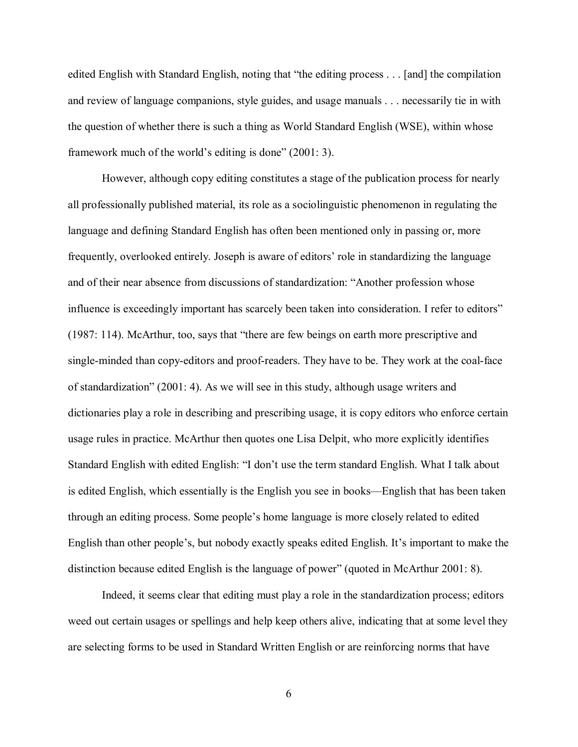edited English with Standard English, noting that "the editing process . . . [and] the compilation and review of language companions, style guides, and usage manuals . . . necessarily tie in with the question of whether there is such a thing as World Standard English (WSE), within whose framework much of the world's editing is done" (2001: 3).

However, although copy editing constitutes a stage of the publication process for nearly all professionally published material, its role as a sociolinguistic phenomenon in regulating the language and defining Standard English has often been mentioned only in passing or, more frequently, overlooked entirely. Joseph is aware of editors' role in standardizing the language and of their near absence from discussions of standardization: "Another profession whose influence is exceedingly important has scarcely been taken into consideration. I refer to editors" (1987: 114). McArthur, too, says that "there are few beings on earth more prescriptive and single-minded than copy-editors and proof-readers. They have to be. They work at the coal-face of standardization" (2001: 4). As we will see in this study, although usage writers and dictionaries play a role in describing and prescribing usage, it is copy editors who enforce certain usage rules in practice. McArthur then quotes one Lisa Delpit, who more explicitly identifies Standard English with edited English: "I don't use the term standard English. What I talk about is edited English, which essentially is the English you see in books—English that has been taken through an editing process. Some people's home language is more closely related to edited English than other people's, but nobody exactly speaks edited English. It's important to make the distinction because edited English is the language of power" (quoted in McArthur 2001: 8).

Indeed, it seems clear that editing must play a role in the standardization process; editors weed out certain usages or spellings and help keep others alive, indicating that at some level they are selecting forms to be used in Standard Written English or are reinforcing norms that have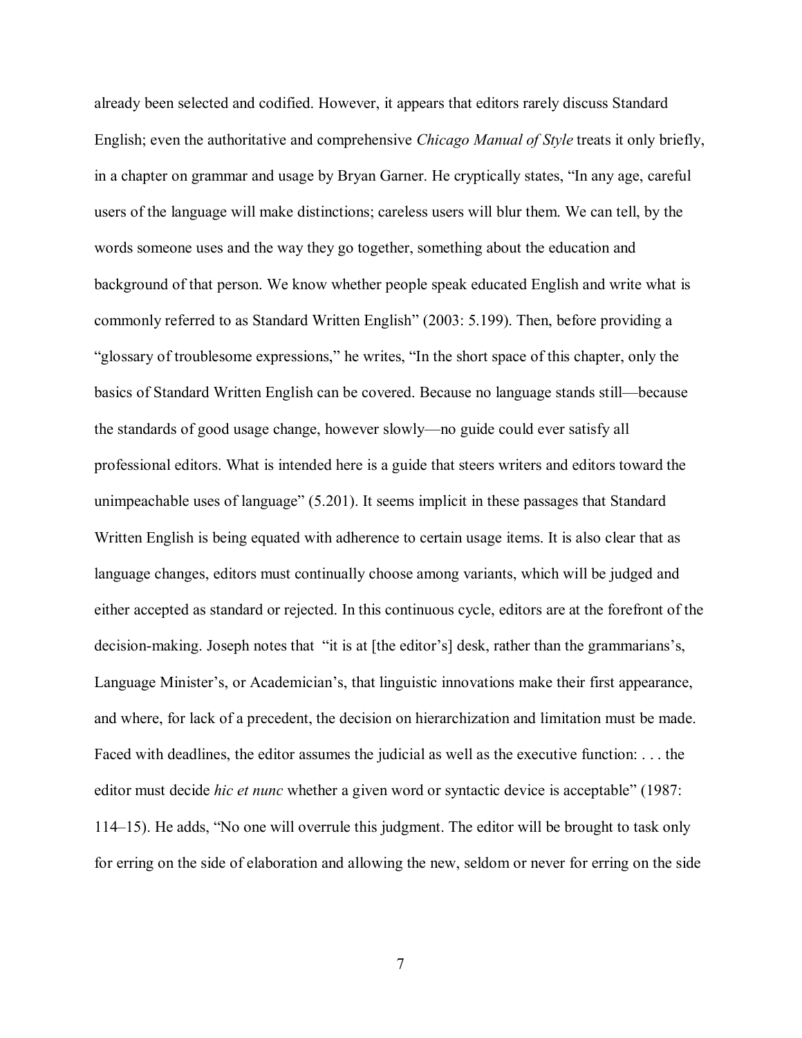already been selected and codified. However, it appears that editors rarely discuss Standard English; even the authoritative and comprehensive *Chicago Manual of Style* treats it only briefly, in a chapter on grammar and usage by Bryan Garner. He cryptically states, "In any age, careful users of the language will make distinctions; careless users will blur them. We can tell, by the words someone uses and the way they go together, something about the education and background of that person. We know whether people speak educated English and write what is commonly referred to as Standard Written English" (2003: 5.199). Then, before providing a "glossary of troublesome expressions," he writes, "In the short space of this chapter, only the basics of Standard Written English can be covered. Because no language stands still—because the standards of good usage change, however slowly—no guide could ever satisfy all professional editors. What is intended here is a guide that steers writers and editors toward the unimpeachable uses of language" (5.201). It seems implicit in these passages that Standard Written English is being equated with adherence to certain usage items. It is also clear that as language changes, editors must continually choose among variants, which will be judged and either accepted as standard or rejected. In this continuous cycle, editors are at the forefront of the decision-making. Joseph notes that "it is at [the editor's] desk, rather than the grammarians's, Language Minister's, or Academician's, that linguistic innovations make their first appearance, and where, for lack of a precedent, the decision on hierarchization and limitation must be made. Faced with deadlines, the editor assumes the judicial as well as the executive function: . . . the editor must decide *hic et nunc* whether a given word or syntactic device is acceptable" (1987: 114–15). He adds, "No one will overrule this judgment. The editor will be brought to task only for erring on the side of elaboration and allowing the new, seldom or never for erring on the side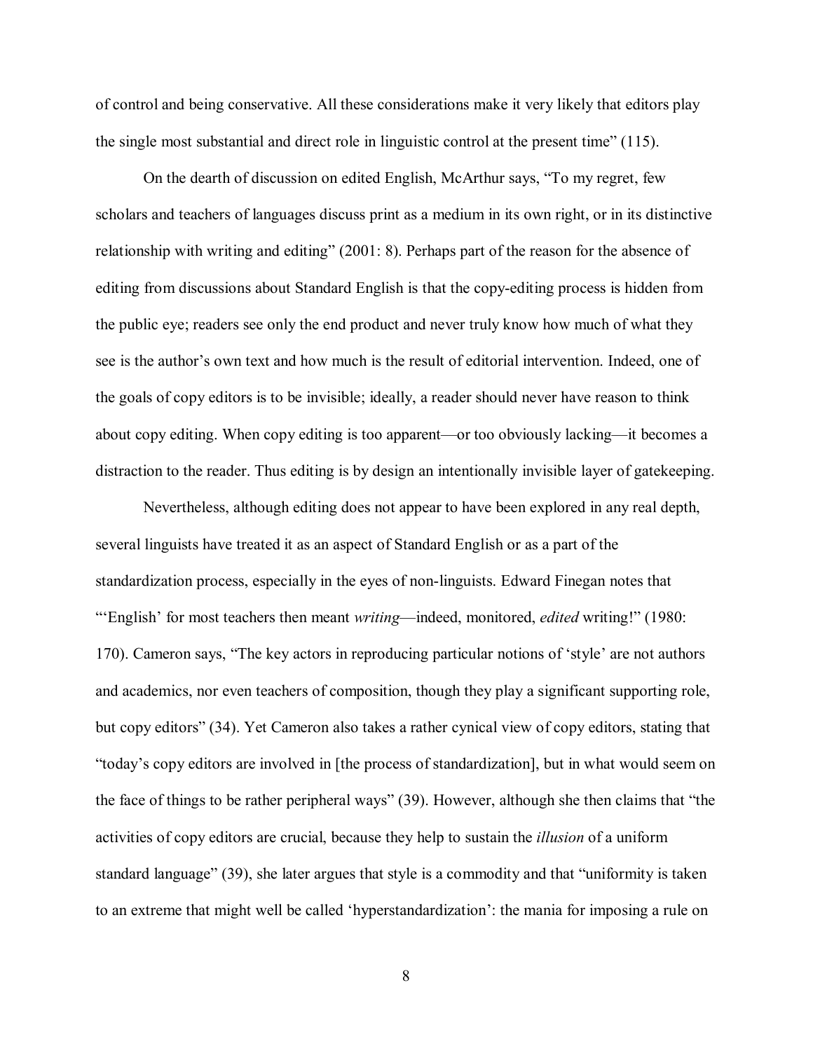of control and being conservative. All these considerations make it very likely that editors play the single most substantial and direct role in linguistic control at the present time" (115).

On the dearth of discussion on edited English, McArthur says, "To my regret, few scholars and teachers of languages discuss print as a medium in its own right, or in its distinctive relationship with writing and editing" (2001: 8). Perhaps part of the reason for the absence of editing from discussions about Standard English is that the copy-editing process is hidden from the public eye; readers see only the end product and never truly know how much of what they see is the author's own text and how much is the result of editorial intervention. Indeed, one of the goals of copy editors is to be invisible; ideally, a reader should never have reason to think about copy editing. When copy editing is too apparent—or too obviously lacking—it becomes a distraction to the reader. Thus editing is by design an intentionally invisible layer of gatekeeping.

Nevertheless, although editing does not appear to have been explored in any real depth, several linguists have treated it as an aspect of Standard English or as a part of the standardization process, especially in the eyes of non-linguists. Edward Finegan notes that "'English' for most teachers then meant *writing*—indeed, monitored, *edited* writing!" (1980: 170). Cameron says, "The key actors in reproducing particular notions of 'style' are not authors and academics, nor even teachers of composition, though they play a significant supporting role, but copy editors" (34). Yet Cameron also takes a rather cynical view of copy editors, stating that "today's copy editors are involved in [the process of standardization], but in what would seem on the face of things to be rather peripheral ways" (39). However, although she then claims that "the activities of copy editors are crucial, because they help to sustain the *illusion* of a uniform standard language" (39), she later argues that style is a commodity and that "uniformity is taken to an extreme that might well be called 'hyperstandardization': the mania for imposing a rule on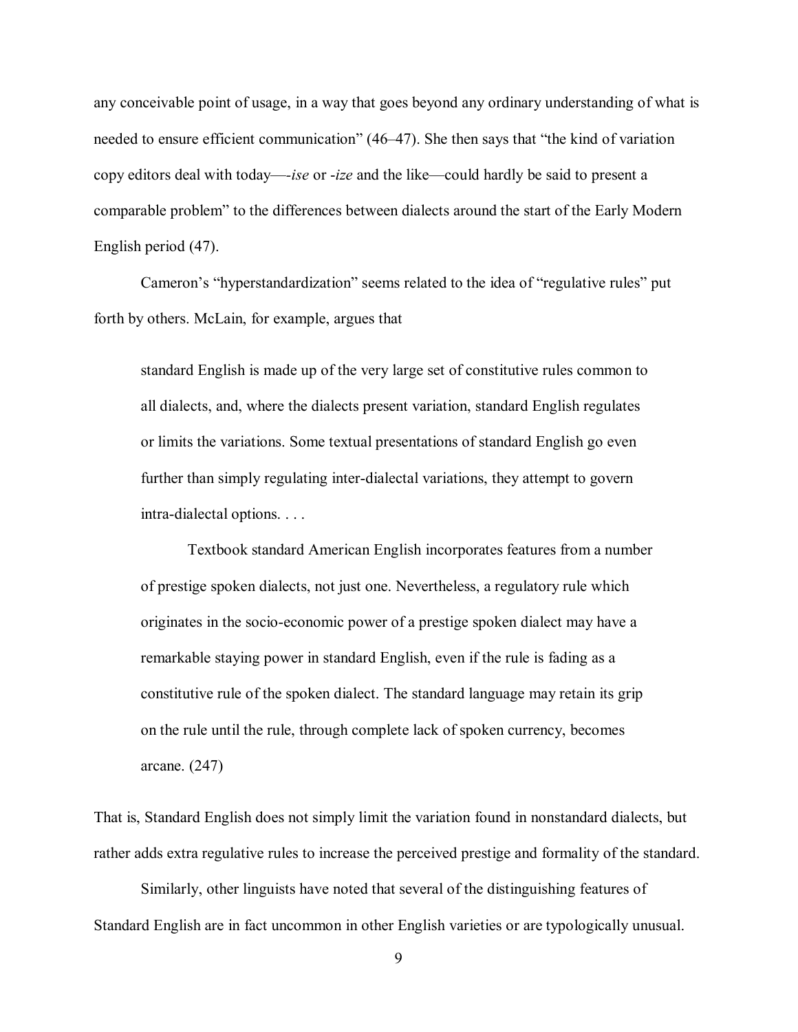any conceivable point of usage, in a way that goes beyond any ordinary understanding of what is needed to ensure efficient communication" (46–47). She then says that "the kind of variation copy editors deal with today—*-ise* or *-ize* and the like—could hardly be said to present a comparable problem" to the differences between dialects around the start of the Early Modern English period (47).

Cameron's "hyperstandardization" seems related to the idea of "regulative rules" put forth by others. McLain, for example, argues that

> standard English is made up of the very large set of constitutive rules common to all dialects, and, where the dialects present variation, standard English regulates or limits the variations. Some textual presentations of standard English go even further than simply regulating inter-dialectal variations, they attempt to govern intra-dialectal options. . . .
>
> Textbook standard American English incorporates features from a number of prestige spoken dialects, not just one. Nevertheless, a regulatory rule which originates in the socio-economic power of a prestige spoken dialect may have a remarkable staying power in standard English, even if the rule is fading as a constitutive rule of the spoken dialect. The standard language may retain its grip on the rule until the rule, through complete lack of spoken currency, becomes arcane. (247)

That is, Standard English does not simply limit the variation found in nonstandard dialects, but rather adds extra regulative rules to increase the perceived prestige and formality of the standard.

Similarly, other linguists have noted that several of the distinguishing features of Standard English are in fact uncommon in other English varieties or are typologically unusual.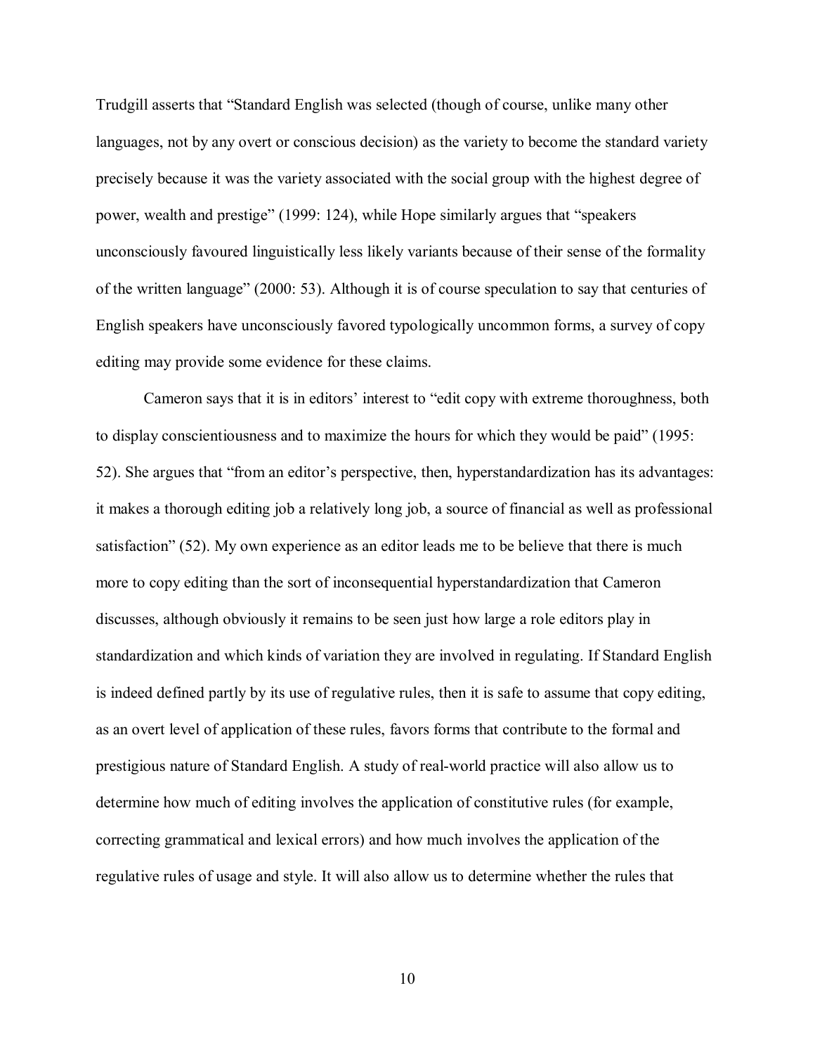Trudgill asserts that "Standard English was selected (though of course, unlike many other languages, not by any overt or conscious decision) as the variety to become the standard variety precisely because it was the variety associated with the social group with the highest degree of power, wealth and prestige" (1999: 124), while Hope similarly argues that "speakers unconsciously favoured linguistically less likely variants because of their sense of the formality of the written language" (2000: 53). Although it is of course speculation to say that centuries of English speakers have unconsciously favored typologically uncommon forms, a survey of copy editing may provide some evidence for these claims.

Cameron says that it is in editors' interest to "edit copy with extreme thoroughness, both to display conscientiousness and to maximize the hours for which they would be paid" (1995: 52). She argues that "from an editor's perspective, then, hyperstandardization has its advantages: it makes a thorough editing job a relatively long job, a source of financial as well as professional satisfaction" (52). My own experience as an editor leads me to be believe that there is much more to copy editing than the sort of inconsequential hyperstandardization that Cameron discusses, although obviously it remains to be seen just how large a role editors play in standardization and which kinds of variation they are involved in regulating. If Standard English is indeed defined partly by its use of regulative rules, then it is safe to assume that copy editing, as an overt level of application of these rules, favors forms that contribute to the formal and prestigious nature of Standard English. A study of real-world practice will also allow us to determine how much of editing involves the application of constitutive rules (for example, correcting grammatical and lexical errors) and how much involves the application of the regulative rules of usage and style. It will also allow us to determine whether the rules that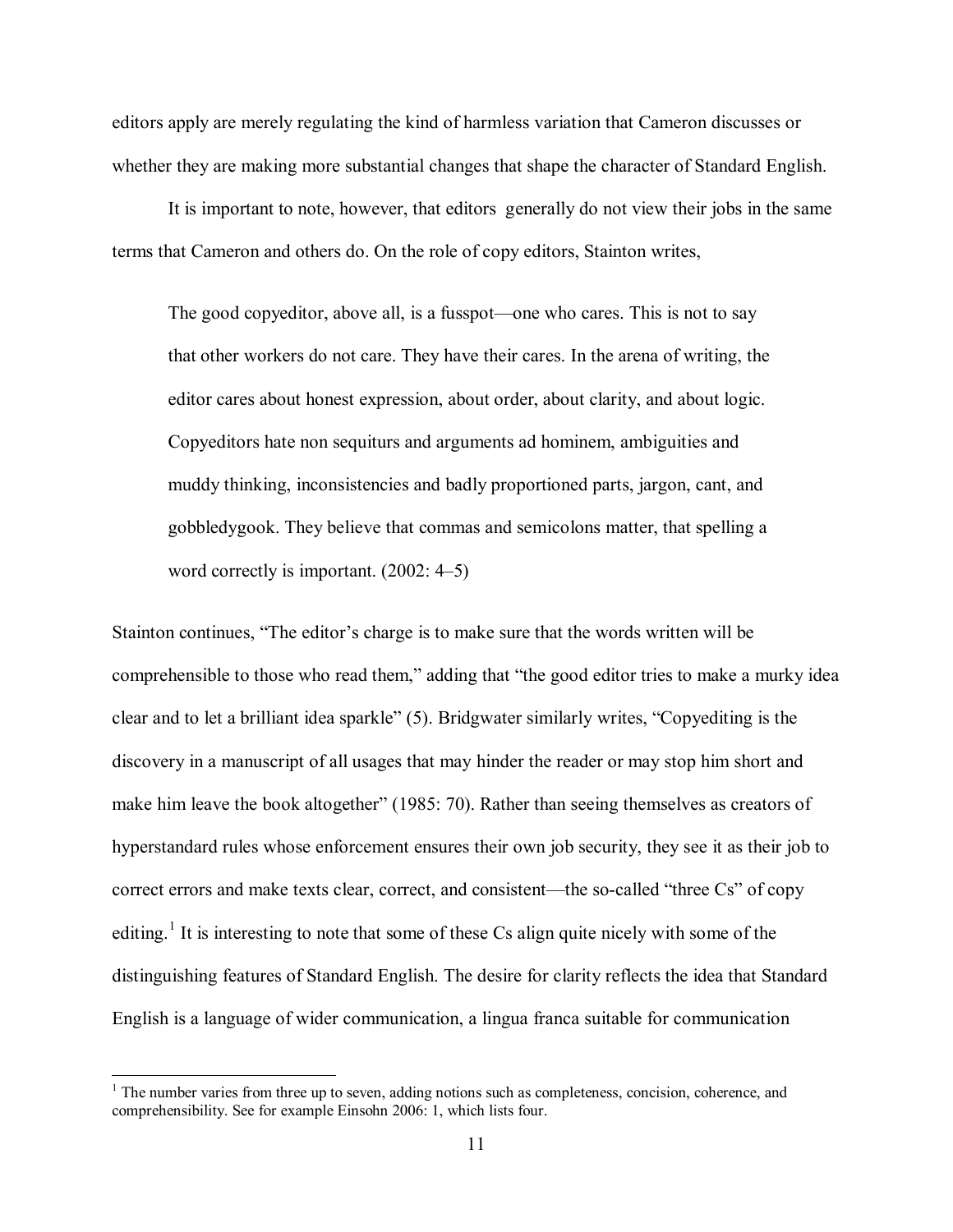editors apply are merely regulating the kind of harmless variation that Cameron discusses or whether they are making more substantial changes that shape the character of Standard English.

It is important to note, however, that editors generally do not view their jobs in the same terms that Cameron and others do. On the role of copy editors, Stainton writes,

> The good copyeditor, above all, is a fusspot—one who cares. This is not to say that other workers do not care. They have their cares. In the arena of writing, the editor cares about honest expression, about order, about clarity, and about logic. Copyeditors hate non sequiturs and arguments ad hominem, ambiguities and muddy thinking, inconsistencies and badly proportioned parts, jargon, cant, and gobbledygook. They believe that commas and semicolons matter, that spelling a word correctly is important. (2002: 4–5)

Stainton continues, "The editor's charge is to make sure that the words written will be comprehensible to those who read them," adding that "the good editor tries to make a murky idea clear and to let a brilliant idea sparkle" (5). Bridgwater similarly writes, "Copyediting is the discovery in a manuscript of all usages that may hinder the reader or may stop him short and make him leave the book altogether" (1985: 70). Rather than seeing themselves as creators of hyperstandard rules whose enforcement ensures their own job security, they see it as their job to correct errors and make texts clear, correct, and consistent—the so-called "three Cs" of copy editing.[1] It is interesting to note that some of these Cs align quite nicely with some of the distinguishing features of Standard English. The desire for clarity reflects the idea that Standard English is a language of wider communication, a lingua franca suitable for communication

[1] The number varies from three up to seven, adding notions such as completeness, concision, coherence, and comprehensibility. See for example Einsohn 2006: 1, which lists four.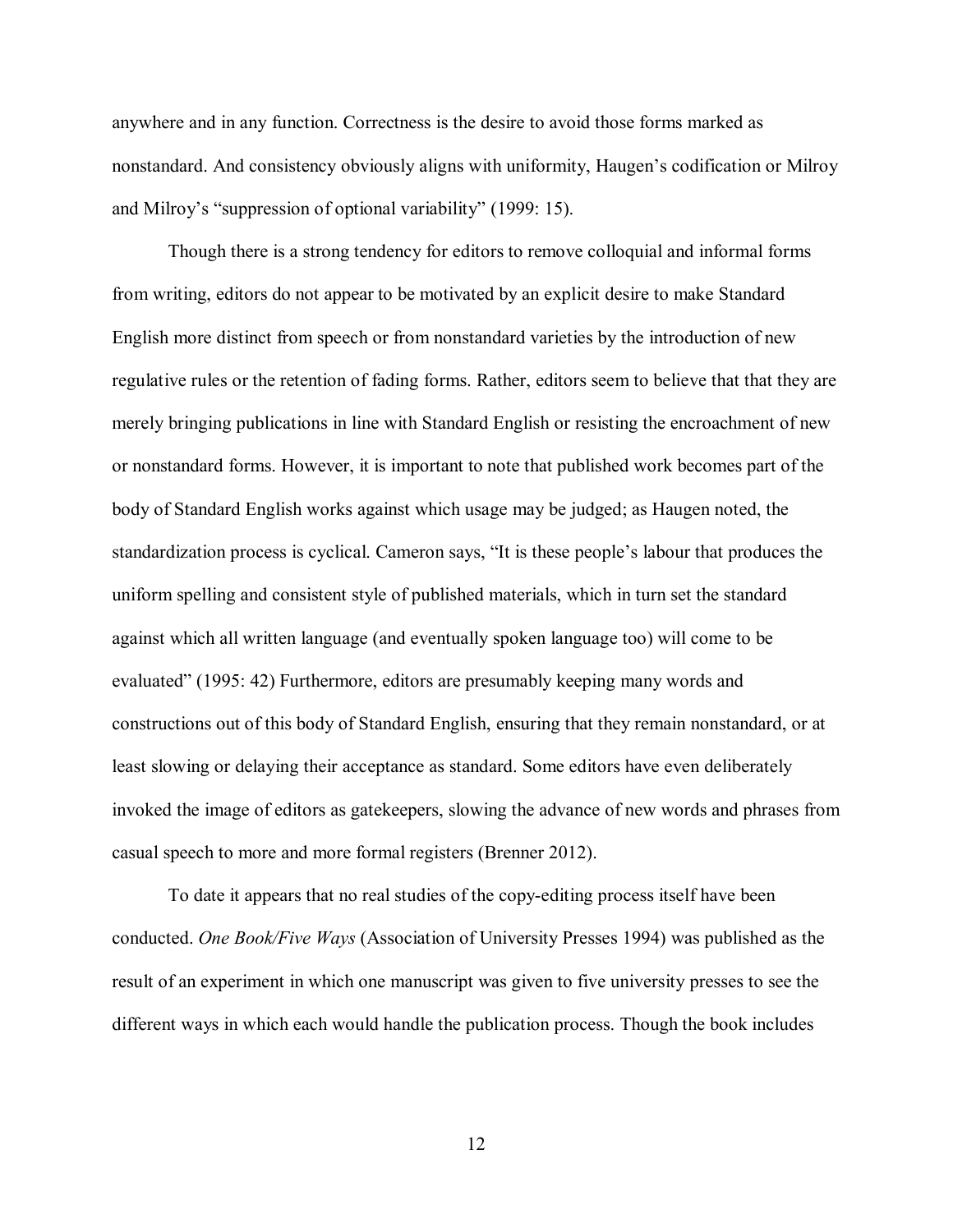anywhere and in any function. Correctness is the desire to avoid those forms marked as nonstandard. And consistency obviously aligns with uniformity, Haugen's codification or Milroy and Milroy's "suppression of optional variability" (1999: 15).

Though there is a strong tendency for editors to remove colloquial and informal forms from writing, editors do not appear to be motivated by an explicit desire to make Standard English more distinct from speech or from nonstandard varieties by the introduction of new regulative rules or the retention of fading forms. Rather, editors seem to believe that that they are merely bringing publications in line with Standard English or resisting the encroachment of new or nonstandard forms. However, it is important to note that published work becomes part of the body of Standard English works against which usage may be judged; as Haugen noted, the standardization process is cyclical. Cameron says, "It is these people's labour that produces the uniform spelling and consistent style of published materials, which in turn set the standard against which all written language (and eventually spoken language too) will come to be evaluated" (1995: 42) Furthermore, editors are presumably keeping many words and constructions out of this body of Standard English, ensuring that they remain nonstandard, or at least slowing or delaying their acceptance as standard. Some editors have even deliberately invoked the image of editors as gatekeepers, slowing the advance of new words and phrases from casual speech to more and more formal registers (Brenner 2012).

To date it appears that no real studies of the copy-editing process itself have been conducted. *One Book/Five Ways* (Association of University Presses 1994) was published as the result of an experiment in which one manuscript was given to five university presses to see the different ways in which each would handle the publication process. Though the book includes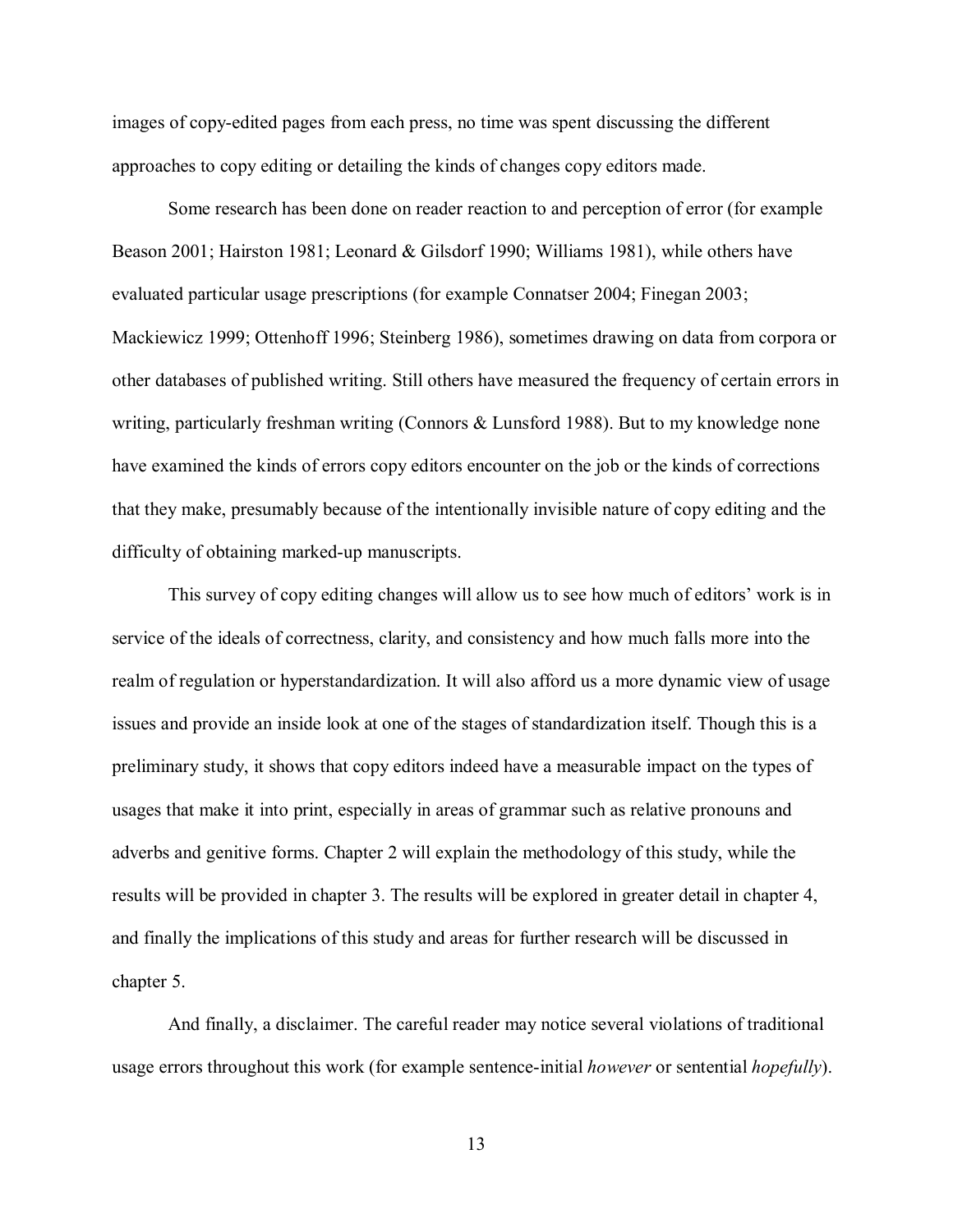images of copy-edited pages from each press, no time was spent discussing the different approaches to copy editing or detailing the kinds of changes copy editors made.

Some research has been done on reader reaction to and perception of error (for example Beason 2001; Hairston 1981; Leonard & Gilsdorf 1990; Williams 1981), while others have evaluated particular usage prescriptions (for example Connatser 2004; Finegan 2003; Mackiewicz 1999; Ottenhoff 1996; Steinberg 1986), sometimes drawing on data from corpora or other databases of published writing. Still others have measured the frequency of certain errors in writing, particularly freshman writing (Connors & Lunsford 1988). But to my knowledge none have examined the kinds of errors copy editors encounter on the job or the kinds of corrections that they make, presumably because of the intentionally invisible nature of copy editing and the difficulty of obtaining marked-up manuscripts.

This survey of copy editing changes will allow us to see how much of editors' work is in service of the ideals of correctness, clarity, and consistency and how much falls more into the realm of regulation or hyperstandardization. It will also afford us a more dynamic view of usage issues and provide an inside look at one of the stages of standardization itself. Though this is a preliminary study, it shows that copy editors indeed have a measurable impact on the types of usages that make it into print, especially in areas of grammar such as relative pronouns and adverbs and genitive forms. Chapter 2 will explain the methodology of this study, while the results will be provided in chapter 3. The results will be explored in greater detail in chapter 4, and finally the implications of this study and areas for further research will be discussed in chapter 5.

And finally, a disclaimer. The careful reader may notice several violations of traditional usage errors throughout this work (for example sentence-initial *however* or sentential *hopefully*).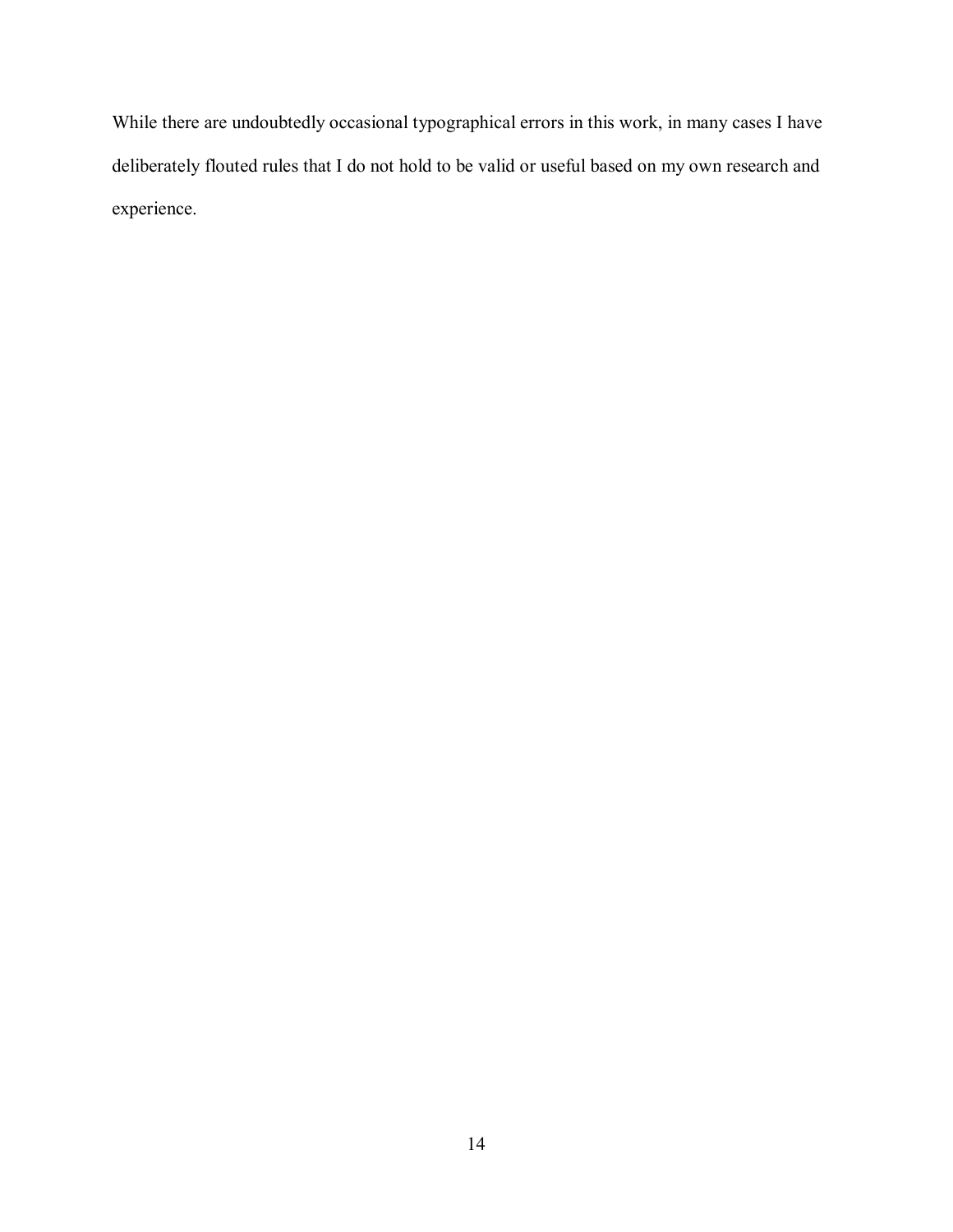While there are undoubtedly occasional typographical errors in this work, in many cases I have deliberately flouted rules that I do not hold to be valid or useful based on my own research and experience.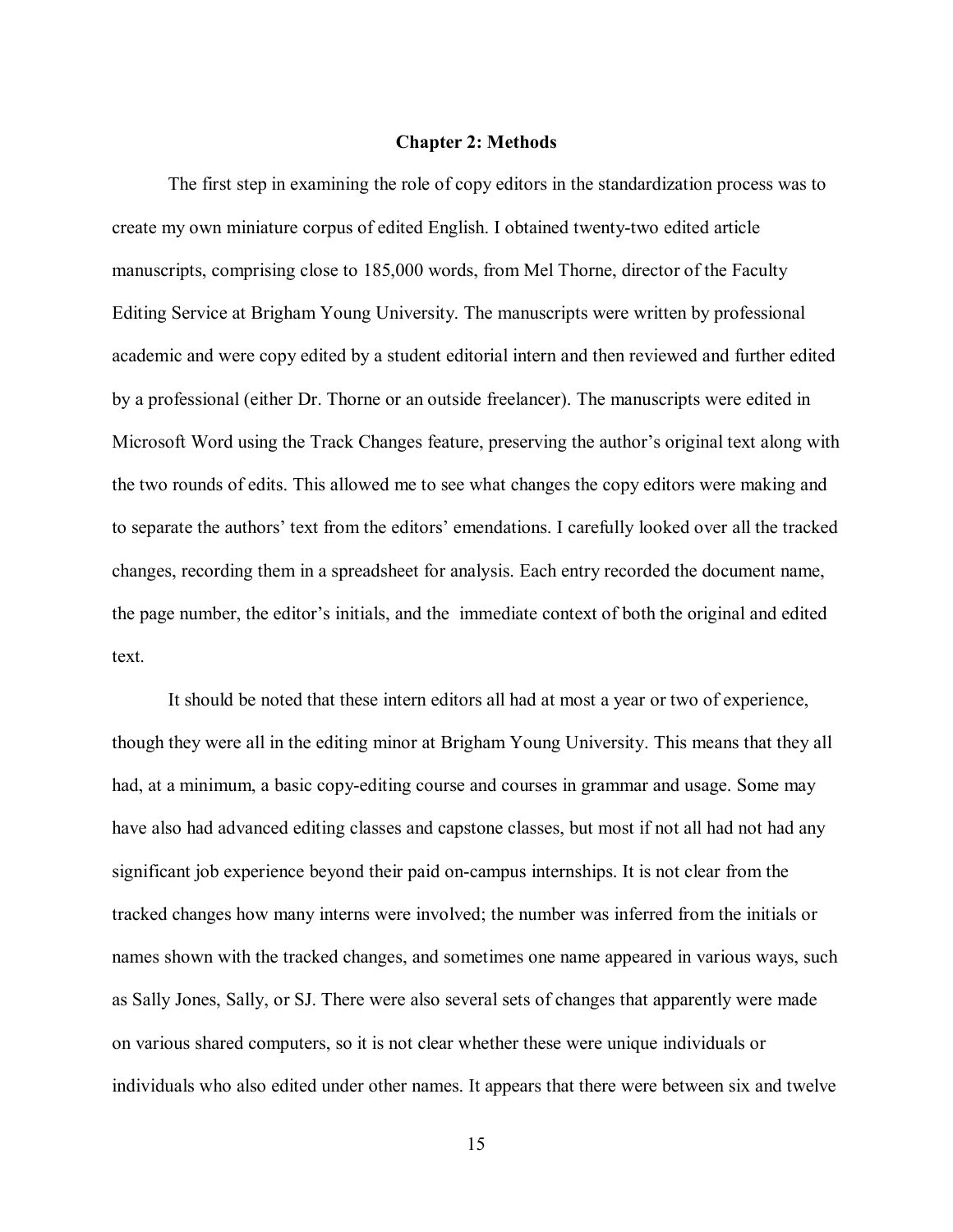## Chapter 2: Methods

The first step in examining the role of copy editors in the standardization process was to create my own miniature corpus of edited English. I obtained twenty-two edited article manuscripts, comprising close to 185,000 words, from Mel Thorne, director of the Faculty Editing Service at Brigham Young University. The manuscripts were written by professional academic and were copy edited by a student editorial intern and then reviewed and further edited by a professional (either Dr. Thorne or an outside freelancer). The manuscripts were edited in Microsoft Word using the Track Changes feature, preserving the author's original text along with the two rounds of edits. This allowed me to see what changes the copy editors were making and to separate the authors' text from the editors' emendations. I carefully looked over all the tracked changes, recording them in a spreadsheet for analysis. Each entry recorded the document name, the page number, the editor's initials, and the immediate context of both the original and edited text.

It should be noted that these intern editors all had at most a year or two of experience, though they were all in the editing minor at Brigham Young University. This means that they all had, at a minimum, a basic copy-editing course and courses in grammar and usage. Some may have also had advanced editing classes and capstone classes, but most if not all had not had any significant job experience beyond their paid on-campus internships. It is not clear from the tracked changes how many interns were involved; the number was inferred from the initials or names shown with the tracked changes, and sometimes one name appeared in various ways, such as Sally Jones, Sally, or SJ. There were also several sets of changes that apparently were made on various shared computers, so it is not clear whether these were unique individuals or individuals who also edited under other names. It appears that there were between six and twelve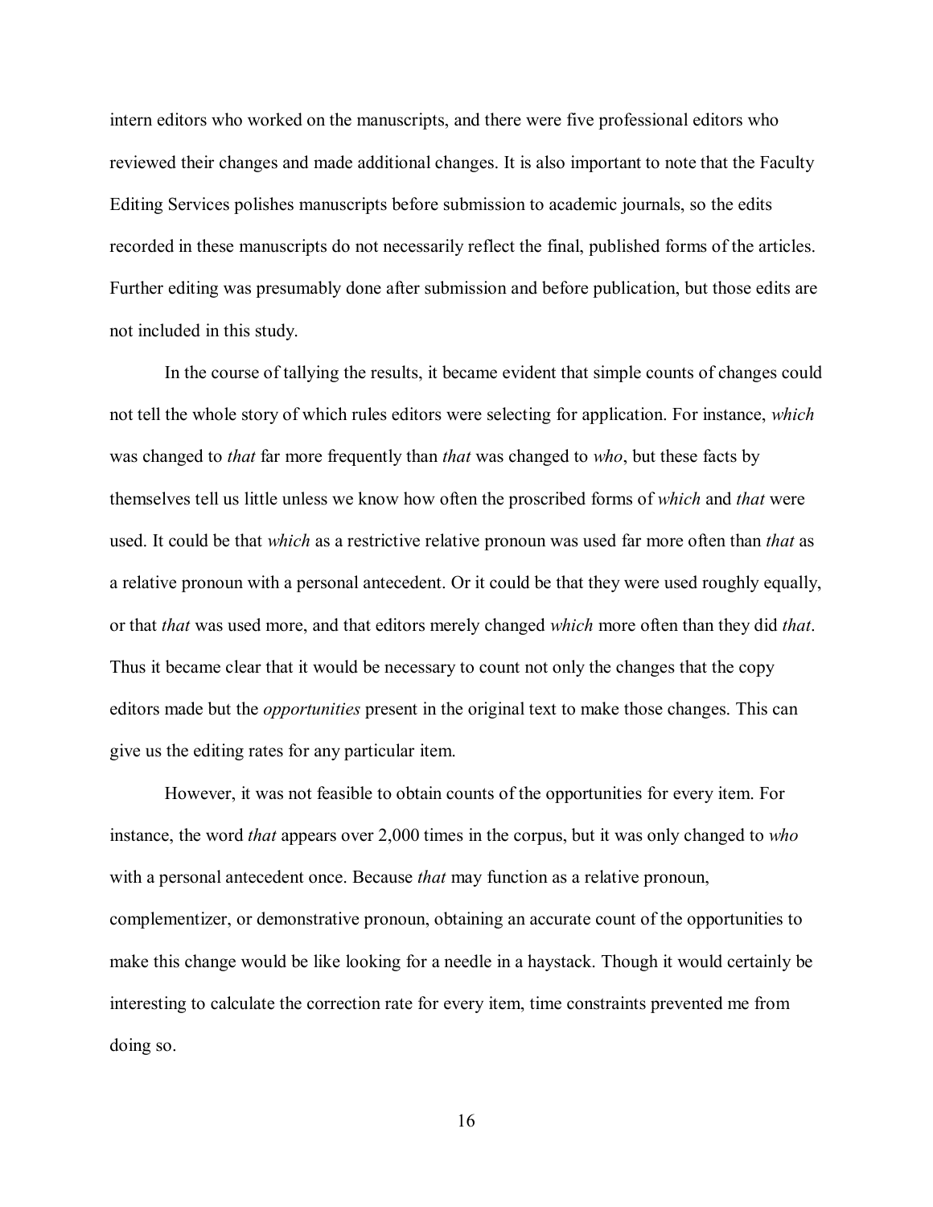intern editors who worked on the manuscripts, and there were five professional editors who reviewed their changes and made additional changes. It is also important to note that the Faculty Editing Services polishes manuscripts before submission to academic journals, so the edits recorded in these manuscripts do not necessarily reflect the final, published forms of the articles. Further editing was presumably done after submission and before publication, but those edits are not included in this study.

In the course of tallying the results, it became evident that simple counts of changes could not tell the whole story of which rules editors were selecting for application. For instance, *which* was changed to *that* far more frequently than *that* was changed to *who*, but these facts by themselves tell us little unless we know how often the proscribed forms of *which* and *that* were used. It could be that *which* as a restrictive relative pronoun was used far more often than *that* as a relative pronoun with a personal antecedent. Or it could be that they were used roughly equally, or that *that* was used more, and that editors merely changed *which* more often than they did *that*. Thus it became clear that it would be necessary to count not only the changes that the copy editors made but the *opportunities* present in the original text to make those changes. This can give us the editing rates for any particular item.

However, it was not feasible to obtain counts of the opportunities for every item. For instance, the word *that* appears over 2,000 times in the corpus, but it was only changed to *who* with a personal antecedent once. Because *that* may function as a relative pronoun, complementizer, or demonstrative pronoun, obtaining an accurate count of the opportunities to make this change would be like looking for a needle in a haystack. Though it would certainly be interesting to calculate the correction rate for every item, time constraints prevented me from doing so.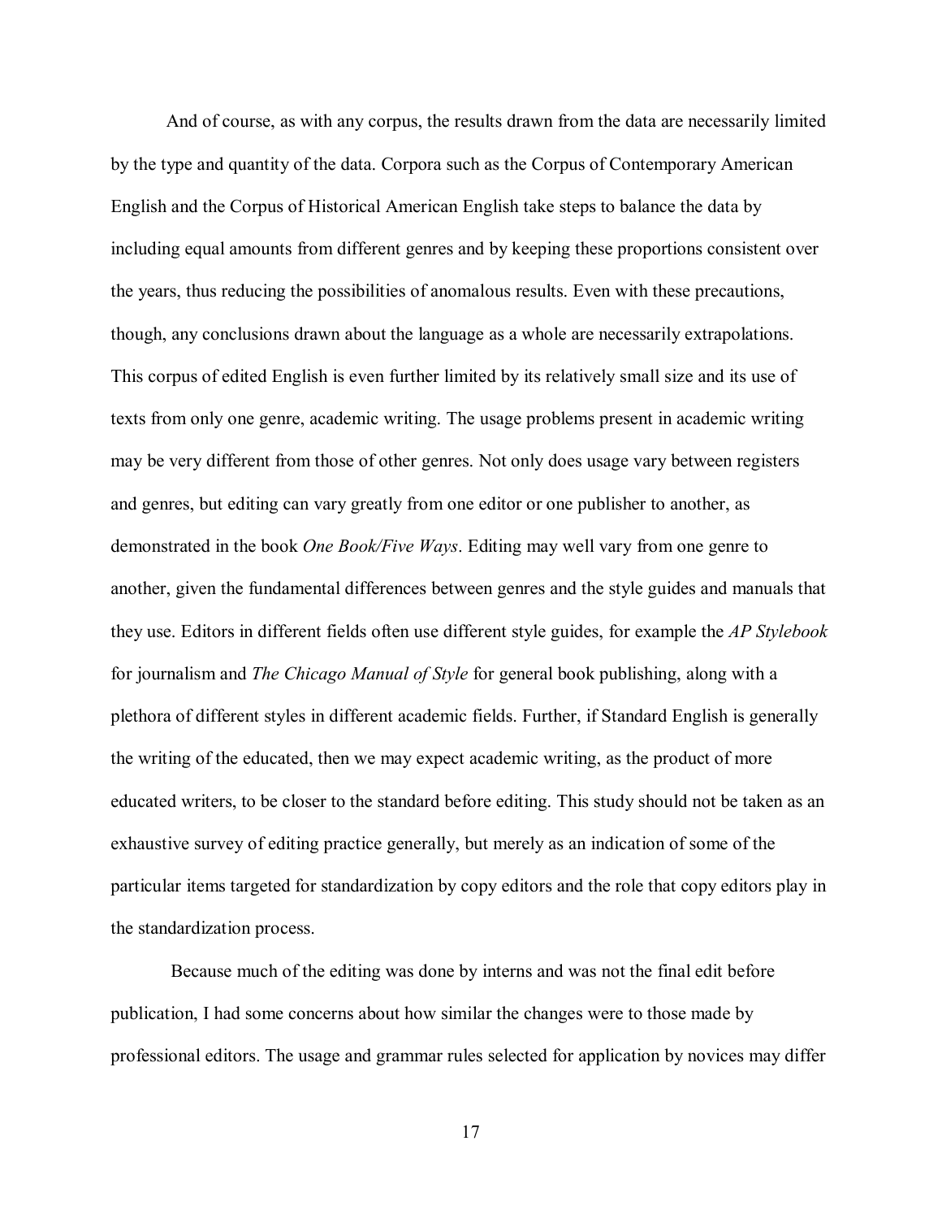And of course, as with any corpus, the results drawn from the data are necessarily limited by the type and quantity of the data. Corpora such as the Corpus of Contemporary American English and the Corpus of Historical American English take steps to balance the data by including equal amounts from different genres and by keeping these proportions consistent over the years, thus reducing the possibilities of anomalous results. Even with these precautions, though, any conclusions drawn about the language as a whole are necessarily extrapolations. This corpus of edited English is even further limited by its relatively small size and its use of texts from only one genre, academic writing. The usage problems present in academic writing may be very different from those of other genres. Not only does usage vary between registers and genres, but editing can vary greatly from one editor or one publisher to another, as demonstrated in the book *One Book/Five Ways*. Editing may well vary from one genre to another, given the fundamental differences between genres and the style guides and manuals that they use. Editors in different fields often use different style guides, for example the *AP Stylebook* for journalism and *The Chicago Manual of Style* for general book publishing, along with a plethora of different styles in different academic fields. Further, if Standard English is generally the writing of the educated, then we may expect academic writing, as the product of more educated writers, to be closer to the standard before editing. This study should not be taken as an exhaustive survey of editing practice generally, but merely as an indication of some of the particular items targeted for standardization by copy editors and the role that copy editors play in the standardization process.

Because much of the editing was done by interns and was not the final edit before publication, I had some concerns about how similar the changes were to those made by professional editors. The usage and grammar rules selected for application by novices may differ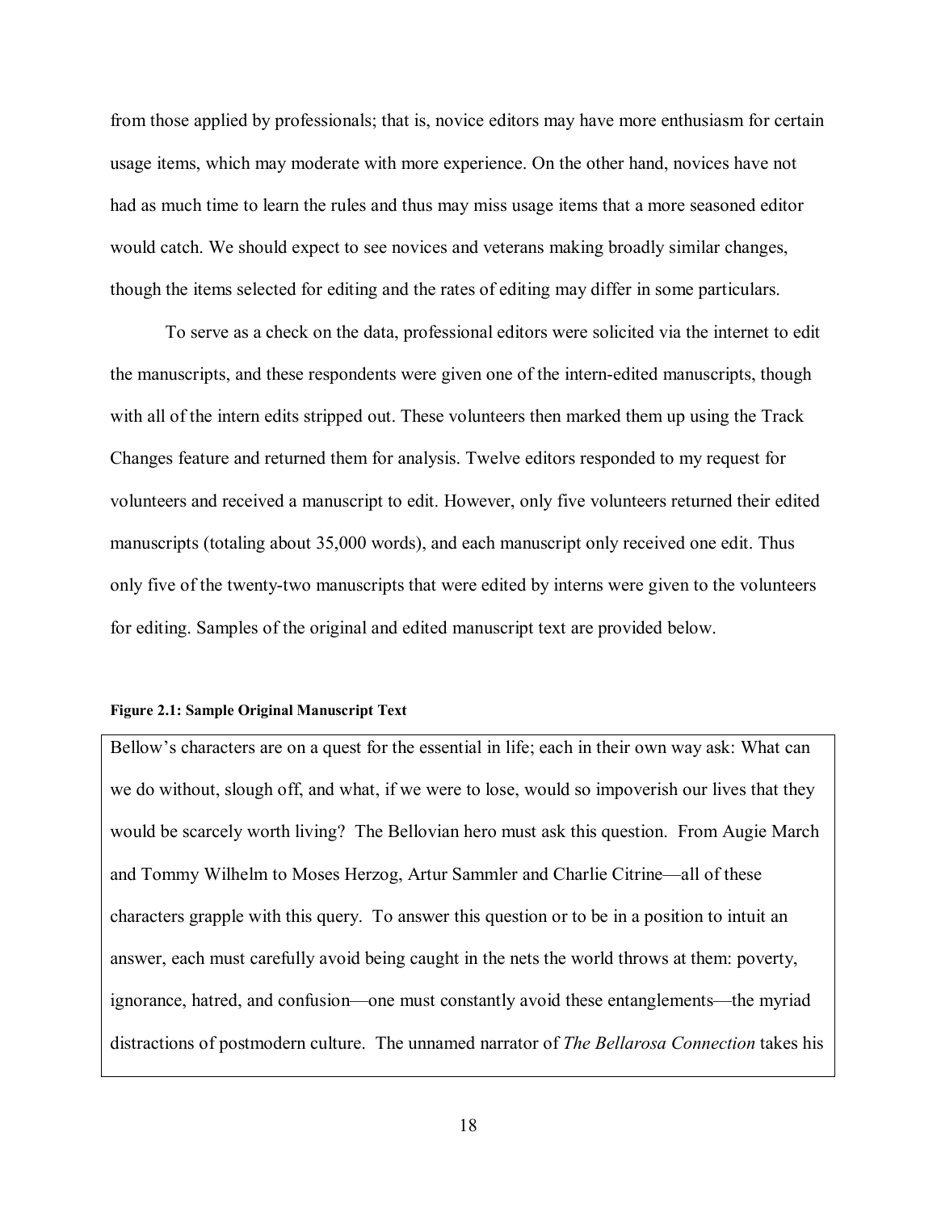from those applied by professionals; that is, novice editors may have more enthusiasm for certain usage items, which may moderate with more experience. On the other hand, novices have not had as much time to learn the rules and thus may miss usage items that a more seasoned editor would catch. We should expect to see novices and veterans making broadly similar changes, though the items selected for editing and the rates of editing may differ in some particulars.

To serve as a check on the data, professional editors were solicited via the internet to edit the manuscripts, and these respondents were given one of the intern-edited manuscripts, though with all of the intern edits stripped out. These volunteers then marked them up using the Track Changes feature and returned them for analysis. Twelve editors responded to my request for volunteers and received a manuscript to edit. However, only five volunteers returned their edited manuscripts (totaling about 35,000 words), and each manuscript only received one edit. Thus only five of the twenty-two manuscripts that were edited by interns were given to the volunteers for editing. Samples of the original and edited manuscript text are provided below.

**Figure 2.1: Sample Original Manuscript Text**

> Bellow's characters are on a quest for the essential in life; each in their own way ask: What can we do without, slough off, and what, if we were to lose, would so impoverish our lives that they would be scarcely worth living? The Bellovian hero must ask this question. From Augie March and Tommy Wilhelm to Moses Herzog, Artur Sammler and Charlie Citrine—all of these characters grapple with this query. To answer this question or to be in a position to intuit an answer, each must carefully avoid being caught in the nets the world throws at them: poverty, ignorance, hatred, and confusion—one must constantly avoid these entanglements—the myriad distractions of postmodern culture. The unnamed narrator of *The Bellarosa Connection* takes his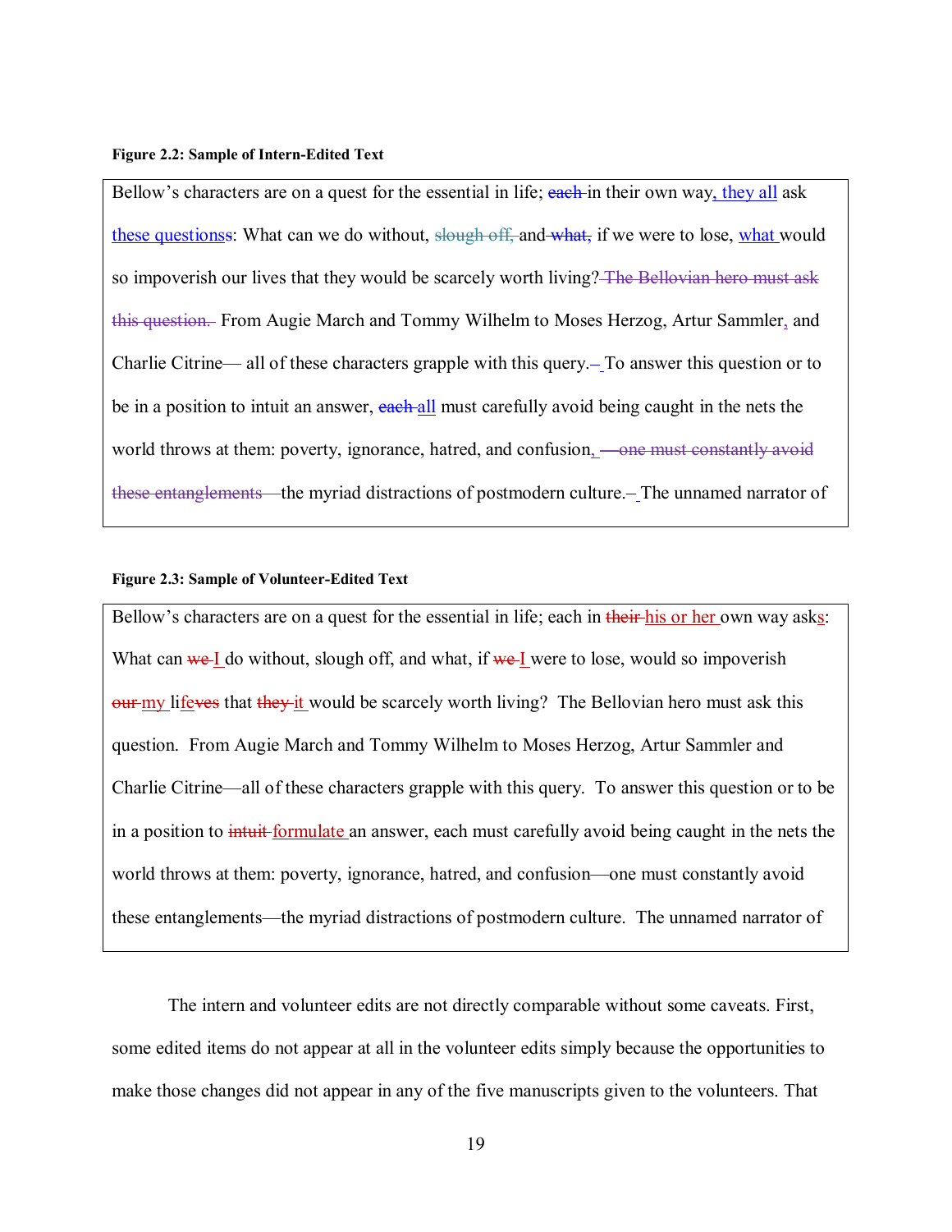**Figure 2.2: Sample of Intern-Edited Text**

> Bellow's characters are on a quest for the essential in life; ~~each~~ in their own way<u>, they all</u> ask <u>these questions</u>~~s~~: What can we do without, ~~slough off,~~ and ~~what,~~ if we were to lose, <u>what</u> would so impoverish our lives that they would be scarcely worth living? ~~The Bellovian hero must ask this question.~~ From Augie March and Tommy Wilhelm to Moses Herzog, Artur Sammler<u>,</u> and Charlie Citrine— all of these characters grapple with this query.~~–~~ To answer this question or to be in a position to intuit an answer, ~~each~~ <u>all</u> must carefully avoid being caught in the nets the world throws at them: poverty, ignorance, hatred, and confusion<u>,</u> ~~—one must constantly avoid these entanglements—~~the myriad distractions of postmodern culture.~~–~~ The unnamed narrator of

**Figure 2.3: Sample of Volunteer-Edited Text**

> Bellow's characters are on a quest for the essential in life; each in ~~their~~ <u>his or her</u> own way ask<u>s</u>: What can ~~we~~ <u>I</u> do without, slough off, and what, if ~~we~~ <u>I</u> were to lose, would so impoverish ~~our~~ <u>my</u> li<u>fe</u>~~ves~~ that ~~they~~ <u>it</u> would be scarcely worth living? The Bellovian hero must ask this question. From Augie March and Tommy Wilhelm to Moses Herzog, Artur Sammler and Charlie Citrine—all of these characters grapple with this query. To answer this question or to be in a position to ~~intuit~~ <u>formulate</u> an answer, each must carefully avoid being caught in the nets the world throws at them: poverty, ignorance, hatred, and confusion—one must constantly avoid these entanglements—the myriad distractions of postmodern culture. The unnamed narrator of

The intern and volunteer edits are not directly comparable without some caveats. First, some edited items do not appear at all in the volunteer edits simply because the opportunities to make those changes did not appear in any of the five manuscripts given to the volunteers. That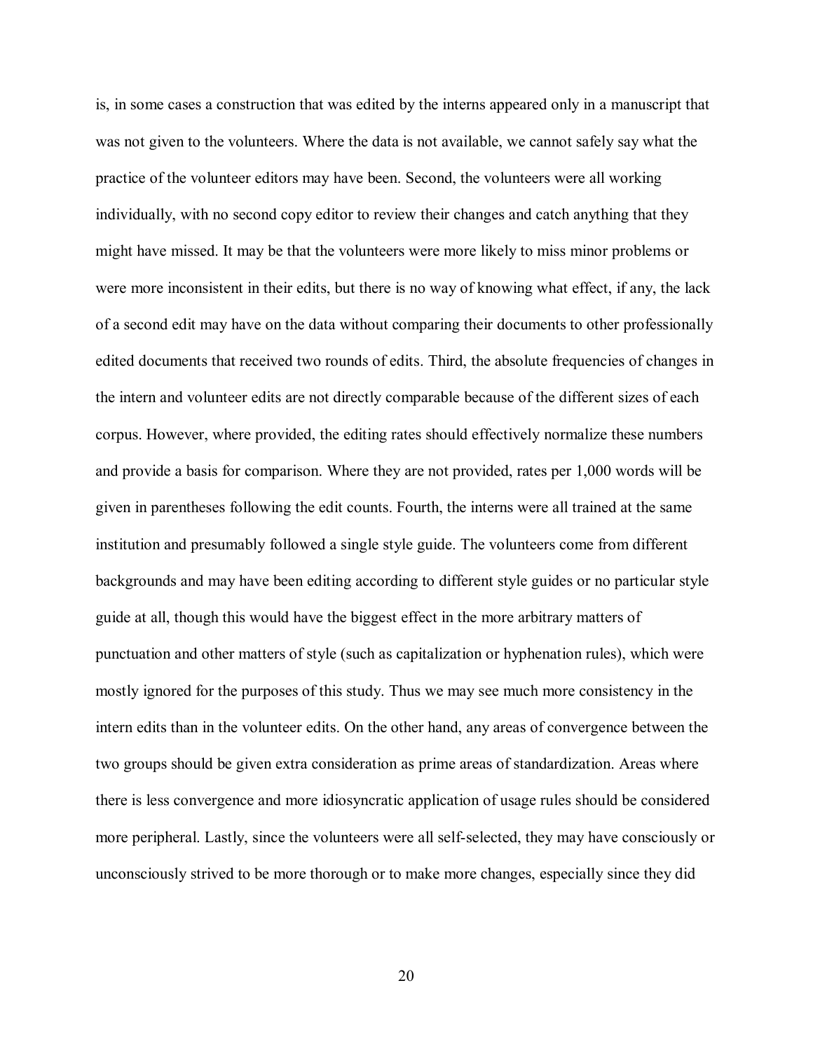is, in some cases a construction that was edited by the interns appeared only in a manuscript that was not given to the volunteers. Where the data is not available, we cannot safely say what the practice of the volunteer editors may have been. Second, the volunteers were all working individually, with no second copy editor to review their changes and catch anything that they might have missed. It may be that the volunteers were more likely to miss minor problems or were more inconsistent in their edits, but there is no way of knowing what effect, if any, the lack of a second edit may have on the data without comparing their documents to other professionally edited documents that received two rounds of edits. Third, the absolute frequencies of changes in the intern and volunteer edits are not directly comparable because of the different sizes of each corpus. However, where provided, the editing rates should effectively normalize these numbers and provide a basis for comparison. Where they are not provided, rates per 1,000 words will be given in parentheses following the edit counts. Fourth, the interns were all trained at the same institution and presumably followed a single style guide. The volunteers come from different backgrounds and may have been editing according to different style guides or no particular style guide at all, though this would have the biggest effect in the more arbitrary matters of punctuation and other matters of style (such as capitalization or hyphenation rules), which were mostly ignored for the purposes of this study. Thus we may see much more consistency in the intern edits than in the volunteer edits. On the other hand, any areas of convergence between the two groups should be given extra consideration as prime areas of standardization. Areas where there is less convergence and more idiosyncratic application of usage rules should be considered more peripheral. Lastly, since the volunteers were all self-selected, they may have consciously or unconsciously strived to be more thorough or to make more changes, especially since they did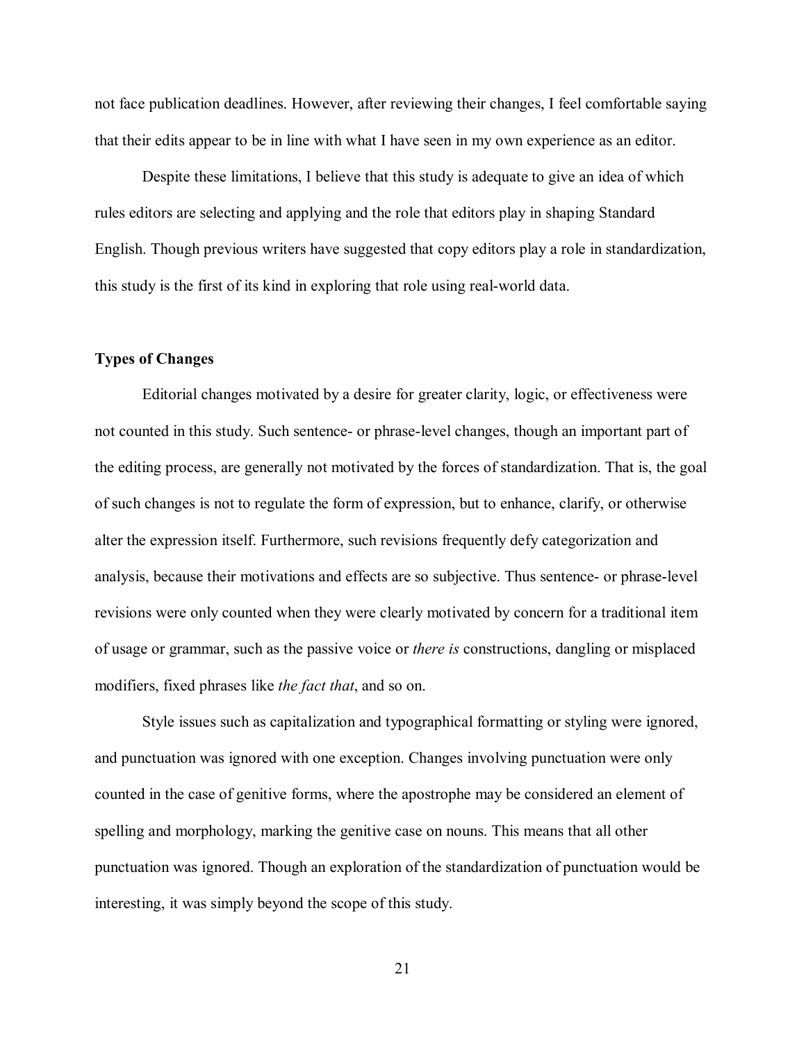not face publication deadlines. However, after reviewing their changes, I feel comfortable saying that their edits appear to be in line with what I have seen in my own experience as an editor.

Despite these limitations, I believe that this study is adequate to give an idea of which rules editors are selecting and applying and the role that editors play in shaping Standard English. Though previous writers have suggested that copy editors play a role in standardization, this study is the first of its kind in exploring that role using real-world data.

**Types of Changes**

Editorial changes motivated by a desire for greater clarity, logic, or effectiveness were not counted in this study. Such sentence- or phrase-level changes, though an important part of the editing process, are generally not motivated by the forces of standardization. That is, the goal of such changes is not to regulate the form of expression, but to enhance, clarify, or otherwise alter the expression itself. Furthermore, such revisions frequently defy categorization and analysis, because their motivations and effects are so subjective. Thus sentence- or phrase-level revisions were only counted when they were clearly motivated by concern for a traditional item of usage or grammar, such as the passive voice or *there is* constructions, dangling or misplaced modifiers, fixed phrases like *the fact that*, and so on.

Style issues such as capitalization and typographical formatting or styling were ignored, and punctuation was ignored with one exception. Changes involving punctuation were only counted in the case of genitive forms, where the apostrophe may be considered an element of spelling and morphology, marking the genitive case on nouns. This means that all other punctuation was ignored. Though an exploration of the standardization of punctuation would be interesting, it was simply beyond the scope of this study.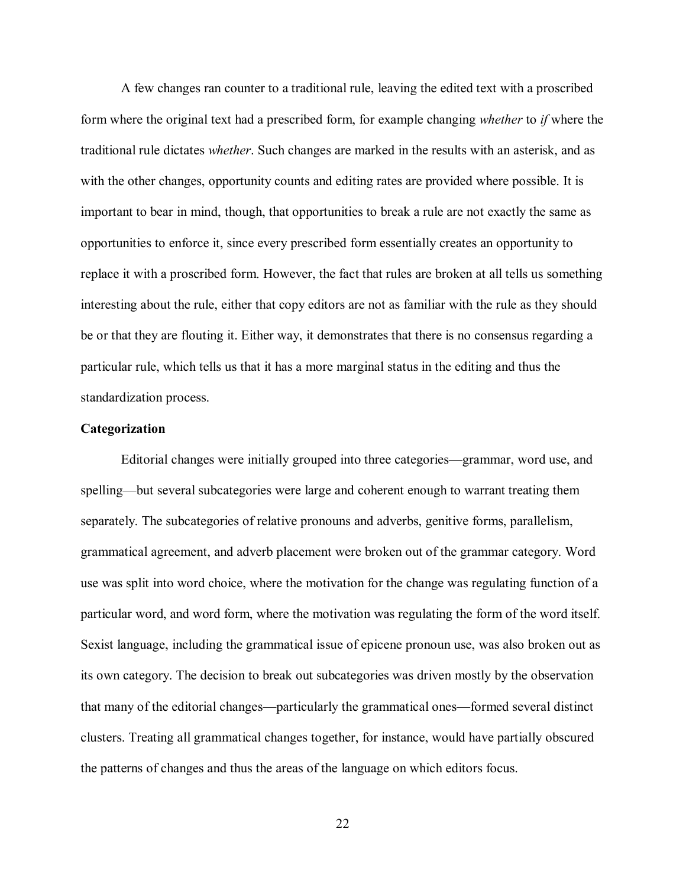A few changes ran counter to a traditional rule, leaving the edited text with a proscribed form where the original text had a prescribed form, for example changing *whether* to *if* where the traditional rule dictates *whether*. Such changes are marked in the results with an asterisk, and as with the other changes, opportunity counts and editing rates are provided where possible. It is important to bear in mind, though, that opportunities to break a rule are not exactly the same as opportunities to enforce it, since every prescribed form essentially creates an opportunity to replace it with a proscribed form. However, the fact that rules are broken at all tells us something interesting about the rule, either that copy editors are not as familiar with the rule as they should be or that they are flouting it. Either way, it demonstrates that there is no consensus regarding a particular rule, which tells us that it has a more marginal status in the editing and thus the standardization process.

**Categorization**

Editorial changes were initially grouped into three categories—grammar, word use, and spelling—but several subcategories were large and coherent enough to warrant treating them separately. The subcategories of relative pronouns and adverbs, genitive forms, parallelism, grammatical agreement, and adverb placement were broken out of the grammar category. Word use was split into word choice, where the motivation for the change was regulating function of a particular word, and word form, where the motivation was regulating the form of the word itself. Sexist language, including the grammatical issue of epicene pronoun use, was also broken out as its own category. The decision to break out subcategories was driven mostly by the observation that many of the editorial changes—particularly the grammatical ones—formed several distinct clusters. Treating all grammatical changes together, for instance, would have partially obscured the patterns of changes and thus the areas of the language on which editors focus.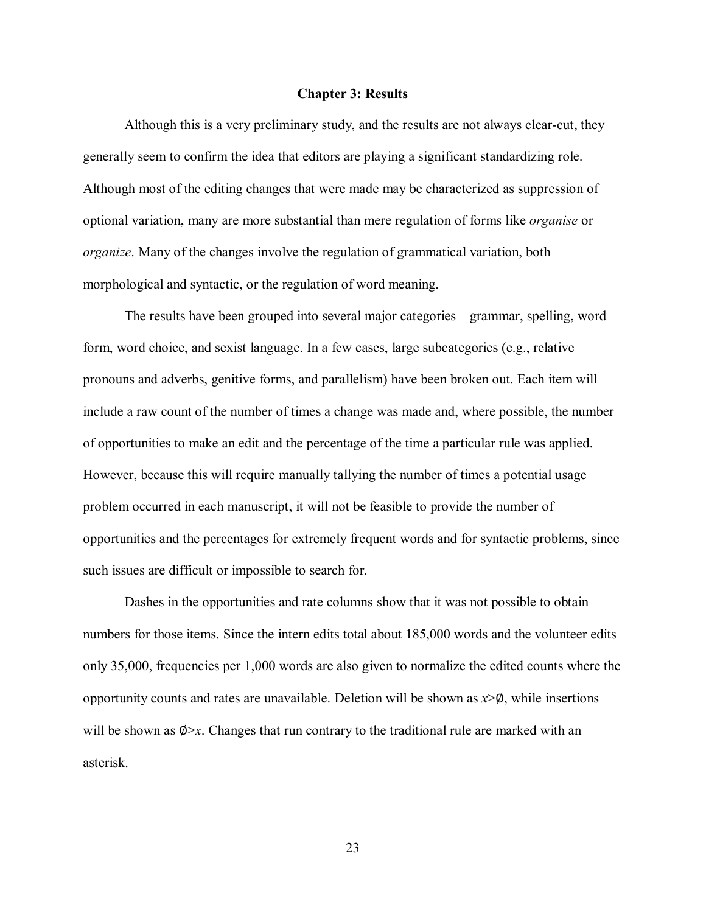# Chapter 3: Results

Although this is a very preliminary study, and the results are not always clear-cut, they generally seem to confirm the idea that editors are playing a significant standardizing role. Although most of the editing changes that were made may be characterized as suppression of optional variation, many are more substantial than mere regulation of forms like *organise* or *organize*. Many of the changes involve the regulation of grammatical variation, both morphological and syntactic, or the regulation of word meaning.

The results have been grouped into several major categories—grammar, spelling, word form, word choice, and sexist language. In a few cases, large subcategories (e.g., relative pronouns and adverbs, genitive forms, and parallelism) have been broken out. Each item will include a raw count of the number of times a change was made and, where possible, the number of opportunities to make an edit and the percentage of the time a particular rule was applied. However, because this will require manually tallying the number of times a potential usage problem occurred in each manuscript, it will not be feasible to provide the number of opportunities and the percentages for extremely frequent words and for syntactic problems, since such issues are difficult or impossible to search for.

Dashes in the opportunities and rate columns show that it was not possible to obtain numbers for those items. Since the intern edits total about 185,000 words and the volunteer edits only 35,000, frequencies per 1,000 words are also given to normalize the edited counts where the opportunity counts and rates are unavailable. Deletion will be shown as *x*>∅, while insertions will be shown as ∅>*x*. Changes that run contrary to the traditional rule are marked with an asterisk.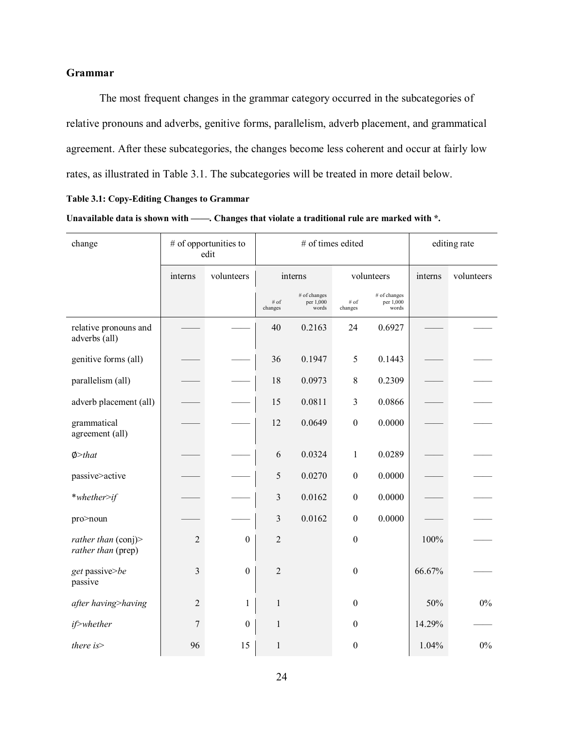### Grammar

The most frequent changes in the grammar category occurred in the subcategories of relative pronouns and adverbs, genitive forms, parallelism, adverb placement, and grammatical agreement. After these subcategories, the changes become less coherent and occur at fairly low rates, as illustrated in Table 3.1. The subcategories will be treated in more detail below.

**Table 3.1: Copy-Editing Changes to Grammar**

**Unavailable data is shown with ——. Changes that violate a traditional rule are marked with *.**

| change | # of opportunities to edit | | # of times edited | | | | editing rate | |
|---|---|---|---|---|---|---|---|---|
| | interns | volunteers | interns | | volunteers | | interns | volunteers |
| | | | # of changes | # of changes per 1,000 words | # of changes | # of changes per 1,000 words | | |
| relative pronouns and adverbs (all) | —— | —— | 40 | 0.2163 | 24 | 0.6927 | —— | —— |
| genitive forms (all) | —— | —— | 36 | 0.1947 | 5 | 0.1443 | —— | —— |
| parallelism (all) | —— | —— | 18 | 0.0973 | 8 | 0.2309 | —— | —— |
| adverb placement (all) | —— | —— | 15 | 0.0811 | 3 | 0.0866 | —— | —— |
| grammatical agreement (all) | —— | —— | 12 | 0.0649 | 0 | 0.0000 | —— | —— |
| ∅>*that* | —— | —— | 6 | 0.0324 | 1 | 0.0289 | —— | —— |
| passive>active | —— | —— | 5 | 0.0270 | 0 | 0.0000 | —— | —— |
| **whether>if* | —— | —— | 3 | 0.0162 | 0 | 0.0000 | —— | —— |
| pro>noun | —— | —— | 3 | 0.0162 | 0 | 0.0000 | —— | —— |
| *rather than* (conj)> *rather than* (prep) | 2 | 0 | 2 | | 0 | | 100% | —— |
| *get* passive>*be* passive | 3 | 0 | 2 | | 0 | | 66.67% | —— |
| *after having>having* | 2 | 1 | 1 | | 0 | | 50% | 0% |
| *if>whether* | 7 | 0 | 1 | | 0 | | 14.29% | —— |
| *there is>* | 96 | 15 | 1 | | 0 | | 1.04% | 0% |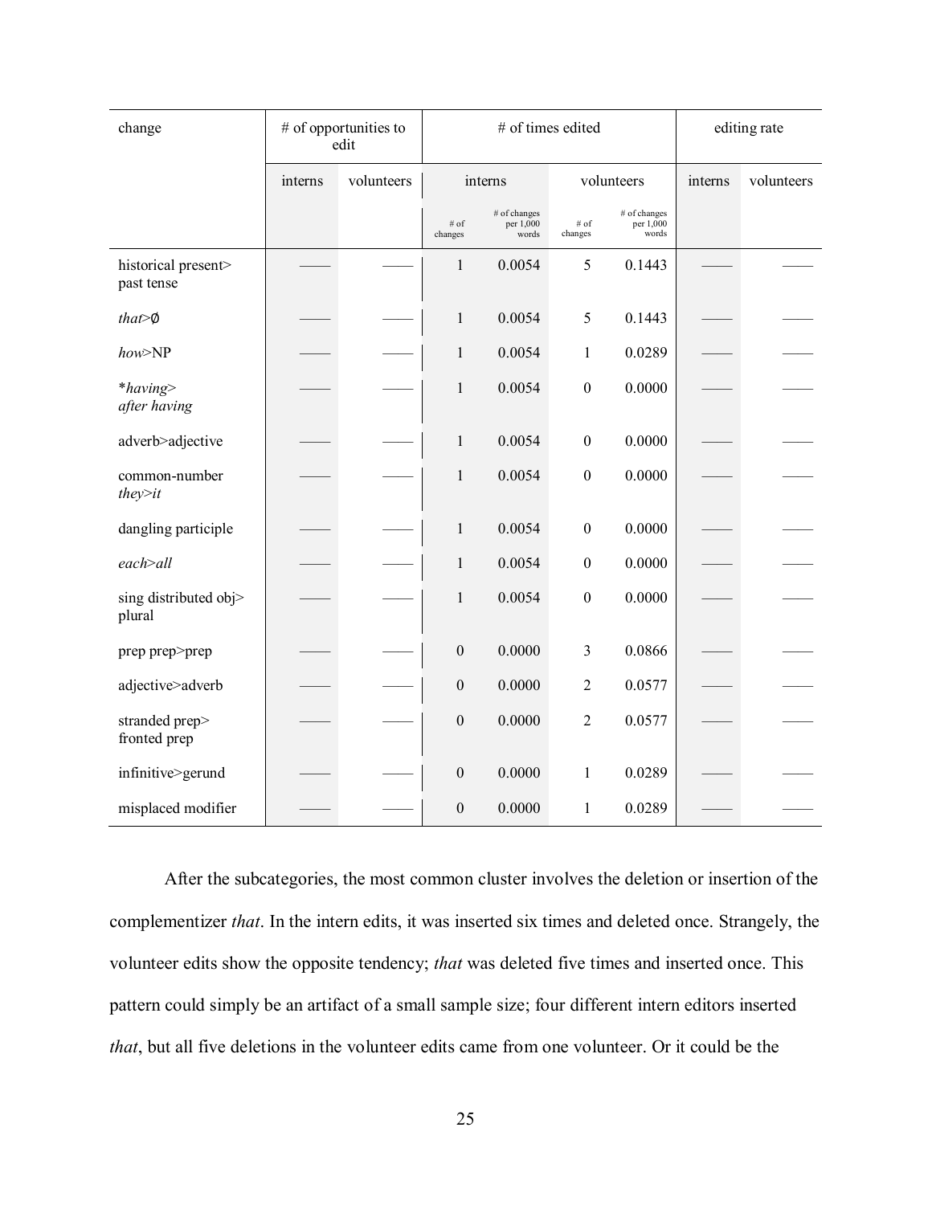| change | # of opportunities to edit | | # of times edited | | | | editing rate | |
|---|---|---|---|---|---|---|---|---|
| | interns | volunteers | interns | | volunteers | | interns | volunteers |
| | | | # of changes | # of changes per 1,000 words | # of changes | # of changes per 1,000 words | | |
| historical present> past tense | —— | —— | 1 | 0.0054 | 5 | 0.1443 | —— | —— |
| *that*>∅ | —— | —— | 1 | 0.0054 | 5 | 0.1443 | —— | —— |
| *how*>NP | —— | —— | 1 | 0.0054 | 1 | 0.0289 | —— | —— |
| *\*having*> *after having* | —— | —— | 1 | 0.0054 | 0 | 0.0000 | —— | —— |
| adverb>adjective | —— | —— | 1 | 0.0054 | 0 | 0.0000 | —— | —— |
| common-number *they*>*it* | —— | —— | 1 | 0.0054 | 0 | 0.0000 | —— | —— |
| dangling participle | —— | —— | 1 | 0.0054 | 0 | 0.0000 | —— | —— |
| *each*>*all* | —— | —— | 1 | 0.0054 | 0 | 0.0000 | —— | —— |
| sing distributed obj> plural | —— | —— | 1 | 0.0054 | 0 | 0.0000 | —— | —— |
| prep prep>prep | —— | —— | 0 | 0.0000 | 3 | 0.0866 | —— | —— |
| adjective>adverb | —— | —— | 0 | 0.0000 | 2 | 0.0577 | —— | —— |
| stranded prep> fronted prep | —— | —— | 0 | 0.0000 | 2 | 0.0577 | —— | —— |
| infinitive>gerund | —— | —— | 0 | 0.0000 | 1 | 0.0289 | —— | —— |
| misplaced modifier | —— | —— | 0 | 0.0000 | 1 | 0.0289 | —— | —— |

After the subcategories, the most common cluster involves the deletion or insertion of the complementizer *that*. In the intern edits, it was inserted six times and deleted once. Strangely, the volunteer edits show the opposite tendency; *that* was deleted five times and inserted once. This pattern could simply be an artifact of a small sample size; four different intern editors inserted *that*, but all five deletions in the volunteer edits came from one volunteer. Or it could be the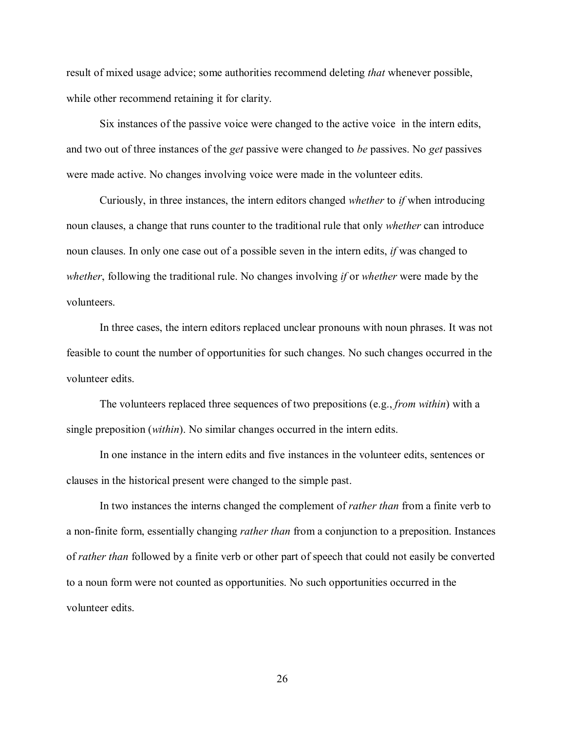result of mixed usage advice; some authorities recommend deleting *that* whenever possible, while other recommend retaining it for clarity.

Six instances of the passive voice were changed to the active voice in the intern edits, and two out of three instances of the *get* passive were changed to *be* passives. No *get* passives were made active. No changes involving voice were made in the volunteer edits.

Curiously, in three instances, the intern editors changed *whether* to *if* when introducing noun clauses, a change that runs counter to the traditional rule that only *whether* can introduce noun clauses. In only one case out of a possible seven in the intern edits, *if* was changed to *whether*, following the traditional rule. No changes involving *if* or *whether* were made by the volunteers.

In three cases, the intern editors replaced unclear pronouns with noun phrases. It was not feasible to count the number of opportunities for such changes. No such changes occurred in the volunteer edits.

The volunteers replaced three sequences of two prepositions (e.g., *from within*) with a single preposition (*within*). No similar changes occurred in the intern edits.

In one instance in the intern edits and five instances in the volunteer edits, sentences or clauses in the historical present were changed to the simple past.

In two instances the interns changed the complement of *rather than* from a finite verb to a non-finite form, essentially changing *rather than* from a conjunction to a preposition. Instances of *rather than* followed by a finite verb or other part of speech that could not easily be converted to a noun form were not counted as opportunities. No such opportunities occurred in the volunteer edits.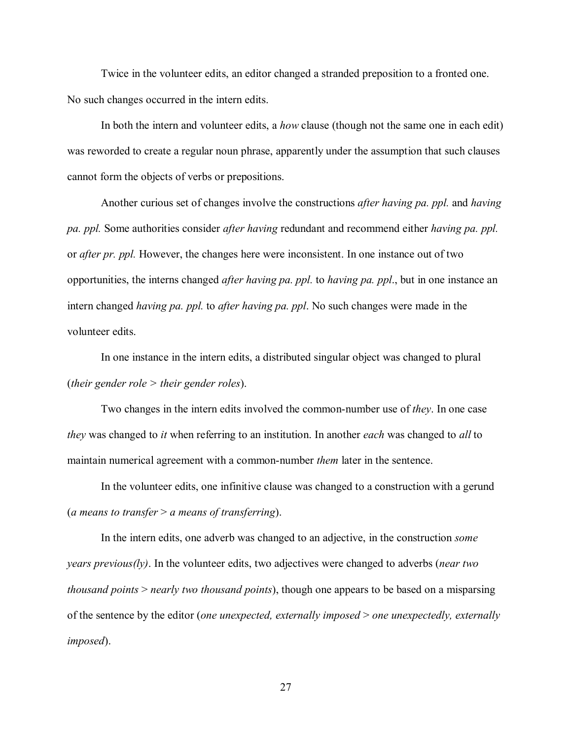Twice in the volunteer edits, an editor changed a stranded preposition to a fronted one. No such changes occurred in the intern edits.

In both the intern and volunteer edits, a *how* clause (though not the same one in each edit) was reworded to create a regular noun phrase, apparently under the assumption that such clauses cannot form the objects of verbs or prepositions.

Another curious set of changes involve the constructions *after having pa. ppl.* and *having pa. ppl.* Some authorities consider *after having* redundant and recommend either *having pa. ppl.* or *after pr. ppl.* However, the changes here were inconsistent. In one instance out of two opportunities, the interns changed *after having pa. ppl.* to *having pa. ppl*., but in one instance an intern changed *having pa. ppl.* to *after having pa. ppl*. No such changes were made in the volunteer edits.

In one instance in the intern edits, a distributed singular object was changed to plural (*their gender role* > *their gender roles*).

Two changes in the intern edits involved the common-number use of *they*. In one case *they* was changed to *it* when referring to an institution. In another *each* was changed to *all* to maintain numerical agreement with a common-number *them* later in the sentence.

In the volunteer edits, one infinitive clause was changed to a construction with a gerund (*a means to transfer* > *a means of transferring*).

In the intern edits, one adverb was changed to an adjective, in the construction *some years previous(ly)*. In the volunteer edits, two adjectives were changed to adverbs (*near two thousand points* > *nearly two thousand points*), though one appears to be based on a misparsing of the sentence by the editor (*one unexpected, externally imposed* > *one unexpectedly, externally imposed*).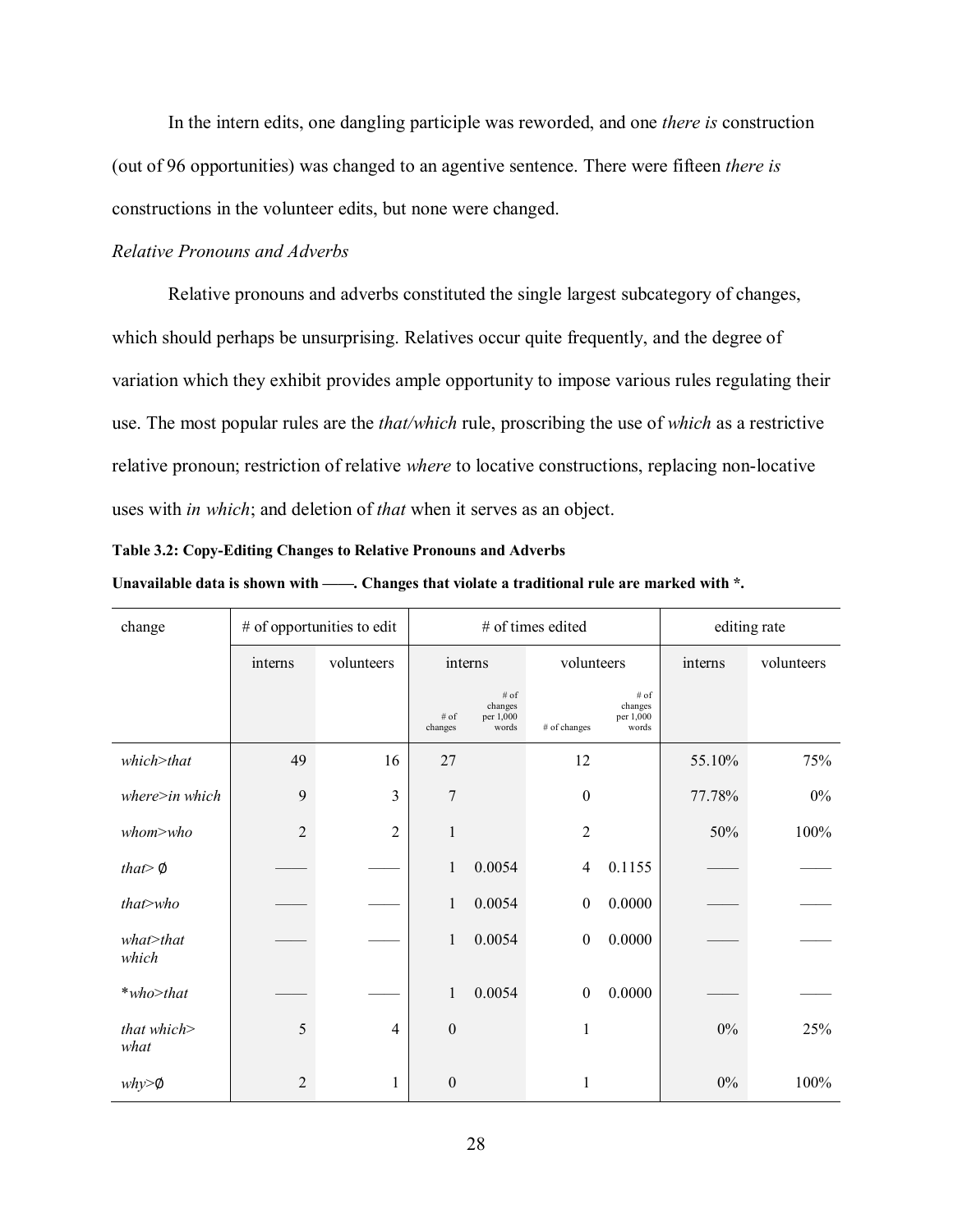In the intern edits, one dangling participle was reworded, and one *there is* construction (out of 96 opportunities) was changed to an agentive sentence. There were fifteen *there is* constructions in the volunteer edits, but none were changed.

*Relative Pronouns and Adverbs*

Relative pronouns and adverbs constituted the single largest subcategory of changes, which should perhaps be unsurprising. Relatives occur quite frequently, and the degree of variation which they exhibit provides ample opportunity to impose various rules regulating their use. The most popular rules are the *that/which* rule, proscribing the use of *which* as a restrictive relative pronoun; restriction of relative *where* to locative constructions, replacing non-locative uses with *in which*; and deletion of *that* when it serves as an object.

**Table 3.2: Copy-Editing Changes to Relative Pronouns and Adverbs**

**Unavailable data is shown with ——. Changes that violate a traditional rule are marked with *.**

| change | # of opportunities to edit | | # of times edited | | | | editing rate | |
|---|---|---|---|---|---|---|---|---|
| | interns | volunteers | interns | | volunteers | | interns | volunteers |
| | | | # of changes | # of changes per 1,000 words | # of changes | # of changes per 1,000 words | | |
| *which>that* | 49 | 16 | 27 | | 12 | | 55.10% | 75% |
| *where>in which* | 9 | 3 | 7 | | 0 | | 77.78% | 0% |
| *whom>who* | 2 | 2 | 1 | | 2 | | 50% | 100% |
| *that>* ∅ | —— | —— | 1 | 0.0054 | 4 | 0.1155 | —— | —— |
| *that>who* | —— | —— | 1 | 0.0054 | 0 | 0.0000 | —— | —— |
| *what>that which* | —— | —— | 1 | 0.0054 | 0 | 0.0000 | —— | —— |
| **who>that* | —— | —— | 1 | 0.0054 | 0 | 0.0000 | —— | —— |
| *that which> what* | 5 | 4 | 0 | | 1 | | 0% | 25% |
| *why>*∅ | 2 | 1 | 0 | | 1 | | 0% | 100% |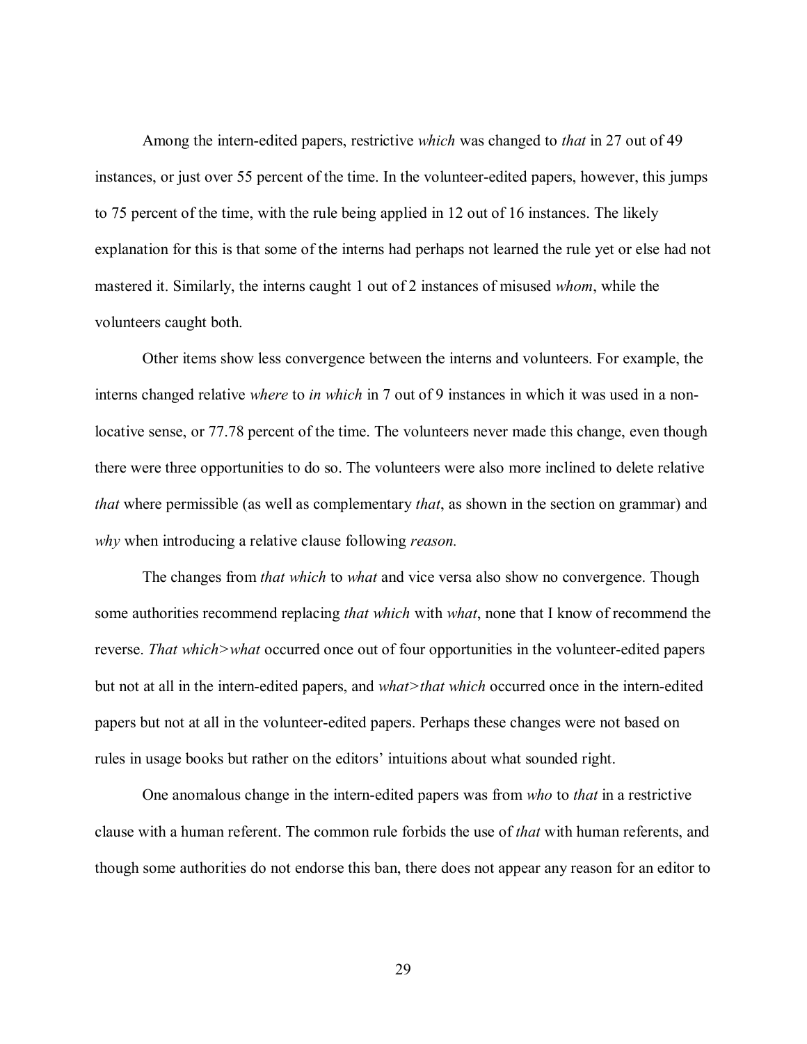Among the intern-edited papers, restrictive *which* was changed to *that* in 27 out of 49 instances, or just over 55 percent of the time. In the volunteer-edited papers, however, this jumps to 75 percent of the time, with the rule being applied in 12 out of 16 instances. The likely explanation for this is that some of the interns had perhaps not learned the rule yet or else had not mastered it. Similarly, the interns caught 1 out of 2 instances of misused *whom*, while the volunteers caught both.

Other items show less convergence between the interns and volunteers. For example, the interns changed relative *where* to *in which* in 7 out of 9 instances in which it was used in a non-locative sense, or 77.78 percent of the time. The volunteers never made this change, even though there were three opportunities to do so. The volunteers were also more inclined to delete relative *that* where permissible (as well as complementary *that*, as shown in the section on grammar) and *why* when introducing a relative clause following *reason.*

The changes from *that which* to *what* and vice versa also show no convergence. Though some authorities recommend replacing *that which* with *what*, none that I know of recommend the reverse. *That which>what* occurred once out of four opportunities in the volunteer-edited papers but not at all in the intern-edited papers, and *what>that which* occurred once in the intern-edited papers but not at all in the volunteer-edited papers. Perhaps these changes were not based on rules in usage books but rather on the editors' intuitions about what sounded right.

One anomalous change in the intern-edited papers was from *who* to *that* in a restrictive clause with a human referent. The common rule forbids the use of *that* with human referents, and though some authorities do not endorse this ban, there does not appear any reason for an editor to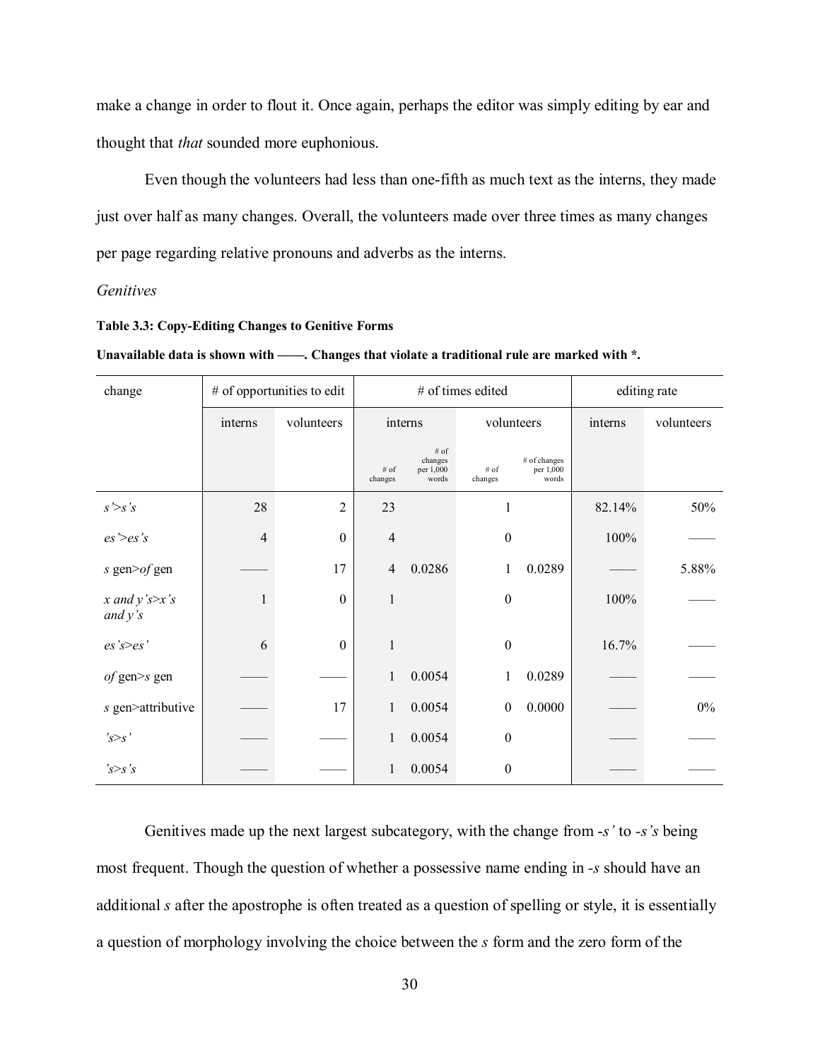make a change in order to flout it. Once again, perhaps the editor was simply editing by ear and thought that *that* sounded more euphonious.

Even though the volunteers had less than one-fifth as much text as the interns, they made just over half as many changes. Overall, the volunteers made over three times as many changes per page regarding relative pronouns and adverbs as the interns.

*Genitives*

**Table 3.3: Copy-Editing Changes to Genitive Forms**

**Unavailable data is shown with ——. Changes that violate a traditional rule are marked with *.**

| change | # of opportunities to edit | | # of times edited | | | | editing rate | |
|---|---|---|---|---|---|---|---|---|
| | interns | volunteers | interns | | volunteers | | interns | volunteers |
| | | | # of changes | # of changes per 1,000 words | # of changes | # of changes per 1,000 words | | |
| *s'>s's* | 28 | 2 | 23 | | 1 | | 82.14% | 50% |
| *es'>es's* | 4 | 0 | 4 | | 0 | | 100% | —— |
| *s* gen>*of* gen | —— | 17 | 4 | 0.0286 | 1 | 0.0289 | —— | 5.88% |
| *x and y's>x's and y's* | 1 | 0 | 1 | | 0 | | 100% | —— |
| *es's>es'* | 6 | 0 | 1 | | 0 | | 16.7% | —— |
| *of* gen>*s* gen | —— | —— | 1 | 0.0054 | 1 | 0.0289 | —— | —— |
| *s* gen>attributive | —— | 17 | 1 | 0.0054 | 0 | 0.0000 | —— | 0% |
| *'s>s'* | —— | —— | 1 | 0.0054 | 0 | | —— | —— |
| *'s>s's* | —— | —— | 1 | 0.0054 | 0 | | —— | —— |

Genitives made up the next largest subcategory, with the change from *-s'* to *-s's* being most frequent. Though the question of whether a possessive name ending in *-s* should have an additional *s* after the apostrophe is often treated as a question of spelling or style, it is essentially a question of morphology involving the choice between the *s* form and the zero form of the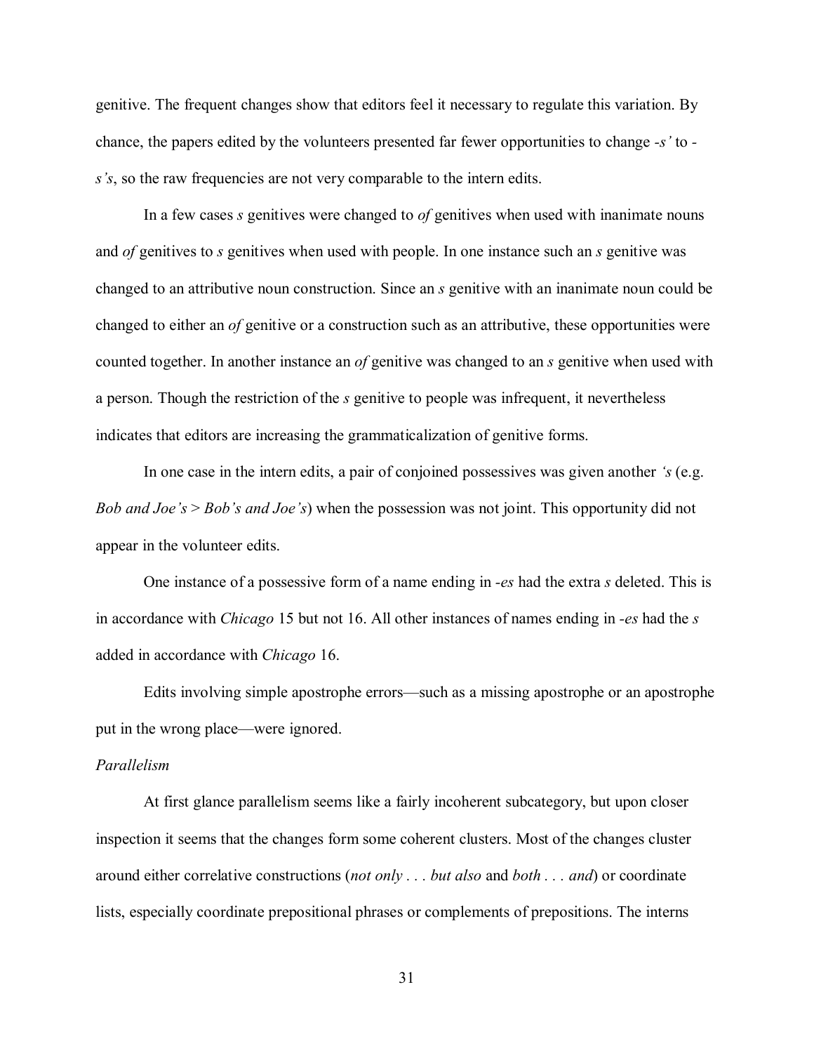genitive. The frequent changes show that editors feel it necessary to regulate this variation. By chance, the papers edited by the volunteers presented far fewer opportunities to change *-s'* to *-s's*, so the raw frequencies are not very comparable to the intern edits.

In a few cases *s* genitives were changed to *of* genitives when used with inanimate nouns and *of* genitives to *s* genitives when used with people. In one instance such an *s* genitive was changed to an attributive noun construction. Since an *s* genitive with an inanimate noun could be changed to either an *of* genitive or a construction such as an attributive, these opportunities were counted together. In another instance an *of* genitive was changed to an *s* genitive when used with a person. Though the restriction of the *s* genitive to people was infrequent, it nevertheless indicates that editors are increasing the grammaticalization of genitive forms.

In one case in the intern edits, a pair of conjoined possessives was given another *'s* (e.g. *Bob and Joe's* > *Bob's and Joe's*) when the possession was not joint. This opportunity did not appear in the volunteer edits.

One instance of a possessive form of a name ending in *-es* had the extra *s* deleted. This is in accordance with *Chicago* 15 but not 16. All other instances of names ending in *-es* had the *s* added in accordance with *Chicago* 16.

Edits involving simple apostrophe errors—such as a missing apostrophe or an apostrophe put in the wrong place—were ignored.

*Parallelism*

At first glance parallelism seems like a fairly incoherent subcategory, but upon closer inspection it seems that the changes form some coherent clusters. Most of the changes cluster around either correlative constructions (*not only . . . but also* and *both . . . and*) or coordinate lists, especially coordinate prepositional phrases or complements of prepositions. The interns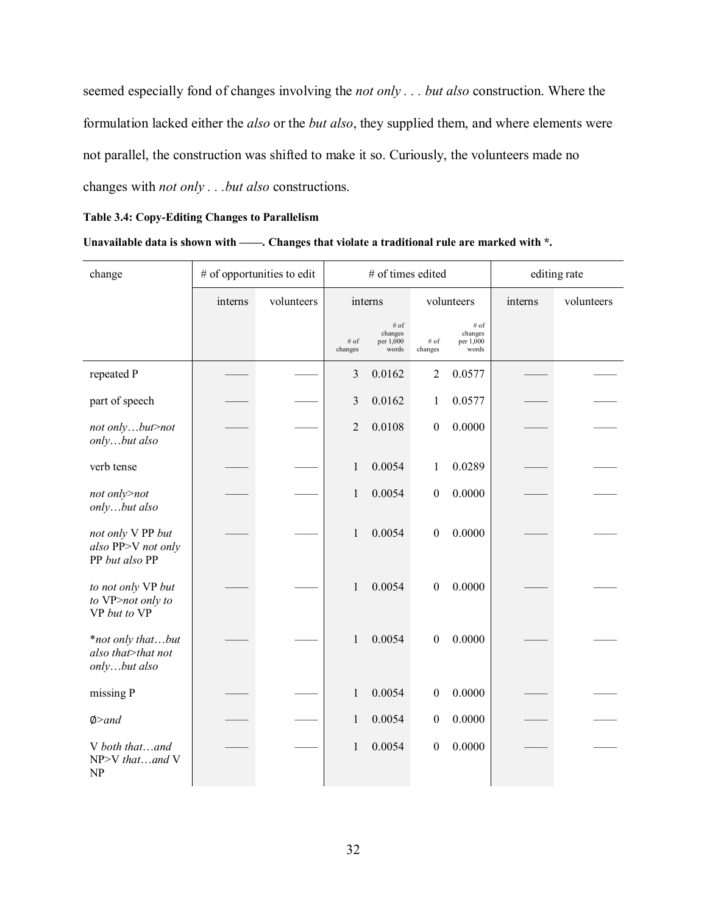seemed especially fond of changes involving the *not only . . . but also* construction. Where the formulation lacked either the *also* or the *but also*, they supplied them, and where elements were not parallel, the construction was shifted to make it so. Curiously, the volunteers made no changes with *not only . . .but also* constructions.

**Table 3.4: Copy-Editing Changes to Parallelism**

**Unavailable data is shown with ——. Changes that violate a traditional rule are marked with *.**

| change | # of opportunities to edit | | # of times edited | | | | editing rate | |
|---|---|---|---|---|---|---|---|---|
| | interns | volunteers | interns | | volunteers | | interns | volunteers |
| | | | # of changes | # of changes per 1,000 words | # of changes | # of changes per 1,000 words | | |
| repeated P | —— | —— | 3 | 0.0162 | 2 | 0.0577 | —— | —— |
| part of speech | —— | —— | 3 | 0.0162 | 1 | 0.0577 | —— | —— |
| *not only…but>not only…but also* | —— | —— | 2 | 0.0108 | 0 | 0.0000 | —— | —— |
| verb tense | —— | —— | 1 | 0.0054 | 1 | 0.0289 | —— | —— |
| *not only>not only…but also* | —— | —— | 1 | 0.0054 | 0 | 0.0000 | —— | —— |
| *not only* V PP *but also* PP>V *not only* PP *but also* PP | —— | —— | 1 | 0.0054 | 0 | 0.0000 | —— | —— |
| *to not only* VP *but to* VP>*not only to* VP *but to* VP | —— | —— | 1 | 0.0054 | 0 | 0.0000 | —— | —— |
| **not only that…but also that>that not only…but also* | —— | —— | 1 | 0.0054 | 0 | 0.0000 | —— | —— |
| missing P | —— | —— | 1 | 0.0054 | 0 | 0.0000 | —— | —— |
| ∅>*and* | —— | —— | 1 | 0.0054 | 0 | 0.0000 | —— | —— |
| V *both that…and* NP>V *that…and* V NP | —— | —— | 1 | 0.0054 | 0 | 0.0000 | —— | —— |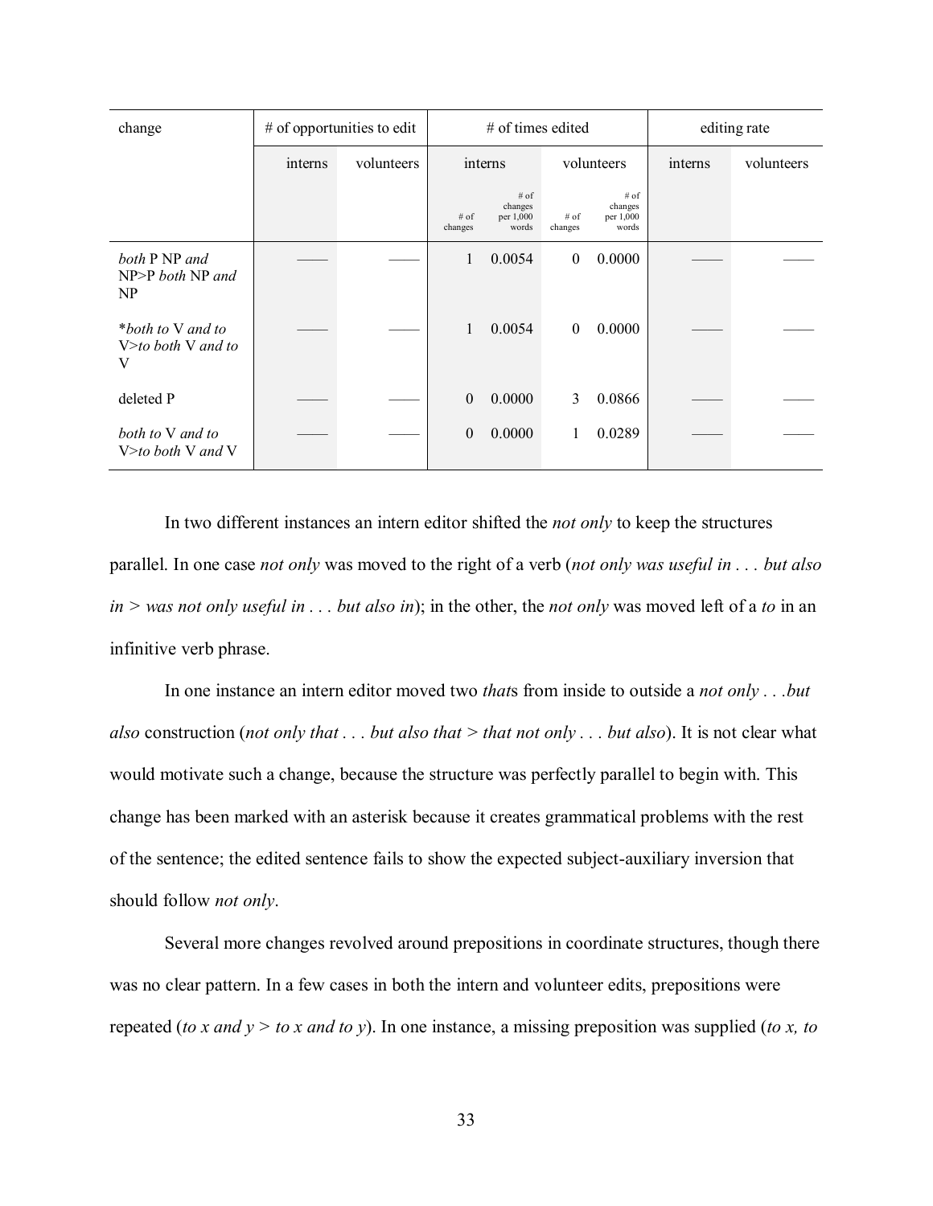| change | # of opportunities to edit | | # of times edited | | | | editing rate | |
|---|---|---|---|---|---|---|---|---|
| | interns | volunteers | interns | | volunteers | | interns | volunteers |
| | | | # of changes | # of changes per 1,000 words | # of changes | # of changes per 1,000 words | | |
| *both* P NP *and* NP>P *both* NP *and* NP | —— | —— | 1 | 0.0054 | 0 | 0.0000 | —— | —— |
| **both to* V *and to* V>*to both* V *and to* V | —— | —— | 1 | 0.0054 | 0 | 0.0000 | —— | —— |
| deleted P | —— | —— | 0 | 0.0000 | 3 | 0.0866 | —— | —— |
| *both to* V *and to* V>*to both* V *and* V | —— | —— | 0 | 0.0000 | 1 | 0.0289 | —— | —— |

In two different instances an intern editor shifted the *not only* to keep the structures parallel. In one case *not only* was moved to the right of a verb (*not only was useful in . . . but also in > was not only useful in . . . but also in*); in the other, the *not only* was moved left of a *to* in an infinitive verb phrase.

In one instance an intern editor moved two *that*s from inside to outside a *not only . . .but also* construction (*not only that . . . but also that > that not only . . . but also*). It is not clear what would motivate such a change, because the structure was perfectly parallel to begin with. This change has been marked with an asterisk because it creates grammatical problems with the rest of the sentence; the edited sentence fails to show the expected subject-auxiliary inversion that should follow *not only*.

Several more changes revolved around prepositions in coordinate structures, though there was no clear pattern. In a few cases in both the intern and volunteer edits, prepositions were repeated (*to x and y > to x and to y*). In one instance, a missing preposition was supplied (*to x, to*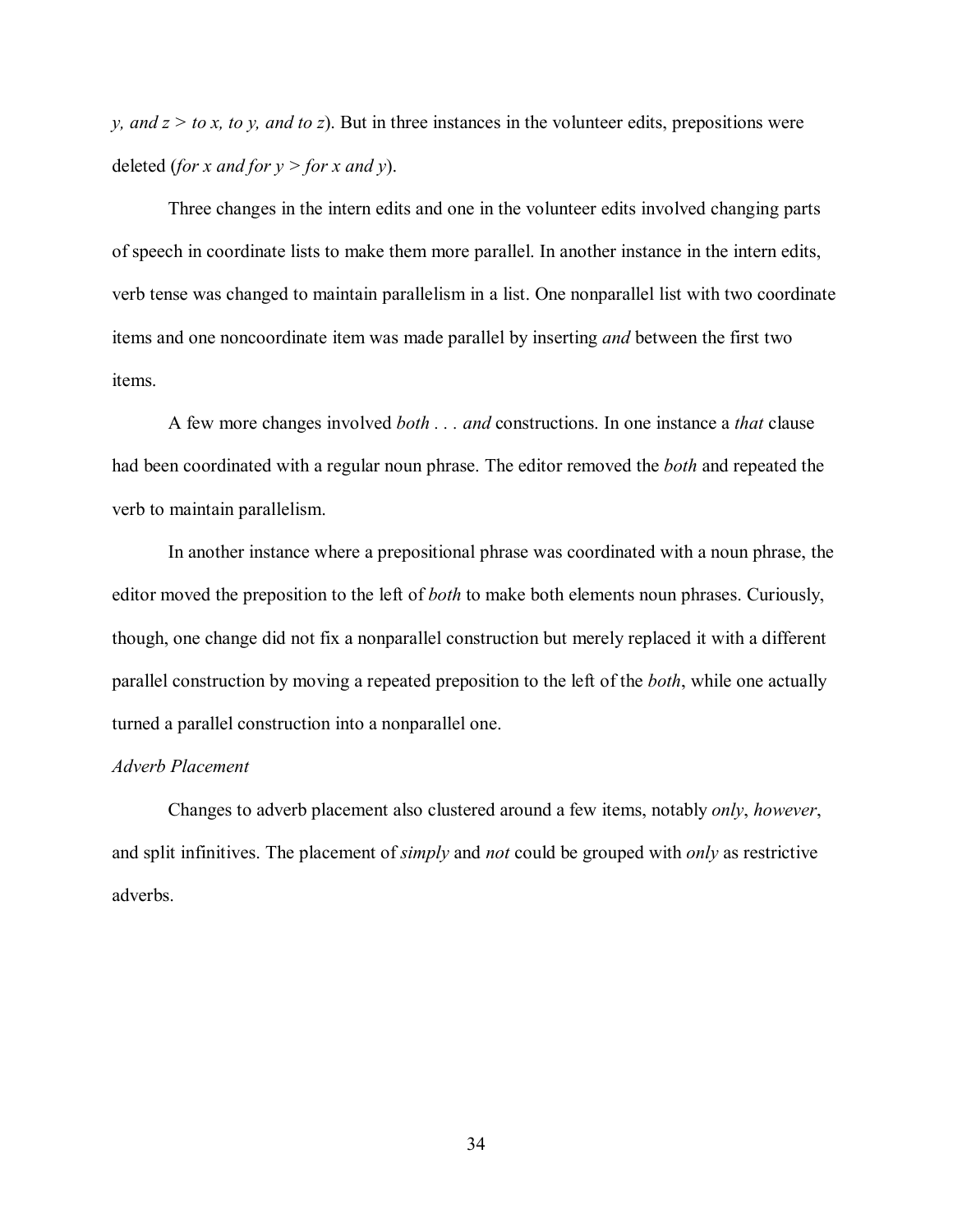*y, and z > to x, to y, and to z*). But in three instances in the volunteer edits, prepositions were deleted (*for x and for y > for x and y*).

Three changes in the intern edits and one in the volunteer edits involved changing parts of speech in coordinate lists to make them more parallel. In another instance in the intern edits, verb tense was changed to maintain parallelism in a list. One nonparallel list with two coordinate items and one noncoordinate item was made parallel by inserting *and* between the first two items.

A few more changes involved *both . . . and* constructions. In one instance a *that* clause had been coordinated with a regular noun phrase. The editor removed the *both* and repeated the verb to maintain parallelism.

In another instance where a prepositional phrase was coordinated with a noun phrase, the editor moved the preposition to the left of *both* to make both elements noun phrases. Curiously, though, one change did not fix a nonparallel construction but merely replaced it with a different parallel construction by moving a repeated preposition to the left of the *both*, while one actually turned a parallel construction into a nonparallel one.

*Adverb Placement*

Changes to adverb placement also clustered around a few items, notably *only*, *however*, and split infinitives. The placement of *simply* and *not* could be grouped with *only* as restrictive adverbs.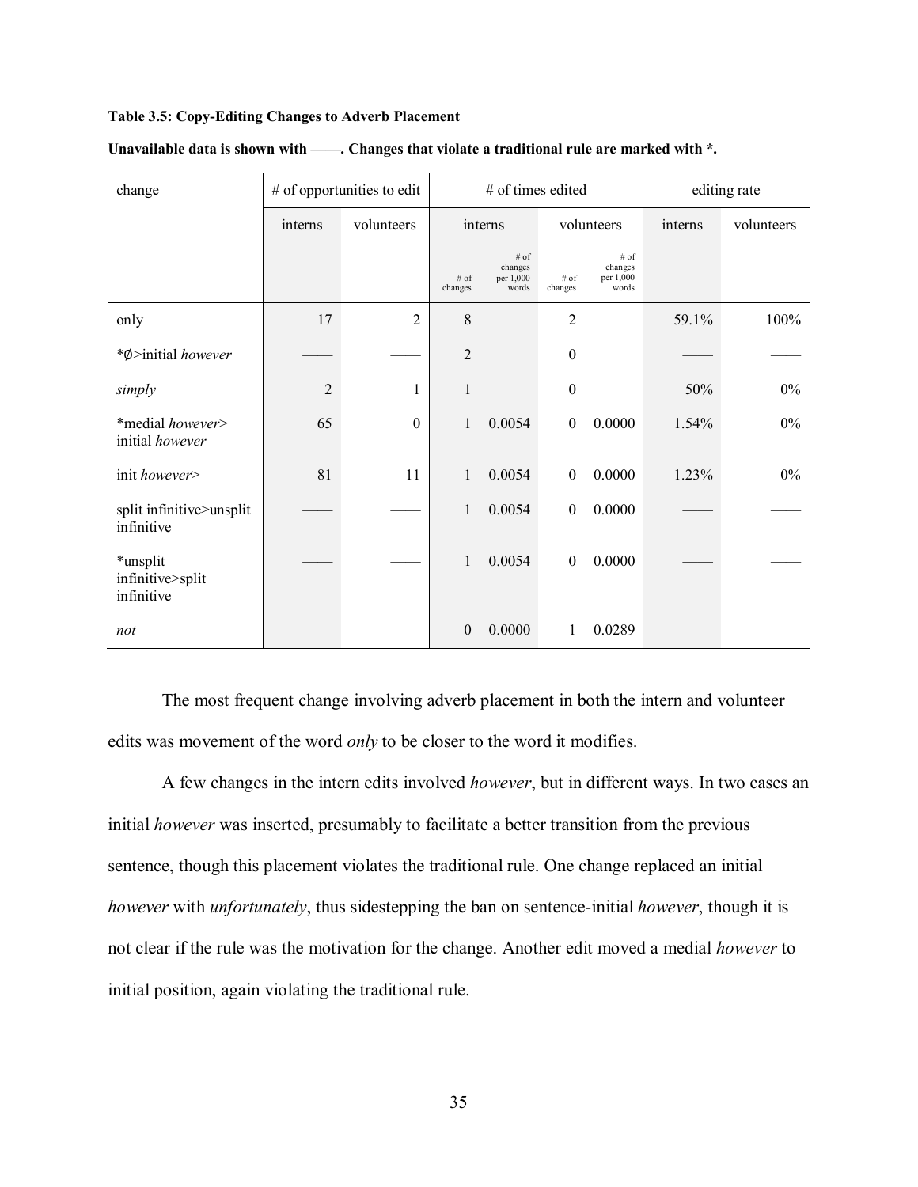**Table 3.5: Copy-Editing Changes to Adverb Placement**

**Unavailable data is shown with ——. Changes that violate a traditional rule are marked with *.**

| change | # of opportunities to edit | | # of times edited | | | | editing rate | |
|---|---|---|---|---|---|---|---|---|
| | interns | volunteers | interns | | volunteers | | interns | volunteers |
| | | | # of changes | # of changes per 1,000 words | # of changes | # of changes per 1,000 words | | |
| only | 17 | 2 | 8 | | 2 | | 59.1% | 100% |
| *∅>initial *however* | —— | —— | 2 | | 0 | | —— | —— |
| *simply* | 2 | 1 | 1 | | 0 | | 50% | 0% |
| *medial *however*> initial *however* | 65 | 0 | 1 | 0.0054 | 0 | 0.0000 | 1.54% | 0% |
| init *however*> | 81 | 11 | 1 | 0.0054 | 0 | 0.0000 | 1.23% | 0% |
| split infinitive>unsplit infinitive | —— | —— | 1 | 0.0054 | 0 | 0.0000 | —— | —— |
| *unsplit infinitive>split infinitive | —— | —— | 1 | 0.0054 | 0 | 0.0000 | —— | —— |
| *not* | —— | —— | 0 | 0.0000 | 1 | 0.0289 | —— | —— |

The most frequent change involving adverb placement in both the intern and volunteer edits was movement of the word *only* to be closer to the word it modifies.

A few changes in the intern edits involved *however*, but in different ways. In two cases an initial *however* was inserted, presumably to facilitate a better transition from the previous sentence, though this placement violates the traditional rule. One change replaced an initial *however* with *unfortunately*, thus sidestepping the ban on sentence-initial *however*, though it is not clear if the rule was the motivation for the change. Another edit moved a medial *however* to initial position, again violating the traditional rule.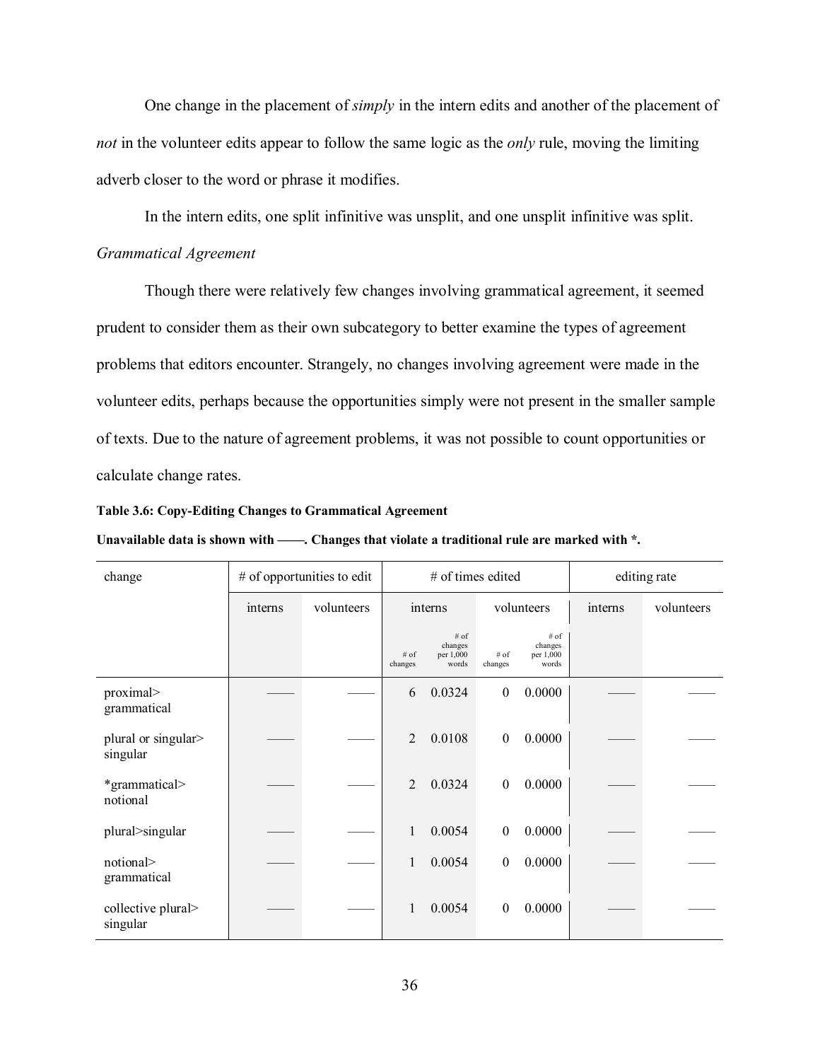One change in the placement of *simply* in the intern edits and another of the placement of *not* in the volunteer edits appear to follow the same logic as the *only* rule, moving the limiting adverb closer to the word or phrase it modifies.

In the intern edits, one split infinitive was unsplit, and one unsplit infinitive was split.

*Grammatical Agreement*

Though there were relatively few changes involving grammatical agreement, it seemed prudent to consider them as their own subcategory to better examine the types of agreement problems that editors encounter. Strangely, no changes involving agreement were made in the volunteer edits, perhaps because the opportunities simply were not present in the smaller sample of texts. Due to the nature of agreement problems, it was not possible to count opportunities or calculate change rates.

**Table 3.6: Copy-Editing Changes to Grammatical Agreement**

**Unavailable data is shown with ——. Changes that violate a traditional rule are marked with *.**

| change | # of opportunities to edit | | # of times edited | | | | editing rate | |
|---|---|---|---|---|---|---|---|---|
| | interns | volunteers | interns | | volunteers | | interns | volunteers |
| | | | # of changes | # of changes per 1,000 words | # of changes | # of changes per 1,000 words | | |
| proximal> grammatical | —— | —— | 6 | 0.0324 | 0 | 0.0000 | —— | —— |
| plural or singular> singular | —— | —— | 2 | 0.0108 | 0 | 0.0000 | —— | —— |
| *grammatical> notional | —— | —— | 2 | 0.0324 | 0 | 0.0000 | —— | —— |
| plural>singular | —— | —— | 1 | 0.0054 | 0 | 0.0000 | —— | —— |
| notional> grammatical | —— | —— | 1 | 0.0054 | 0 | 0.0000 | —— | —— |
| collective plural> singular | —— | —— | 1 | 0.0054 | 0 | 0.0000 | —— | —— |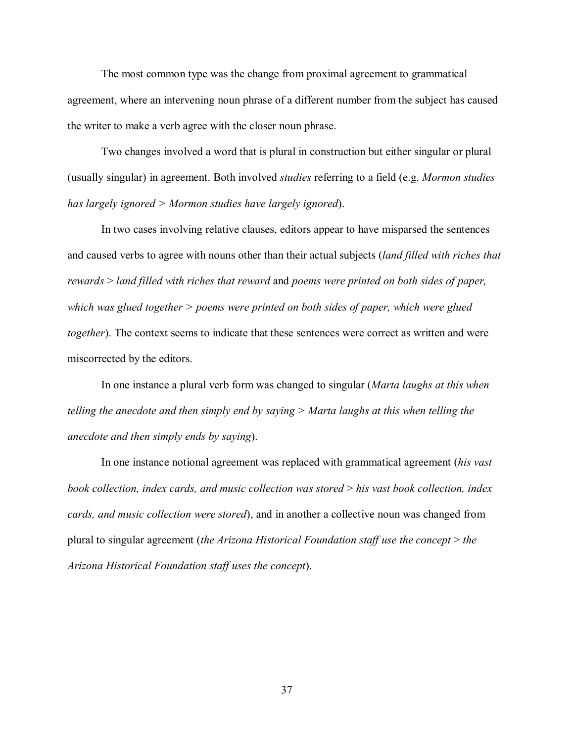The most common type was the change from proximal agreement to grammatical agreement, where an intervening noun phrase of a different number from the subject has caused the writer to make a verb agree with the closer noun phrase.

Two changes involved a word that is plural in construction but either singular or plural (usually singular) in agreement. Both involved *studies* referring to a field (e.g. *Mormon studies has largely ignored* > *Mormon studies have largely ignored*).

In two cases involving relative clauses, editors appear to have misparsed the sentences and caused verbs to agree with nouns other than their actual subjects (*land filled with riches that rewards* > *land filled with riches that reward* and *poems were printed on both sides of paper, which was glued together* > *poems were printed on both sides of paper, which were glued together*). The context seems to indicate that these sentences were correct as written and were miscorrected by the editors.

In one instance a plural verb form was changed to singular (*Marta laughs at this when telling the anecdote and then simply end by saying* > *Marta laughs at this when telling the anecdote and then simply ends by saying*).

In one instance notional agreement was replaced with grammatical agreement (*his vast book collection, index cards, and music collection was stored* > *his vast book collection, index cards, and music collection were stored*), and in another a collective noun was changed from plural to singular agreement (*the Arizona Historical Foundation staff use the concept* > *the Arizona Historical Foundation staff uses the concept*).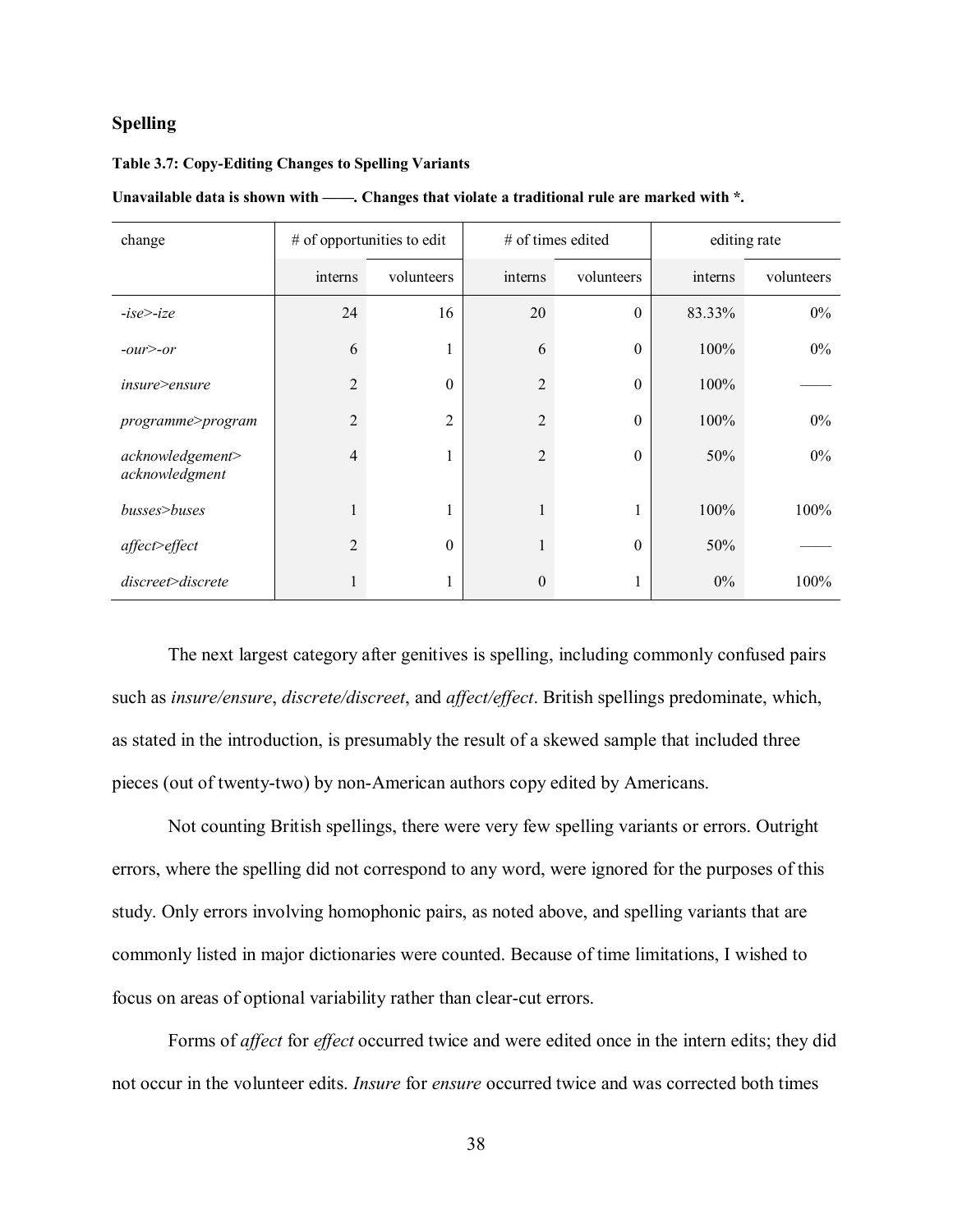## Spelling

**Table 3.7: Copy-Editing Changes to Spelling Variants**

**Unavailable data is shown with ——. Changes that violate a traditional rule are marked with *.**

| change | # of opportunities to edit | | # of times edited | | editing rate | |
|---|---|---|---|---|---|---|
| | interns | volunteers | interns | volunteers | interns | volunteers |
| *-ise>-ize* | 24 | 16 | 20 | 0 | 83.33% | 0% |
| *-our>-or* | 6 | 1 | 6 | 0 | 100% | 0% |
| *insure>ensure* | 2 | 0 | 2 | 0 | 100% | —— |
| *programme>program* | 2 | 2 | 2 | 0 | 100% | 0% |
| *acknowledgement> acknowledgment* | 4 | 1 | 2 | 0 | 50% | 0% |
| *busses>buses* | 1 | 1 | 1 | 1 | 100% | 100% |
| *affect>effect* | 2 | 0 | 1 | 0 | 50% | —— |
| *discreet>discrete* | 1 | 1 | 0 | 1 | 0% | 100% |

The next largest category after genitives is spelling, including commonly confused pairs such as *insure/ensure*, *discrete/discreet*, and *affect/effect*. British spellings predominate, which, as stated in the introduction, is presumably the result of a skewed sample that included three pieces (out of twenty-two) by non-American authors copy edited by Americans.

Not counting British spellings, there were very few spelling variants or errors. Outright errors, where the spelling did not correspond to any word, were ignored for the purposes of this study. Only errors involving homophonic pairs, as noted above, and spelling variants that are commonly listed in major dictionaries were counted. Because of time limitations, I wished to focus on areas of optional variability rather than clear-cut errors.

Forms of *affect* for *effect* occurred twice and were edited once in the intern edits; they did not occur in the volunteer edits. *Insure* for *ensure* occurred twice and was corrected both times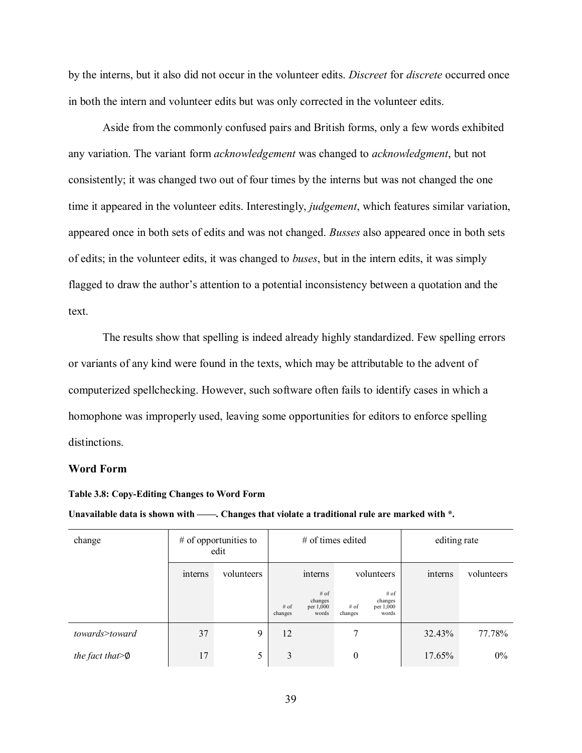by the interns, but it also did not occur in the volunteer edits. *Discreet* for *discrete* occurred once in both the intern and volunteer edits but was only corrected in the volunteer edits.

Aside from the commonly confused pairs and British forms, only a few words exhibited any variation. The variant form *acknowledgement* was changed to *acknowledgment*, but not consistently; it was changed two out of four times by the interns but was not changed the one time it appeared in the volunteer edits. Interestingly, *judgement*, which features similar variation, appeared once in both sets of edits and was not changed. *Busses* also appeared once in both sets of edits; in the volunteer edits, it was changed to *buses*, but in the intern edits, it was simply flagged to draw the author's attention to a potential inconsistency between a quotation and the text.

The results show that spelling is indeed already highly standardized. Few spelling errors or variants of any kind were found in the texts, which may be attributable to the advent of computerized spellchecking. However, such software often fails to identify cases in which a homophone was improperly used, leaving some opportunities for editors to enforce spelling distinctions.

### Word Form

**Table 3.8: Copy-Editing Changes to Word Form**

**Unavailable data is shown with ——. Changes that violate a traditional rule are marked with \*.**

| change | # of opportunities to edit | | # of times edited | | | | editing rate | |
|---|---|---|---|---|---|---|---|---|
| | interns | volunteers | interns | | volunteers | | interns | volunteers |
| | | | # of changes | # of changes per 1,000 words | # of changes | # of changes per 1,000 words | | |
| *towards>toward* | 37 | 9 | 12 | | 7 | | 32.43% | 77.78% |
| *the fact that>∅* | 17 | 5 | 3 | | 0 | | 17.65% | 0% |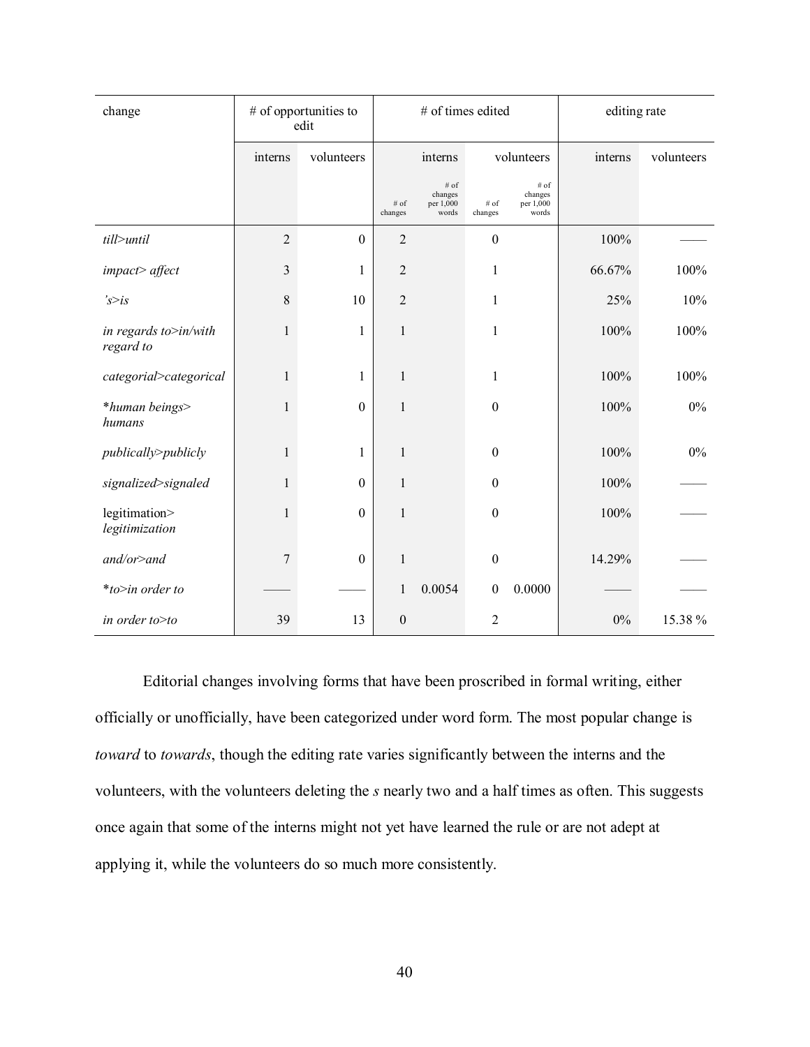| change | # of opportunities to edit | | # of times edited | | | | editing rate | |
|---|---|---|---|---|---|---|---|---|
| | interns | volunteers | interns | | volunteers | | interns | volunteers |
| | | | # of changes | # of changes per 1,000 words | # of changes | # of changes per 1,000 words | | |
| *till>until* | 2 | 0 | 2 | | 0 | | 100% | —— |
| *impact> affect* | 3 | 1 | 2 | | 1 | | 66.67% | 100% |
| *'s>is* | 8 | 10 | 2 | | 1 | | 25% | 10% |
| *in regards to>in/with regard to* | 1 | 1 | 1 | | 1 | | 100% | 100% |
| *categorial>categorical* | 1 | 1 | 1 | | 1 | | 100% | 100% |
| *\*human beings> humans* | 1 | 0 | 1 | | 0 | | 100% | 0% |
| *publically>publicly* | 1 | 1 | 1 | | 0 | | 100% | 0% |
| *signalized>signaled* | 1 | 0 | 1 | | 0 | | 100% | —— |
| legitimation> *legitimization* | 1 | 0 | 1 | | 0 | | 100% | —— |
| *and/or>and* | 7 | 0 | 1 | | 0 | | 14.29% | —— |
| *\*to>in order to* | —— | —— | 1 | 0.0054 | 0 | 0.0000 | —— | —— |
| *in order to>to* | 39 | 13 | 0 | | 2 | | 0% | 15.38 % |

Editorial changes involving forms that have been proscribed in formal writing, either officially or unofficially, have been categorized under word form. The most popular change is *toward* to *towards*, though the editing rate varies significantly between the interns and the volunteers, with the volunteers deleting the *s* nearly two and a half times as often. This suggests once again that some of the interns might not yet have learned the rule or are not adept at applying it, while the volunteers do so much more consistently.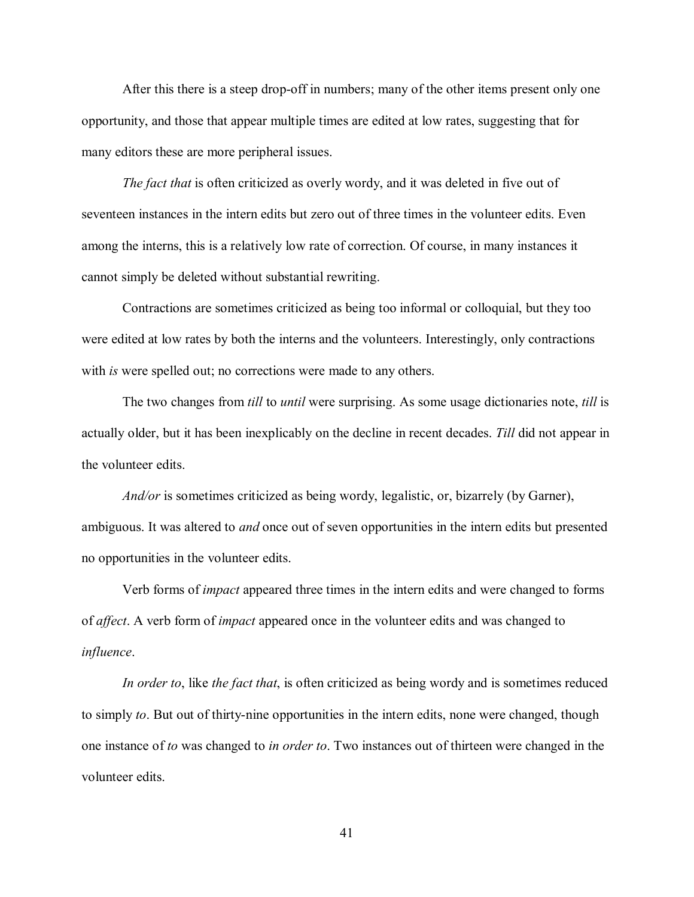After this there is a steep drop-off in numbers; many of the other items present only one opportunity, and those that appear multiple times are edited at low rates, suggesting that for many editors these are more peripheral issues.

*The fact that* is often criticized as overly wordy, and it was deleted in five out of seventeen instances in the intern edits but zero out of three times in the volunteer edits. Even among the interns, this is a relatively low rate of correction. Of course, in many instances it cannot simply be deleted without substantial rewriting.

Contractions are sometimes criticized as being too informal or colloquial, but they too were edited at low rates by both the interns and the volunteers. Interestingly, only contractions with *is* were spelled out; no corrections were made to any others.

The two changes from *till* to *until* were surprising. As some usage dictionaries note, *till* is actually older, but it has been inexplicably on the decline in recent decades. *Till* did not appear in the volunteer edits.

*And/or* is sometimes criticized as being wordy, legalistic, or, bizarrely (by Garner), ambiguous. It was altered to *and* once out of seven opportunities in the intern edits but presented no opportunities in the volunteer edits.

Verb forms of *impact* appeared three times in the intern edits and were changed to forms of *affect*. A verb form of *impact* appeared once in the volunteer edits and was changed to *influence*.

*In order to*, like *the fact that*, is often criticized as being wordy and is sometimes reduced to simply *to*. But out of thirty-nine opportunities in the intern edits, none were changed, though one instance of *to* was changed to *in order to*. Two instances out of thirteen were changed in the volunteer edits.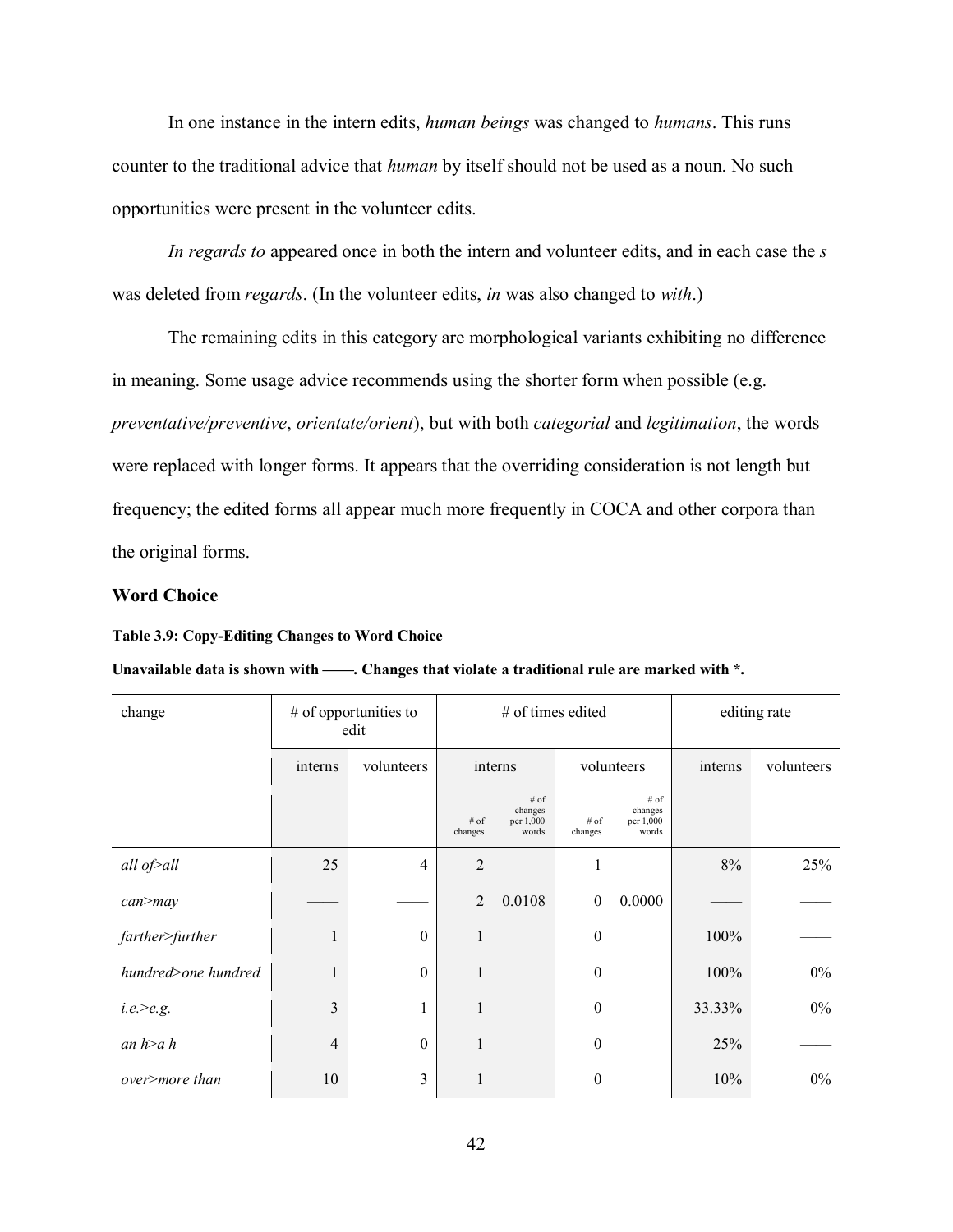In one instance in the intern edits, *human beings* was changed to *humans*. This runs counter to the traditional advice that *human* by itself should not be used as a noun. No such opportunities were present in the volunteer edits.

*In regards to* appeared once in both the intern and volunteer edits, and in each case the *s* was deleted from *regards*. (In the volunteer edits, *in* was also changed to *with*.)

The remaining edits in this category are morphological variants exhibiting no difference in meaning. Some usage advice recommends using the shorter form when possible (e.g. *preventative/preventive*, *orientate/orient*), but with both *categorial* and *legitimation*, the words were replaced with longer forms. It appears that the overriding consideration is not length but frequency; the edited forms all appear much more frequently in COCA and other corpora than the original forms.

## Word Choice

**Table 3.9: Copy-Editing Changes to Word Choice**

**Unavailable data is shown with ——. Changes that violate a traditional rule are marked with *.**

| change | # of opportunities to edit | | # of times edited | | | | editing rate | |
|---|---|---|---|---|---|---|---|---|
| | interns | volunteers | interns | | volunteers | | interns | volunteers |
| | | | # of changes | # of changes per 1,000 words | # of changes | # of changes per 1,000 words | | |
| *all of>all* | 25 | 4 | 2 | | 1 | | 8% | 25% |
| *can>may* | —— | —— | 2 | 0.0108 | 0 | 0.0000 | —— | —— |
| *farther>further* | 1 | 0 | 1 | | 0 | | 100% | —— |
| *hundred>one hundred* | 1 | 0 | 1 | | 0 | | 100% | 0% |
| *i.e.>e.g.* | 3 | 1 | 1 | | 0 | | 33.33% | 0% |
| *an h>a h* | 4 | 0 | 1 | | 0 | | 25% | —— |
| *over>more than* | 10 | 3 | 1 | | 0 | | 10% | 0% |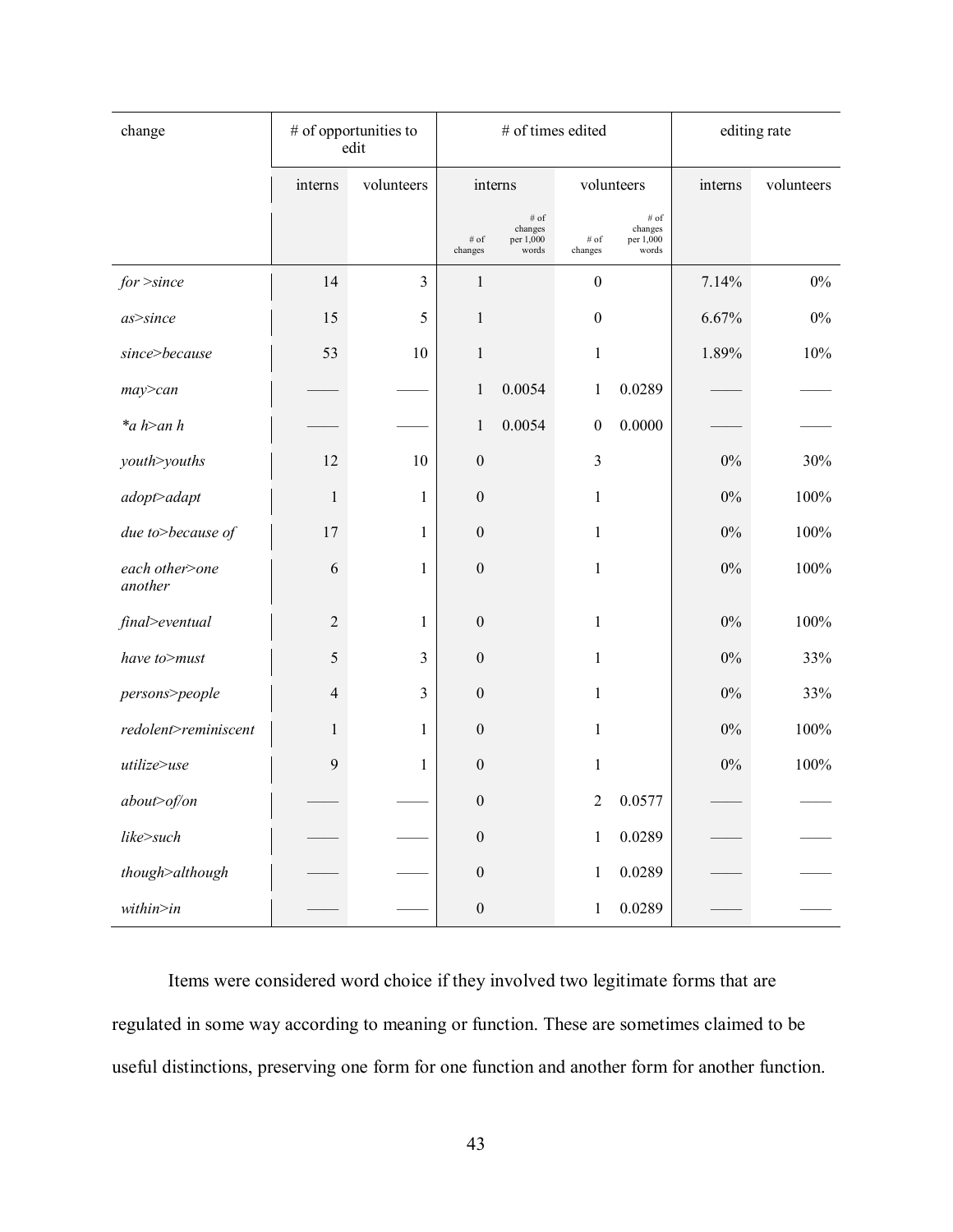| change | # of opportunities to edit | | # of times edited | | | | editing rate | |
|---|---|---|---|---|---|---|---|---|
| | interns | volunteers | interns | | volunteers | | interns | volunteers |
| | | | # of changes | # of changes per 1,000 words | # of changes | # of changes per 1,000 words | | |
| *for >since* | 14 | 3 | 1 | | 0 | | 7.14% | 0% |
| *as>since* | 15 | 5 | 1 | | 0 | | 6.67% | 0% |
| *since>because* | 53 | 10 | 1 | | 1 | | 1.89% | 10% |
| *may>can* | —— | —— | 1 | 0.0054 | 1 | 0.0289 | —— | —— |
| *\*a h>an h* | —— | —— | 1 | 0.0054 | 0 | 0.0000 | —— | —— |
| *youth>youths* | 12 | 10 | 0 | | 3 | | 0% | 30% |
| *adopt>adapt* | 1 | 1 | 0 | | 1 | | 0% | 100% |
| *due to>because of* | 17 | 1 | 0 | | 1 | | 0% | 100% |
| *each other>one another* | 6 | 1 | 0 | | 1 | | 0% | 100% |
| *final>eventual* | 2 | 1 | 0 | | 1 | | 0% | 100% |
| *have to>must* | 5 | 3 | 0 | | 1 | | 0% | 33% |
| *persons>people* | 4 | 3 | 0 | | 1 | | 0% | 33% |
| *redolent>reminiscent* | 1 | 1 | 0 | | 1 | | 0% | 100% |
| *utilize>use* | 9 | 1 | 0 | | 1 | | 0% | 100% |
| *about>of/on* | —— | —— | 0 | | 2 | 0.0577 | —— | —— |
| *like>such* | —— | —— | 0 | | 1 | 0.0289 | —— | —— |
| *though>although* | —— | —— | 0 | | 1 | 0.0289 | —— | —— |
| *within>in* | —— | —— | 0 | | 1 | 0.0289 | —— | —— |

Items were considered word choice if they involved two legitimate forms that are regulated in some way according to meaning or function. These are sometimes claimed to be useful distinctions, preserving one form for one function and another form for another function.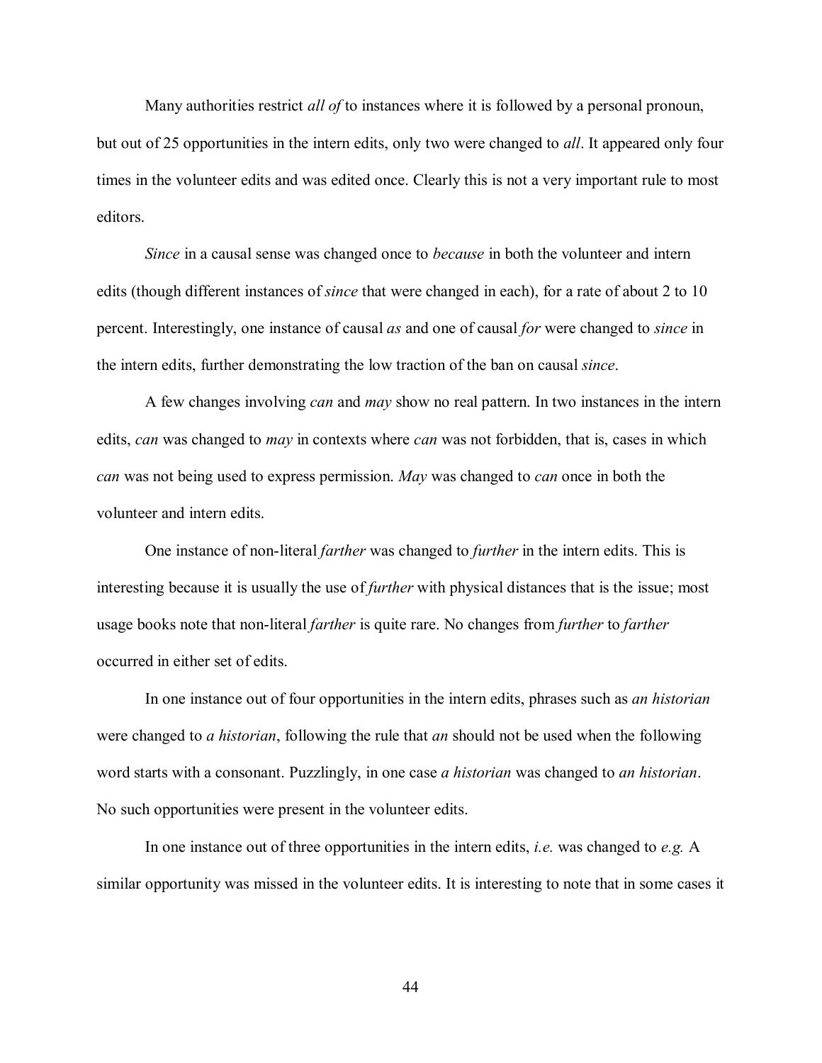Many authorities restrict *all of* to instances where it is followed by a personal pronoun, but out of 25 opportunities in the intern edits, only two were changed to *all*. It appeared only four times in the volunteer edits and was edited once. Clearly this is not a very important rule to most editors.

*Since* in a causal sense was changed once to *because* in both the volunteer and intern edits (though different instances of *since* that were changed in each), for a rate of about 2 to 10 percent. Interestingly, one instance of causal *as* and one of causal *for* were changed to *since* in the intern edits, further demonstrating the low traction of the ban on causal *since*.

A few changes involving *can* and *may* show no real pattern. In two instances in the intern edits, *can* was changed to *may* in contexts where *can* was not forbidden, that is, cases in which *can* was not being used to express permission. *May* was changed to *can* once in both the volunteer and intern edits.

One instance of non-literal *farther* was changed to *further* in the intern edits. This is interesting because it is usually the use of *further* with physical distances that is the issue; most usage books note that non-literal *farther* is quite rare. No changes from *further* to *farther* occurred in either set of edits.

In one instance out of four opportunities in the intern edits, phrases such as *an historian* were changed to *a historian*, following the rule that *an* should not be used when the following word starts with a consonant. Puzzlingly, in one case *a historian* was changed to *an historian*. No such opportunities were present in the volunteer edits.

In one instance out of three opportunities in the intern edits, *i.e.* was changed to *e.g.* A similar opportunity was missed in the volunteer edits. It is interesting to note that in some cases it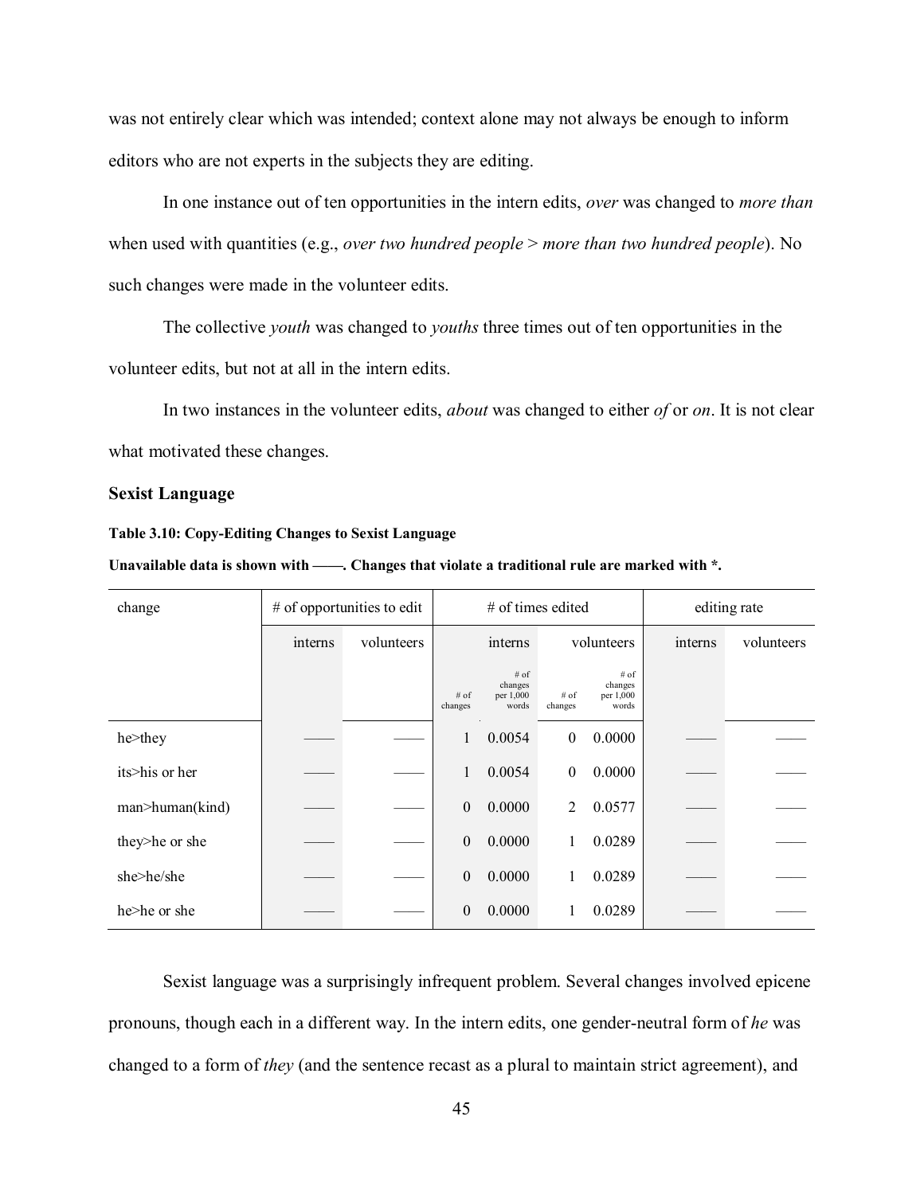was not entirely clear which was intended; context alone may not always be enough to inform editors who are not experts in the subjects they are editing.

In one instance out of ten opportunities in the intern edits, *over* was changed to *more than* when used with quantities (e.g., *over two hundred people* > *more than two hundred people*). No such changes were made in the volunteer edits.

The collective *youth* was changed to *youths* three times out of ten opportunities in the volunteer edits, but not at all in the intern edits.

In two instances in the volunteer edits, *about* was changed to either *of* or *on*. It is not clear what motivated these changes.

### Sexist Language

**Table 3.10: Copy-Editing Changes to Sexist Language**

**Unavailable data is shown with ——. Changes that violate a traditional rule are marked with *.**

| change | # of opportunities to edit | | # of times edited | | | | editing rate | |
|---|---|---|---|---|---|---|---|---|
| | interns | volunteers | interns | | volunteers | | interns | volunteers |
| | | | # of changes | # of changes per 1,000 words | # of changes | # of changes per 1,000 words | | |
| he>they | —— | —— | 1 | 0.0054 | 0 | 0.0000 | —— | —— |
| its>his or her | —— | —— | 1 | 0.0054 | 0 | 0.0000 | —— | —— |
| man>human(kind) | —— | —— | 0 | 0.0000 | 2 | 0.0577 | —— | —— |
| they>he or she | —— | —— | 0 | 0.0000 | 1 | 0.0289 | —— | —— |
| she>he/she | —— | —— | 0 | 0.0000 | 1 | 0.0289 | —— | —— |
| he>he or she | —— | —— | 0 | 0.0000 | 1 | 0.0289 | —— | —— |

Sexist language was a surprisingly infrequent problem. Several changes involved epicene pronouns, though each in a different way. In the intern edits, one gender-neutral form of *he* was changed to a form of *they* (and the sentence recast as a plural to maintain strict agreement), and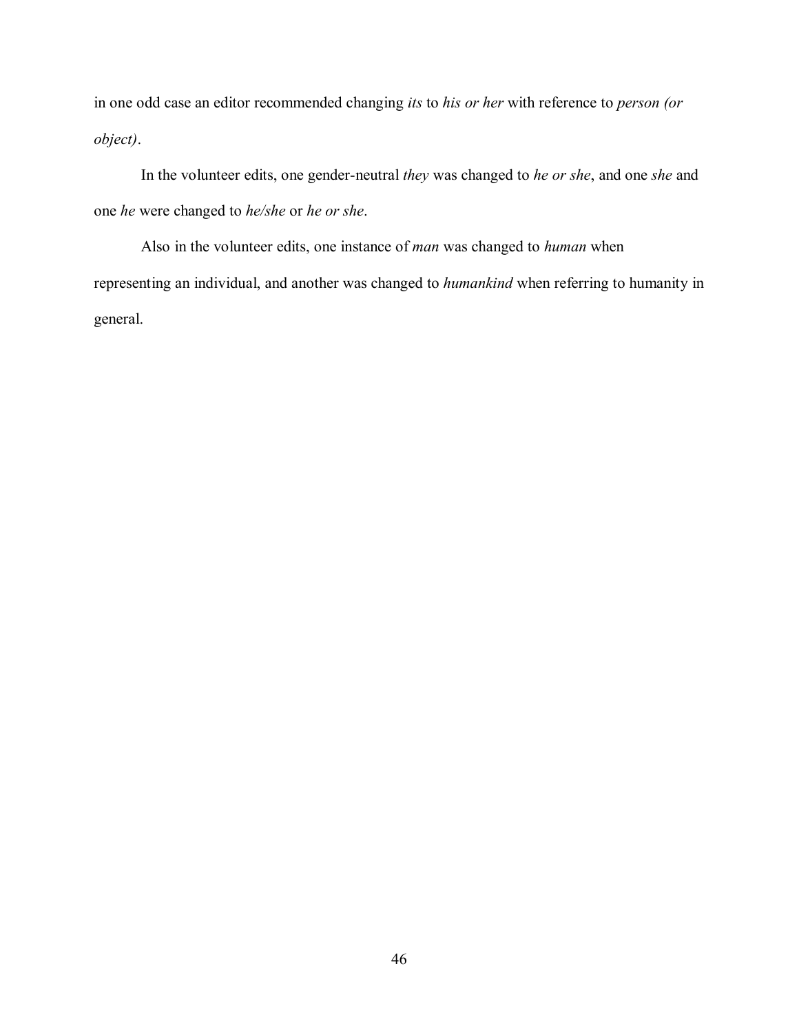in one odd case an editor recommended changing *its* to *his or her* with reference to *person (or object)*.

In the volunteer edits, one gender-neutral *they* was changed to *he or she*, and one *she* and one *he* were changed to *he/she* or *he or she*.

Also in the volunteer edits, one instance of *man* was changed to *human* when representing an individual, and another was changed to *humankind* when referring to humanity in general.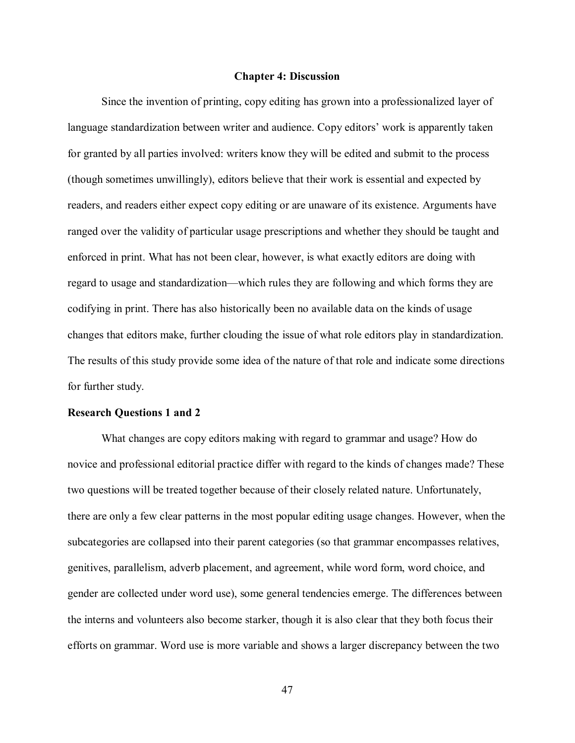# Chapter 4: Discussion

Since the invention of printing, copy editing has grown into a professionalized layer of language standardization between writer and audience. Copy editors' work is apparently taken for granted by all parties involved: writers know they will be edited and submit to the process (though sometimes unwillingly), editors believe that their work is essential and expected by readers, and readers either expect copy editing or are unaware of its existence. Arguments have ranged over the validity of particular usage prescriptions and whether they should be taught and enforced in print. What has not been clear, however, is what exactly editors are doing with regard to usage and standardization—which rules they are following and which forms they are codifying in print. There has also historically been no available data on the kinds of usage changes that editors make, further clouding the issue of what role editors play in standardization. The results of this study provide some idea of the nature of that role and indicate some directions for further study.

## Research Questions 1 and 2

What changes are copy editors making with regard to grammar and usage? How do novice and professional editorial practice differ with regard to the kinds of changes made? These two questions will be treated together because of their closely related nature. Unfortunately, there are only a few clear patterns in the most popular editing usage changes. However, when the subcategories are collapsed into their parent categories (so that grammar encompasses relatives, genitives, parallelism, adverb placement, and agreement, while word form, word choice, and gender are collected under word use), some general tendencies emerge. The differences between the interns and volunteers also become starker, though it is also clear that they both focus their efforts on grammar. Word use is more variable and shows a larger discrepancy between the two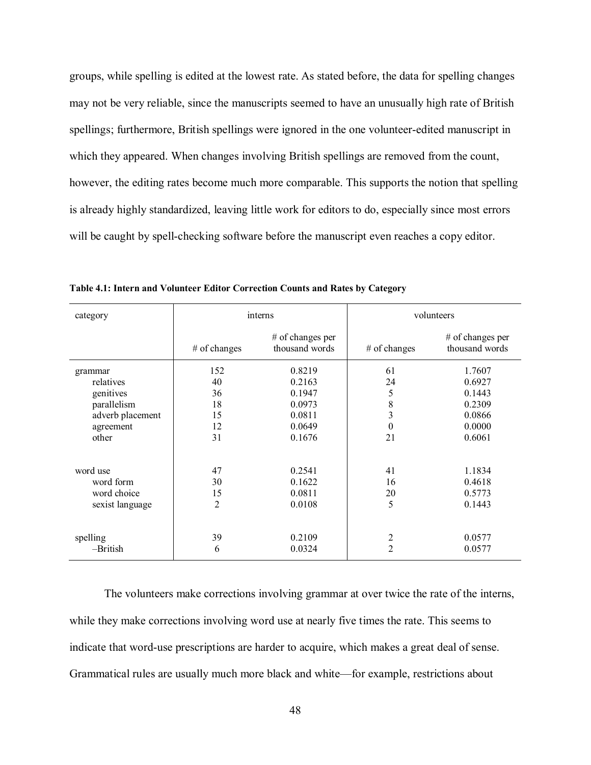groups, while spelling is edited at the lowest rate. As stated before, the data for spelling changes may not be very reliable, since the manuscripts seemed to have an unusually high rate of British spellings; furthermore, British spellings were ignored in the one volunteer-edited manuscript in which they appeared. When changes involving British spellings are removed from the count, however, the editing rates become much more comparable. This supports the notion that spelling is already highly standardized, leaving little work for editors to do, especially since most errors will be caught by spell-checking software before the manuscript even reaches a copy editor.

**Table 4.1: Intern and Volunteer Editor Correction Counts and Rates by Category**

| category | interns | | volunteers | |
|---|---|---|---|---|
| | # of changes | # of changes per thousand words | # of changes | # of changes per thousand words |
| grammar | 152 | 0.8219 | 61 | 1.7607 |
| relatives | 40 | 0.2163 | 24 | 0.6927 |
| genitives | 36 | 0.1947 | 5 | 0.1443 |
| parallelism | 18 | 0.0973 | 8 | 0.2309 |
| adverb placement | 15 | 0.0811 | 3 | 0.0866 |
| agreement | 12 | 0.0649 | 0 | 0.0000 |
| other | 31 | 0.1676 | 21 | 0.6061 |
| word use | 47 | 0.2541 | 41 | 1.1834 |
| word form | 30 | 0.1622 | 16 | 0.4618 |
| word choice | 15 | 0.0811 | 20 | 0.5773 |
| sexist language | 2 | 0.0108 | 5 | 0.1443 |
| spelling | 39 | 0.2109 | 2 | 0.0577 |
| –British | 6 | 0.0324 | 2 | 0.0577 |

The volunteers make corrections involving grammar at over twice the rate of the interns, while they make corrections involving word use at nearly five times the rate. This seems to indicate that word-use prescriptions are harder to acquire, which makes a great deal of sense. Grammatical rules are usually much more black and white—for example, restrictions about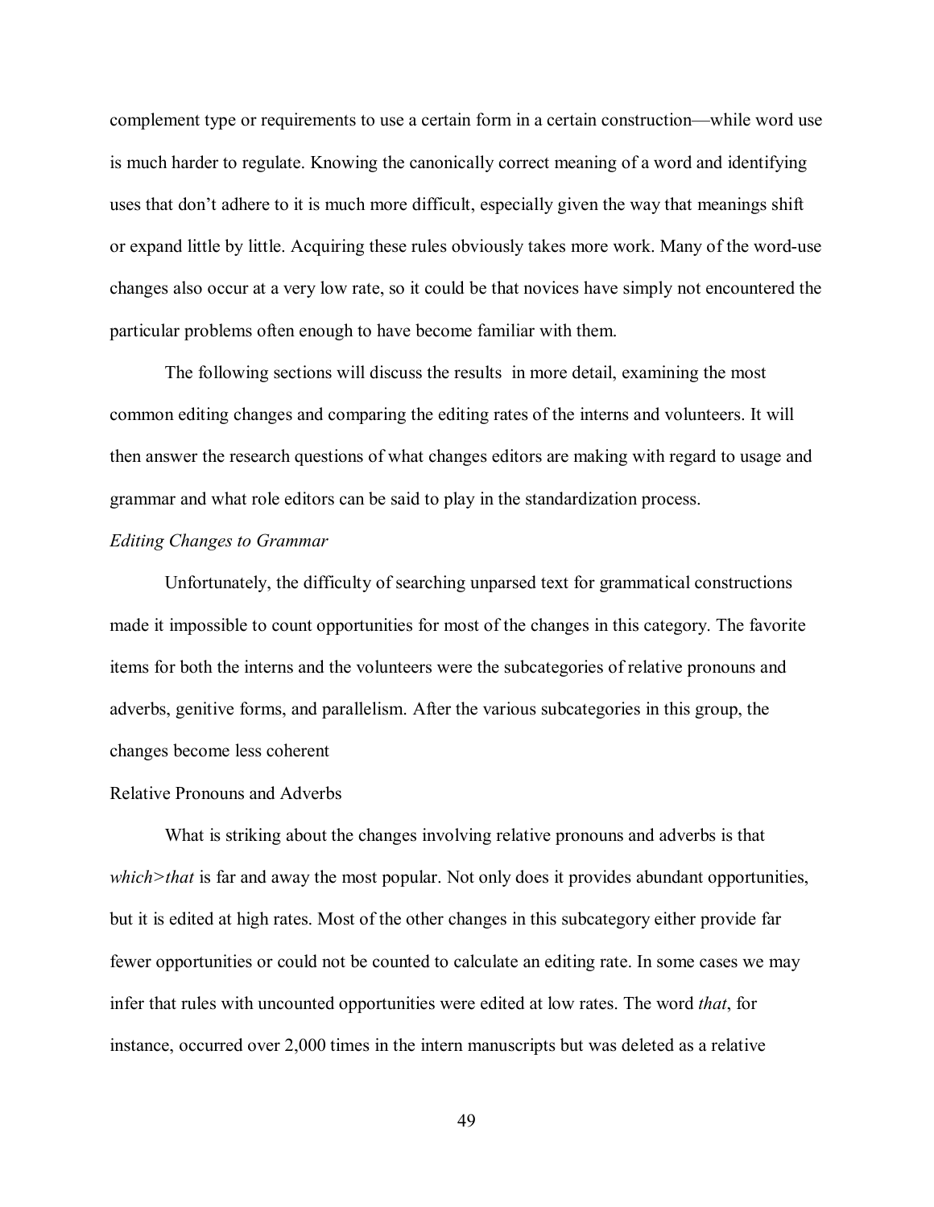complement type or requirements to use a certain form in a certain construction—while word use is much harder to regulate. Knowing the canonically correct meaning of a word and identifying uses that don't adhere to it is much more difficult, especially given the way that meanings shift or expand little by little. Acquiring these rules obviously takes more work. Many of the word-use changes also occur at a very low rate, so it could be that novices have simply not encountered the particular problems often enough to have become familiar with them.

The following sections will discuss the results  in more detail, examining the most common editing changes and comparing the editing rates of the interns and volunteers. It will then answer the research questions of what changes editors are making with regard to usage and grammar and what role editors can be said to play in the standardization process.

*Editing Changes to Grammar*

Unfortunately, the difficulty of searching unparsed text for grammatical constructions made it impossible to count opportunities for most of the changes in this category. The favorite items for both the interns and the volunteers were the subcategories of relative pronouns and adverbs, genitive forms, and parallelism. After the various subcategories in this group, the changes become less coherent

Relative Pronouns and Adverbs

What is striking about the changes involving relative pronouns and adverbs is that *which>that* is far and away the most popular. Not only does it provides abundant opportunities, but it is edited at high rates. Most of the other changes in this subcategory either provide far fewer opportunities or could not be counted to calculate an editing rate. In some cases we may infer that rules with uncounted opportunities were edited at low rates. The word *that*, for instance, occurred over 2,000 times in the intern manuscripts but was deleted as a relative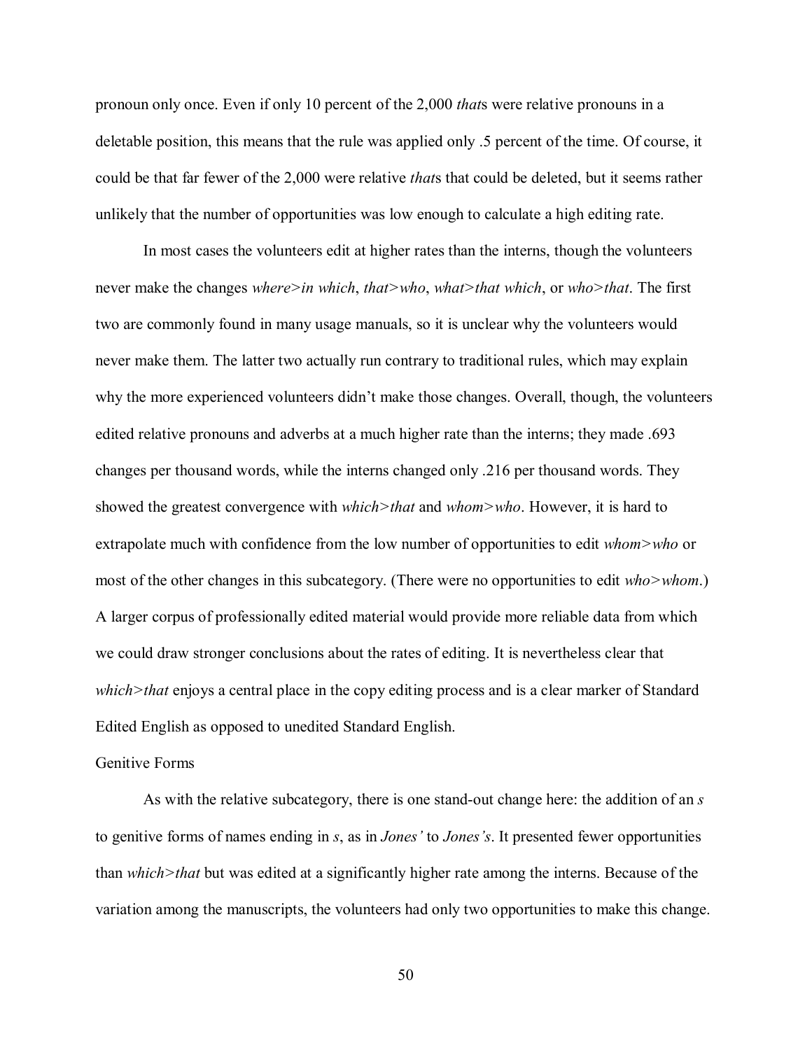pronoun only once. Even if only 10 percent of the 2,000 *that*s were relative pronouns in a deletable position, this means that the rule was applied only .5 percent of the time. Of course, it could be that far fewer of the 2,000 were relative *that*s that could be deleted, but it seems rather unlikely that the number of opportunities was low enough to calculate a high editing rate.

In most cases the volunteers edit at higher rates than the interns, though the volunteers never make the changes *where>in which*, *that>who*, *what>that which*, or *who>that*. The first two are commonly found in many usage manuals, so it is unclear why the volunteers would never make them. The latter two actually run contrary to traditional rules, which may explain why the more experienced volunteers didn't make those changes. Overall, though, the volunteers edited relative pronouns and adverbs at a much higher rate than the interns; they made .693 changes per thousand words, while the interns changed only .216 per thousand words. They showed the greatest convergence with *which>that* and *whom>who*. However, it is hard to extrapolate much with confidence from the low number of opportunities to edit *whom>who* or most of the other changes in this subcategory. (There were no opportunities to edit *who>whom*.) A larger corpus of professionally edited material would provide more reliable data from which we could draw stronger conclusions about the rates of editing. It is nevertheless clear that *which>that* enjoys a central place in the copy editing process and is a clear marker of Standard Edited English as opposed to unedited Standard English.

### Genitive Forms

As with the relative subcategory, there is one stand-out change here: the addition of an *s* to genitive forms of names ending in *s*, as in *Jones'* to *Jones's*. It presented fewer opportunities than *which>that* but was edited at a significantly higher rate among the interns. Because of the variation among the manuscripts, the volunteers had only two opportunities to make this change.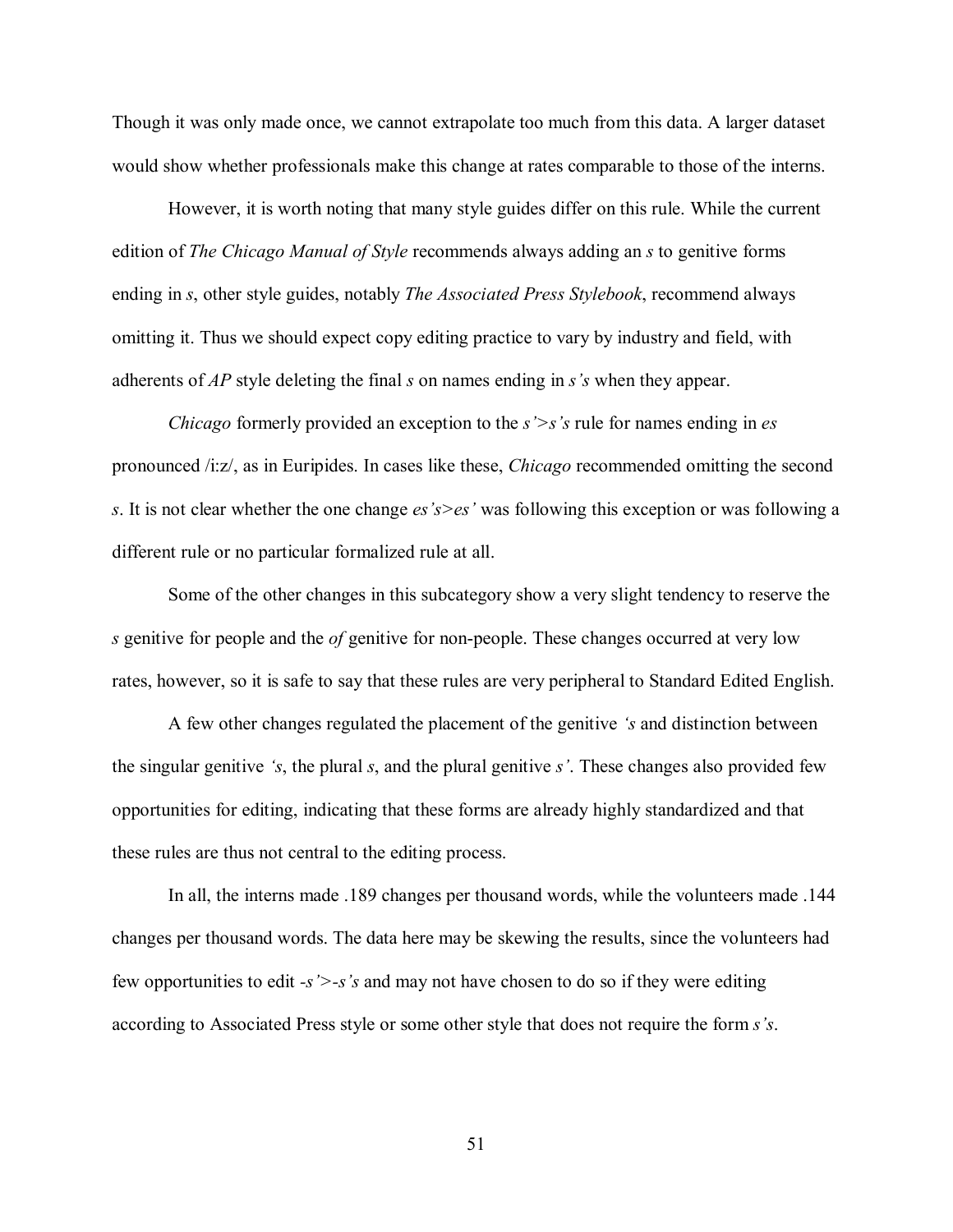Though it was only made once, we cannot extrapolate too much from this data. A larger dataset would show whether professionals make this change at rates comparable to those of the interns.

However, it is worth noting that many style guides differ on this rule. While the current edition of *The Chicago Manual of Style* recommends always adding an *s* to genitive forms ending in *s*, other style guides, notably *The Associated Press Stylebook*, recommend always omitting it. Thus we should expect copy editing practice to vary by industry and field, with adherents of *AP* style deleting the final *s* on names ending in *s's* when they appear.

*Chicago* formerly provided an exception to the *s'*>*s's* rule for names ending in *es* pronounced /i:z/, as in Euripides. In cases like these, *Chicago* recommended omitting the second *s*. It is not clear whether the one change *es's*>*es'* was following this exception or was following a different rule or no particular formalized rule at all.

Some of the other changes in this subcategory show a very slight tendency to reserve the *s* genitive for people and the *of* genitive for non-people. These changes occurred at very low rates, however, so it is safe to say that these rules are very peripheral to Standard Edited English.

A few other changes regulated the placement of the genitive *'s* and distinction between the singular genitive *'s*, the plural *s*, and the plural genitive *s'*. These changes also provided few opportunities for editing, indicating that these forms are already highly standardized and that these rules are thus not central to the editing process.

In all, the interns made .189 changes per thousand words, while the volunteers made .144 changes per thousand words. The data here may be skewing the results, since the volunteers had few opportunities to edit *-s'*>*-s's* and may not have chosen to do so if they were editing according to Associated Press style or some other style that does not require the form *s's*.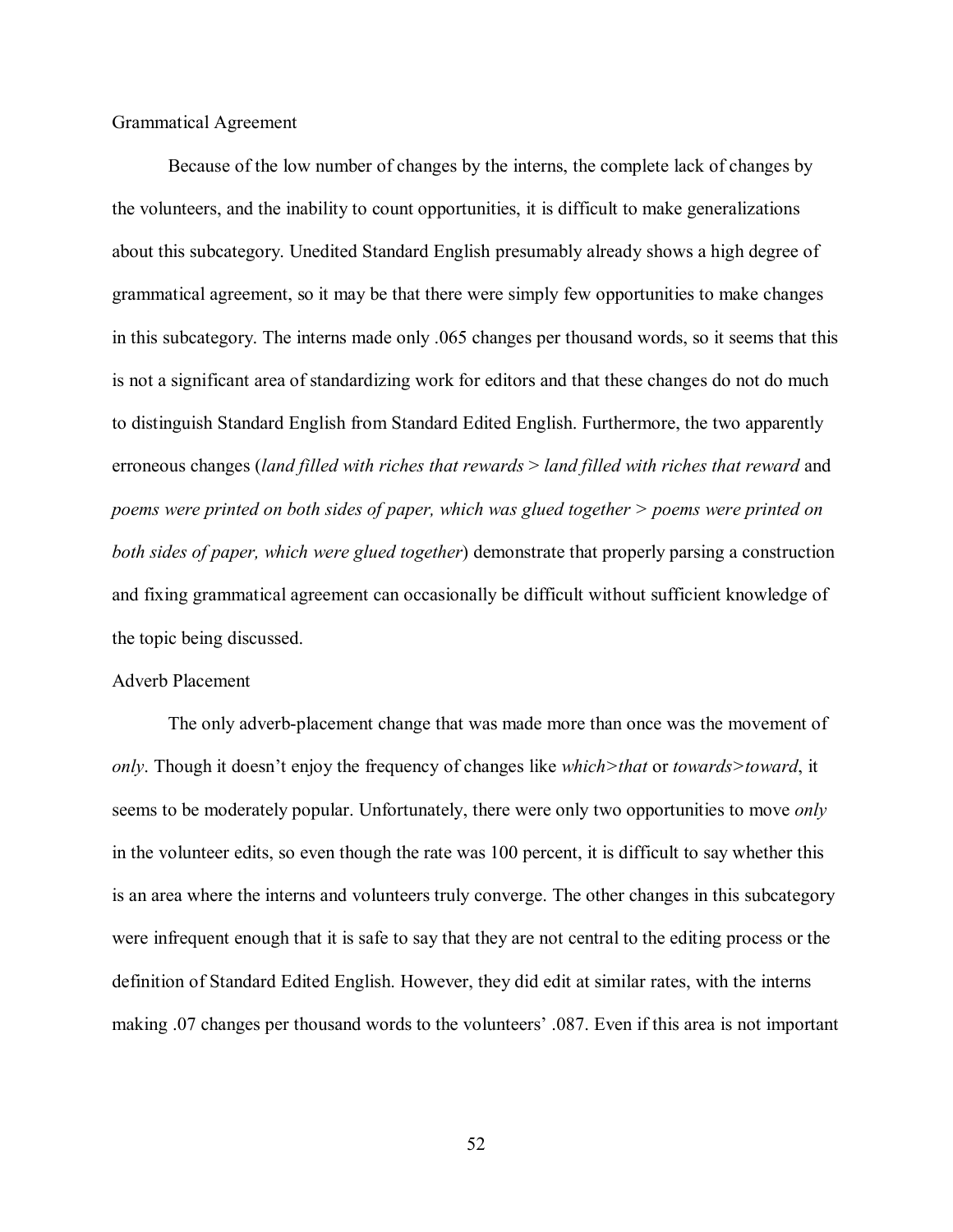### Grammatical Agreement

Because of the low number of changes by the interns, the complete lack of changes by the volunteers, and the inability to count opportunities, it is difficult to make generalizations about this subcategory. Unedited Standard English presumably already shows a high degree of grammatical agreement, so it may be that there were simply few opportunities to make changes in this subcategory. The interns made only .065 changes per thousand words, so it seems that this is not a significant area of standardizing work for editors and that these changes do not do much to distinguish Standard English from Standard Edited English. Furthermore, the two apparently erroneous changes (*land filled with riches that rewards* > *land filled with riches that reward* and *poems were printed on both sides of paper, which was glued together* > *poems were printed on both sides of paper, which were glued together*) demonstrate that properly parsing a construction and fixing grammatical agreement can occasionally be difficult without sufficient knowledge of the topic being discussed.

### Adverb Placement

The only adverb-placement change that was made more than once was the movement of *only*. Though it doesn't enjoy the frequency of changes like *which>that* or *towards>toward*, it seems to be moderately popular. Unfortunately, there were only two opportunities to move *only* in the volunteer edits, so even though the rate was 100 percent, it is difficult to say whether this is an area where the interns and volunteers truly converge. The other changes in this subcategory were infrequent enough that it is safe to say that they are not central to the editing process or the definition of Standard Edited English. However, they did edit at similar rates, with the interns making .07 changes per thousand words to the volunteers' .087. Even if this area is not important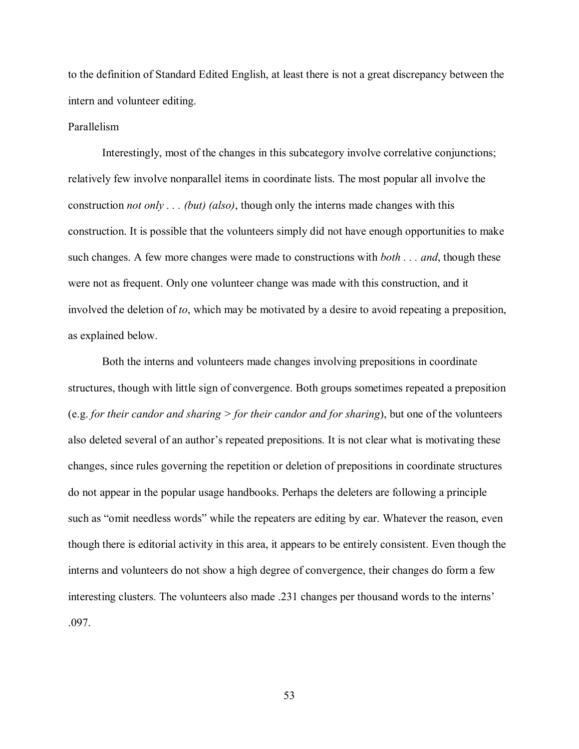to the definition of Standard Edited English, at least there is not a great discrepancy between the intern and volunteer editing.

Parallelism

Interestingly, most of the changes in this subcategory involve correlative conjunctions; relatively few involve nonparallel items in coordinate lists. The most popular all involve the construction *not only . . . (but) (also)*, though only the interns made changes with this construction. It is possible that the volunteers simply did not have enough opportunities to make such changes. A few more changes were made to constructions with *both* . . . *and*, though these were not as frequent. Only one volunteer change was made with this construction, and it involved the deletion of *to*, which may be motivated by a desire to avoid repeating a preposition, as explained below.

Both the interns and volunteers made changes involving prepositions in coordinate structures, though with little sign of convergence. Both groups sometimes repeated a preposition (e.g. *for their candor and sharing* > *for their candor and for sharing*), but one of the volunteers also deleted several of an author's repeated prepositions. It is not clear what is motivating these changes, since rules governing the repetition or deletion of prepositions in coordinate structures do not appear in the popular usage handbooks. Perhaps the deleters are following a principle such as "omit needless words" while the repeaters are editing by ear. Whatever the reason, even though there is editorial activity in this area, it appears to be entirely consistent. Even though the interns and volunteers do not show a high degree of convergence, their changes do form a few interesting clusters. The volunteers also made .231 changes per thousand words to the interns' .097.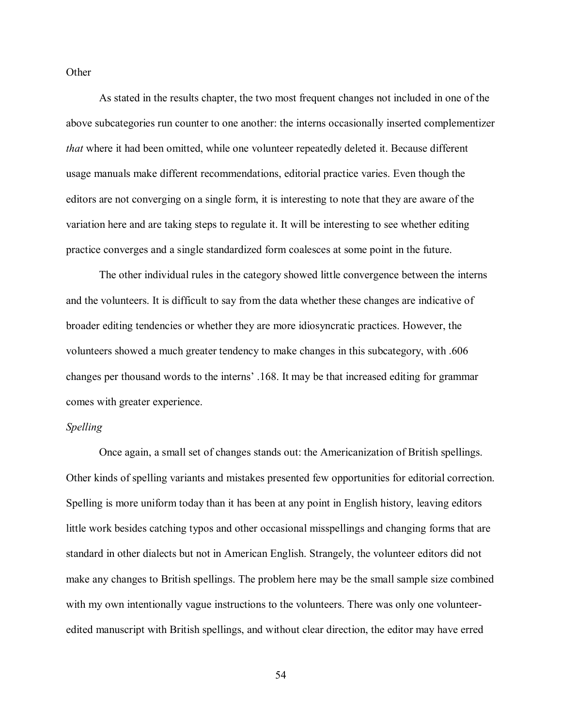Other

As stated in the results chapter, the two most frequent changes not included in one of the above subcategories run counter to one another: the interns occasionally inserted complementizer *that* where it had been omitted, while one volunteer repeatedly deleted it. Because different usage manuals make different recommendations, editorial practice varies. Even though the editors are not converging on a single form, it is interesting to note that they are aware of the variation here and are taking steps to regulate it. It will be interesting to see whether editing practice converges and a single standardized form coalesces at some point in the future.

The other individual rules in the category showed little convergence between the interns and the volunteers. It is difficult to say from the data whether these changes are indicative of broader editing tendencies or whether they are more idiosyncratic practices. However, the volunteers showed a much greater tendency to make changes in this subcategory, with .606 changes per thousand words to the interns' .168. It may be that increased editing for grammar comes with greater experience.

*Spelling*

Once again, a small set of changes stands out: the Americanization of British spellings. Other kinds of spelling variants and mistakes presented few opportunities for editorial correction. Spelling is more uniform today than it has been at any point in English history, leaving editors little work besides catching typos and other occasional misspellings and changing forms that are standard in other dialects but not in American English. Strangely, the volunteer editors did not make any changes to British spellings. The problem here may be the small sample size combined with my own intentionally vague instructions to the volunteers. There was only one volunteer-edited manuscript with British spellings, and without clear direction, the editor may have erred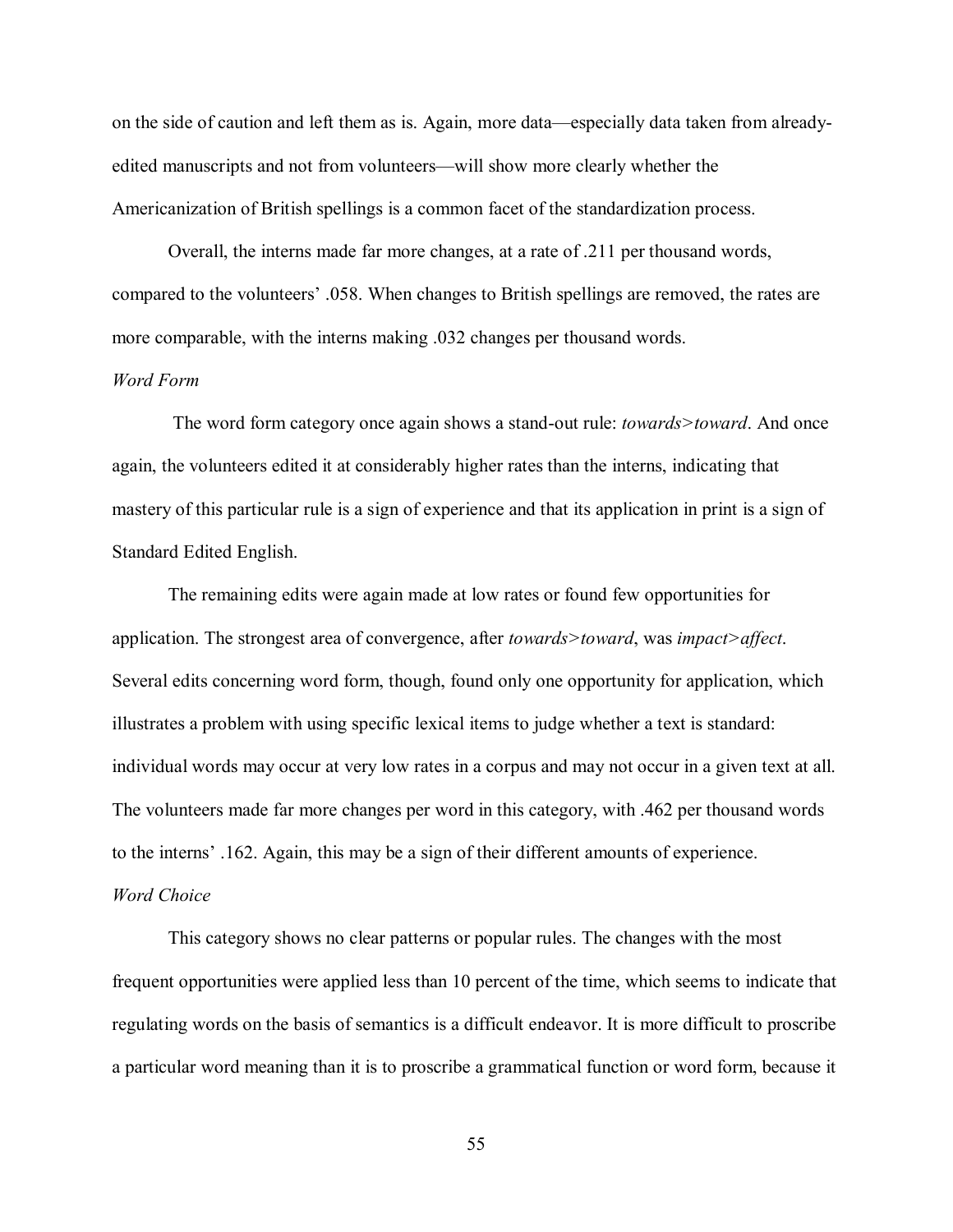on the side of caution and left them as is. Again, more data—especially data taken from already-edited manuscripts and not from volunteers—will show more clearly whether the Americanization of British spellings is a common facet of the standardization process.

Overall, the interns made far more changes, at a rate of .211 per thousand words, compared to the volunteers' .058. When changes to British spellings are removed, the rates are more comparable, with the interns making .032 changes per thousand words.

*Word Form*

The word form category once again shows a stand-out rule: *towards>toward*. And once again, the volunteers edited it at considerably higher rates than the interns, indicating that mastery of this particular rule is a sign of experience and that its application in print is a sign of Standard Edited English.

The remaining edits were again made at low rates or found few opportunities for application. The strongest area of convergence, after *towards>toward*, was *impact>affect*. Several edits concerning word form, though, found only one opportunity for application, which illustrates a problem with using specific lexical items to judge whether a text is standard: individual words may occur at very low rates in a corpus and may not occur in a given text at all. The volunteers made far more changes per word in this category, with .462 per thousand words to the interns' .162. Again, this may be a sign of their different amounts of experience.

*Word Choice*

This category shows no clear patterns or popular rules. The changes with the most frequent opportunities were applied less than 10 percent of the time, which seems to indicate that regulating words on the basis of semantics is a difficult endeavor. It is more difficult to proscribe a particular word meaning than it is to proscribe a grammatical function or word form, because it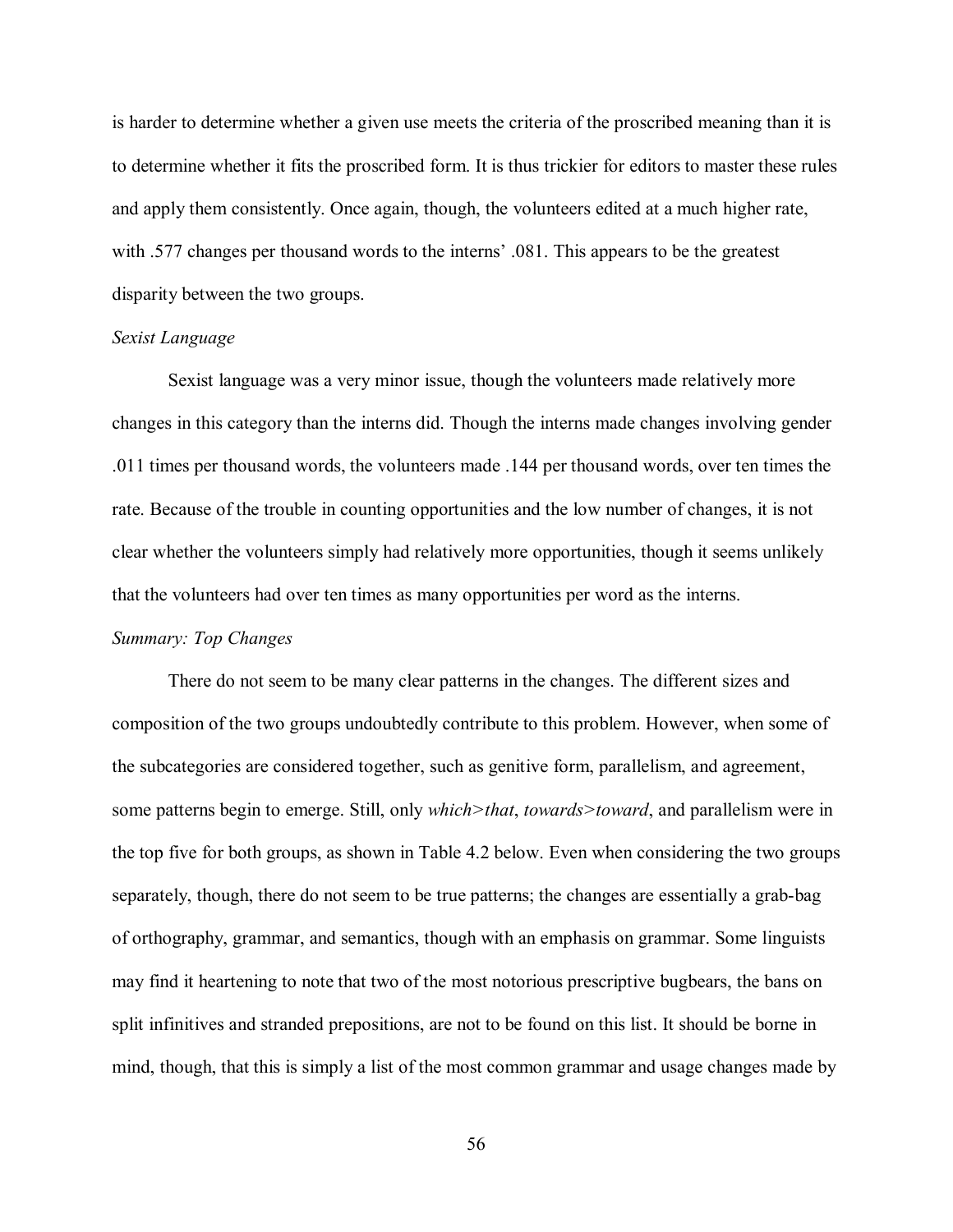is harder to determine whether a given use meets the criteria of the proscribed meaning than it is to determine whether it fits the proscribed form. It is thus trickier for editors to master these rules and apply them consistently. Once again, though, the volunteers edited at a much higher rate, with .577 changes per thousand words to the interns' .081. This appears to be the greatest disparity between the two groups.

*Sexist Language*

Sexist language was a very minor issue, though the volunteers made relatively more changes in this category than the interns did. Though the interns made changes involving gender .011 times per thousand words, the volunteers made .144 per thousand words, over ten times the rate. Because of the trouble in counting opportunities and the low number of changes, it is not clear whether the volunteers simply had relatively more opportunities, though it seems unlikely that the volunteers had over ten times as many opportunities per word as the interns.

*Summary: Top Changes*

There do not seem to be many clear patterns in the changes. The different sizes and composition of the two groups undoubtedly contribute to this problem. However, when some of the subcategories are considered together, such as genitive form, parallelism, and agreement, some patterns begin to emerge. Still, only *which>that*, *towards>toward*, and parallelism were in the top five for both groups, as shown in Table 4.2 below. Even when considering the two groups separately, though, there do not seem to be true patterns; the changes are essentially a grab-bag of orthography, grammar, and semantics, though with an emphasis on grammar. Some linguists may find it heartening to note that two of the most notorious prescriptive bugbears, the bans on split infinitives and stranded prepositions, are not to be found on this list. It should be borne in mind, though, that this is simply a list of the most common grammar and usage changes made by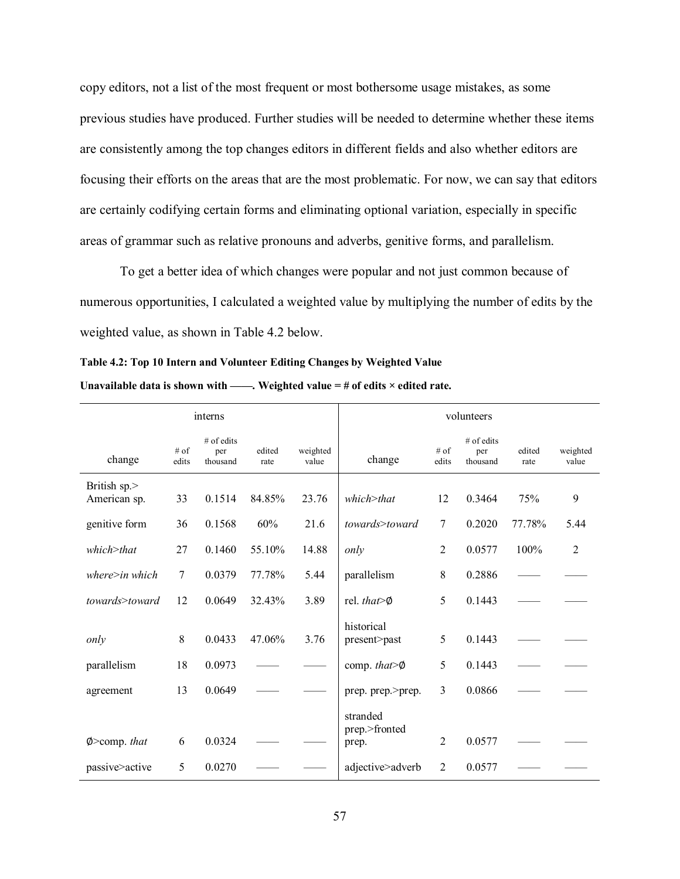copy editors, not a list of the most frequent or most bothersome usage mistakes, as some previous studies have produced. Further studies will be needed to determine whether these items are consistently among the top changes editors in different fields and also whether editors are focusing their efforts on the areas that are the most problematic. For now, we can say that editors are certainly codifying certain forms and eliminating optional variation, especially in specific areas of grammar such as relative pronouns and adverbs, genitive forms, and parallelism.

To get a better idea of which changes were popular and not just common because of numerous opportunities, I calculated a weighted value by multiplying the number of edits by the weighted value, as shown in Table 4.2 below.

**Table 4.2: Top 10 Intern and Volunteer Editing Changes by Weighted Value**

**Unavailable data is shown with ——. Weighted value = # of edits × edited rate.**

| interns | | | | | volunteers | | | | |
|---|---|---|---|---|---|---|---|---|---|
| change | # of edits | # of edits per thousand | edited rate | weighted value | change | # of edits | # of edits per thousand | edited rate | weighted value |
| British sp.> American sp. | 33 | 0.1514 | 84.85% | 23.76 | *which>that* | 12 | 0.3464 | 75% | 9 |
| genitive form | 36 | 0.1568 | 60% | 21.6 | *towards>toward* | 7 | 0.2020 | 77.78% | 5.44 |
| *which>that* | 27 | 0.1460 | 55.10% | 14.88 | *only* | 2 | 0.0577 | 100% | 2 |
| *where>in which* | 7 | 0.0379 | 77.78% | 5.44 | parallelism | 8 | 0.2886 | —— | —— |
| *towards>toward* | 12 | 0.0649 | 32.43% | 3.89 | rel. *that*>∅ | 5 | 0.1443 | —— | —— |
| *only* | 8 | 0.0433 | 47.06% | 3.76 | historical present>past | 5 | 0.1443 | —— | —— |
| parallelism | 18 | 0.0973 | —— | —— | comp. *that*>∅ | 5 | 0.1443 | —— | —— |
| agreement | 13 | 0.0649 | —— | —— | prep. prep.>prep. | 3 | 0.0866 | —— | —— |
| ∅>comp. *that* | 6 | 0.0324 | —— | —— | stranded prep.>fronted prep. | 2 | 0.0577 | —— | —— |
| passive>active | 5 | 0.0270 | —— | —— | adjective>adverb | 2 | 0.0577 | —— | —— |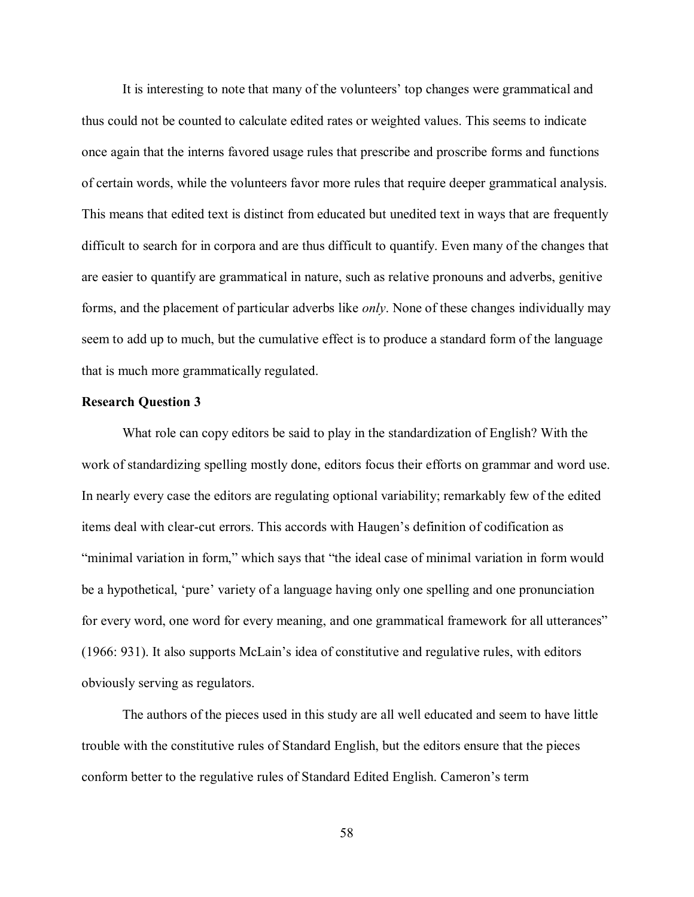It is interesting to note that many of the volunteers' top changes were grammatical and thus could not be counted to calculate edited rates or weighted values. This seems to indicate once again that the interns favored usage rules that prescribe and proscribe forms and functions of certain words, while the volunteers favor more rules that require deeper grammatical analysis. This means that edited text is distinct from educated but unedited text in ways that are frequently difficult to search for in corpora and are thus difficult to quantify. Even many of the changes that are easier to quantify are grammatical in nature, such as relative pronouns and adverbs, genitive forms, and the placement of particular adverbs like *only*. None of these changes individually may seem to add up to much, but the cumulative effect is to produce a standard form of the language that is much more grammatically regulated.

**Research Question 3**

What role can copy editors be said to play in the standardization of English? With the work of standardizing spelling mostly done, editors focus their efforts on grammar and word use. In nearly every case the editors are regulating optional variability; remarkably few of the edited items deal with clear-cut errors. This accords with Haugen's definition of codification as "minimal variation in form," which says that "the ideal case of minimal variation in form would be a hypothetical, 'pure' variety of a language having only one spelling and one pronunciation for every word, one word for every meaning, and one grammatical framework for all utterances" (1966: 931). It also supports McLain's idea of constitutive and regulative rules, with editors obviously serving as regulators.

The authors of the pieces used in this study are all well educated and seem to have little trouble with the constitutive rules of Standard English, but the editors ensure that the pieces conform better to the regulative rules of Standard Edited English. Cameron's term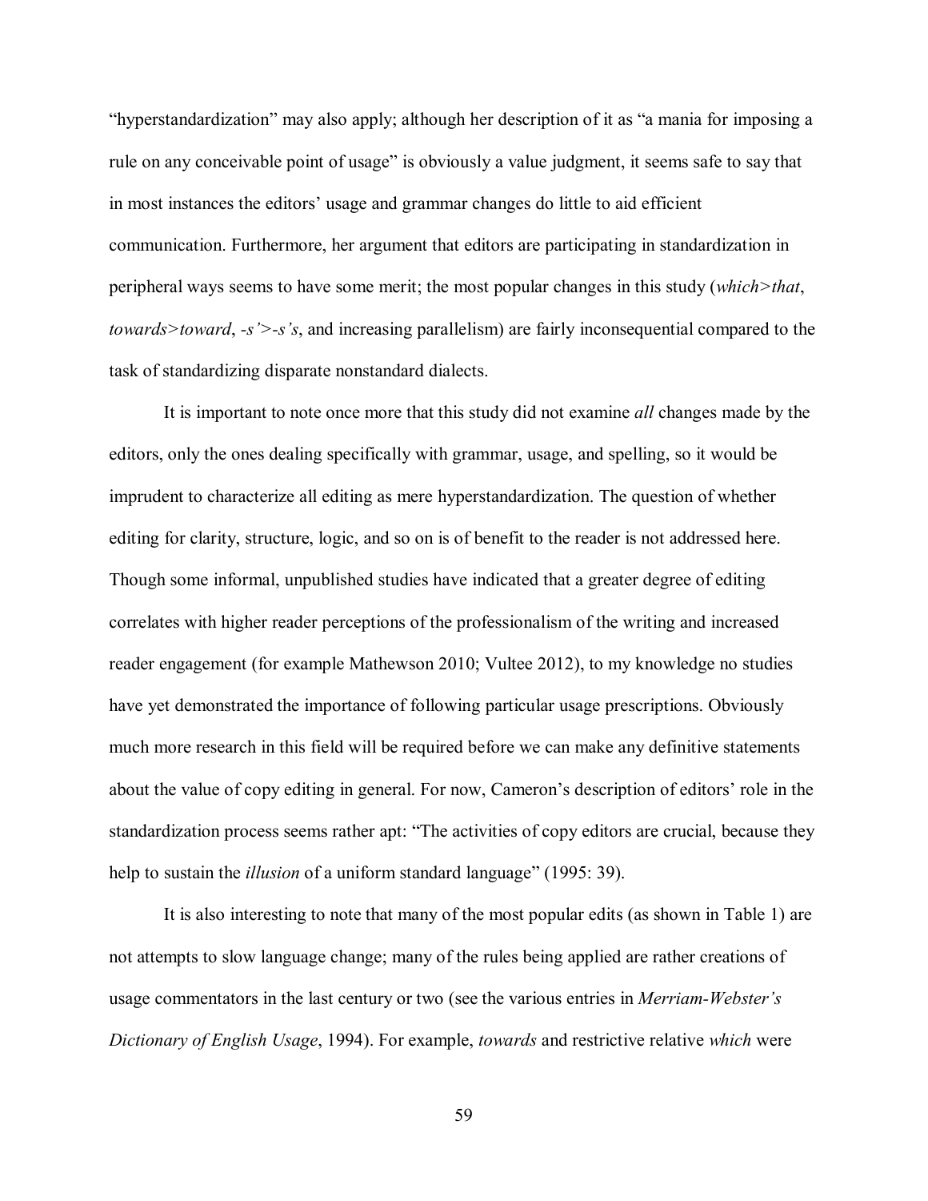"hyperstandardization" may also apply; although her description of it as "a mania for imposing a rule on any conceivable point of usage" is obviously a value judgment, it seems safe to say that in most instances the editors' usage and grammar changes do little to aid efficient communication. Furthermore, her argument that editors are participating in standardization in peripheral ways seems to have some merit; the most popular changes in this study (*which>that*, *towards>toward*, *-s'>-s's*, and increasing parallelism) are fairly inconsequential compared to the task of standardizing disparate nonstandard dialects.

It is important to note once more that this study did not examine *all* changes made by the editors, only the ones dealing specifically with grammar, usage, and spelling, so it would be imprudent to characterize all editing as mere hyperstandardization. The question of whether editing for clarity, structure, logic, and so on is of benefit to the reader is not addressed here. Though some informal, unpublished studies have indicated that a greater degree of editing correlates with higher reader perceptions of the professionalism of the writing and increased reader engagement (for example Mathewson 2010; Vultee 2012), to my knowledge no studies have yet demonstrated the importance of following particular usage prescriptions. Obviously much more research in this field will be required before we can make any definitive statements about the value of copy editing in general. For now, Cameron's description of editors' role in the standardization process seems rather apt: "The activities of copy editors are crucial, because they help to sustain the *illusion* of a uniform standard language" (1995: 39).

It is also interesting to note that many of the most popular edits (as shown in Table 1) are not attempts to slow language change; many of the rules being applied are rather creations of usage commentators in the last century or two (see the various entries in *Merriam-Webster's Dictionary of English Usage*, 1994). For example, *towards* and restrictive relative *which* were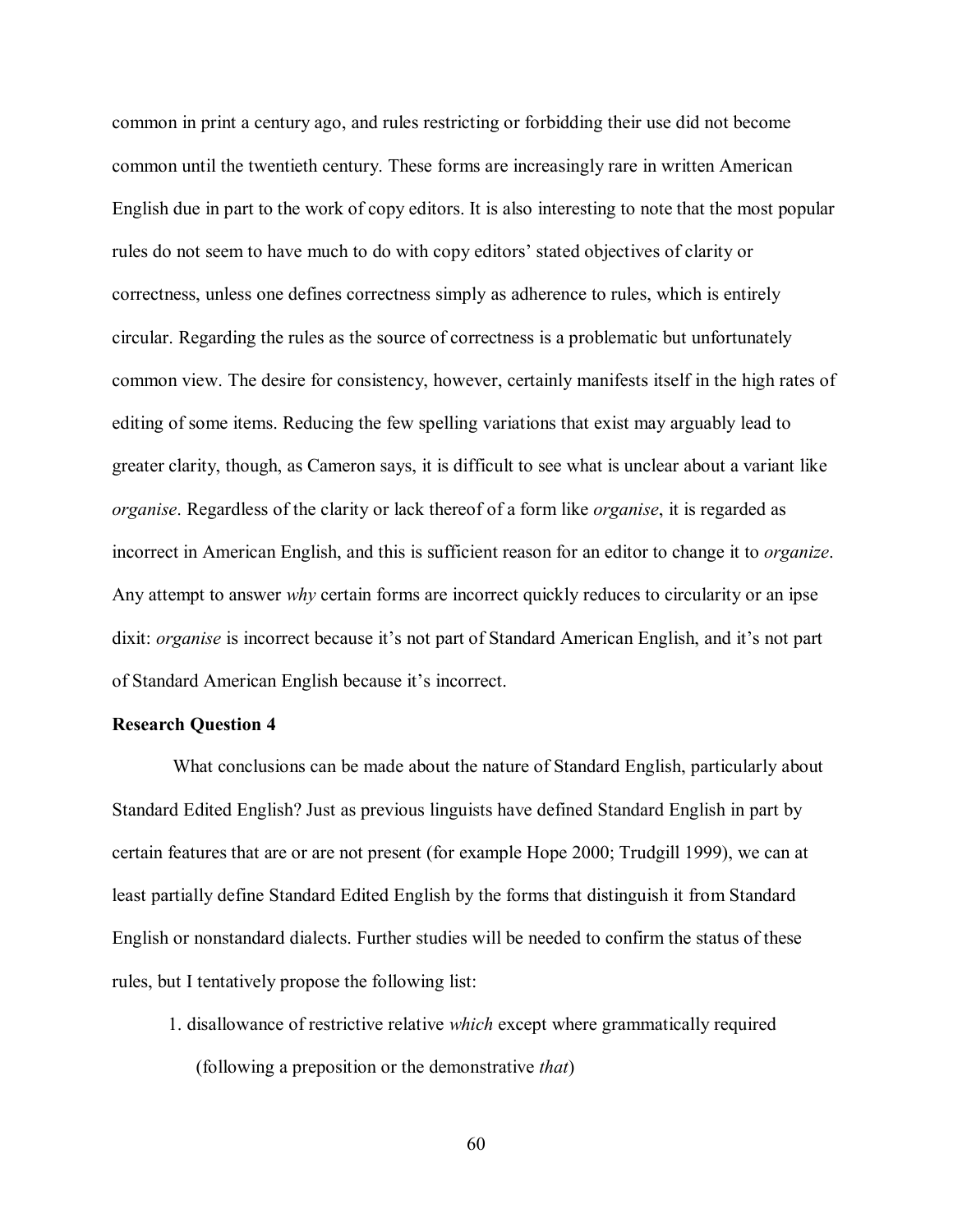common in print a century ago, and rules restricting or forbidding their use did not become common until the twentieth century. These forms are increasingly rare in written American English due in part to the work of copy editors. It is also interesting to note that the most popular rules do not seem to have much to do with copy editors' stated objectives of clarity or correctness, unless one defines correctness simply as adherence to rules, which is entirely circular. Regarding the rules as the source of correctness is a problematic but unfortunately common view. The desire for consistency, however, certainly manifests itself in the high rates of editing of some items. Reducing the few spelling variations that exist may arguably lead to greater clarity, though, as Cameron says, it is difficult to see what is unclear about a variant like *organise*. Regardless of the clarity or lack thereof of a form like *organise*, it is regarded as incorrect in American English, and this is sufficient reason for an editor to change it to *organize*. Any attempt to answer *why* certain forms are incorrect quickly reduces to circularity or an ipse dixit: *organise* is incorrect because it's not part of Standard American English, and it's not part of Standard American English because it's incorrect.

**Research Question 4**

What conclusions can be made about the nature of Standard English, particularly about Standard Edited English? Just as previous linguists have defined Standard English in part by certain features that are or are not present (for example Hope 2000; Trudgill 1999), we can at least partially define Standard Edited English by the forms that distinguish it from Standard English or nonstandard dialects. Further studies will be needed to confirm the status of these rules, but I tentatively propose the following list:

1. disallowance of restrictive relative *which* except where grammatically required (following a preposition or the demonstrative *that*)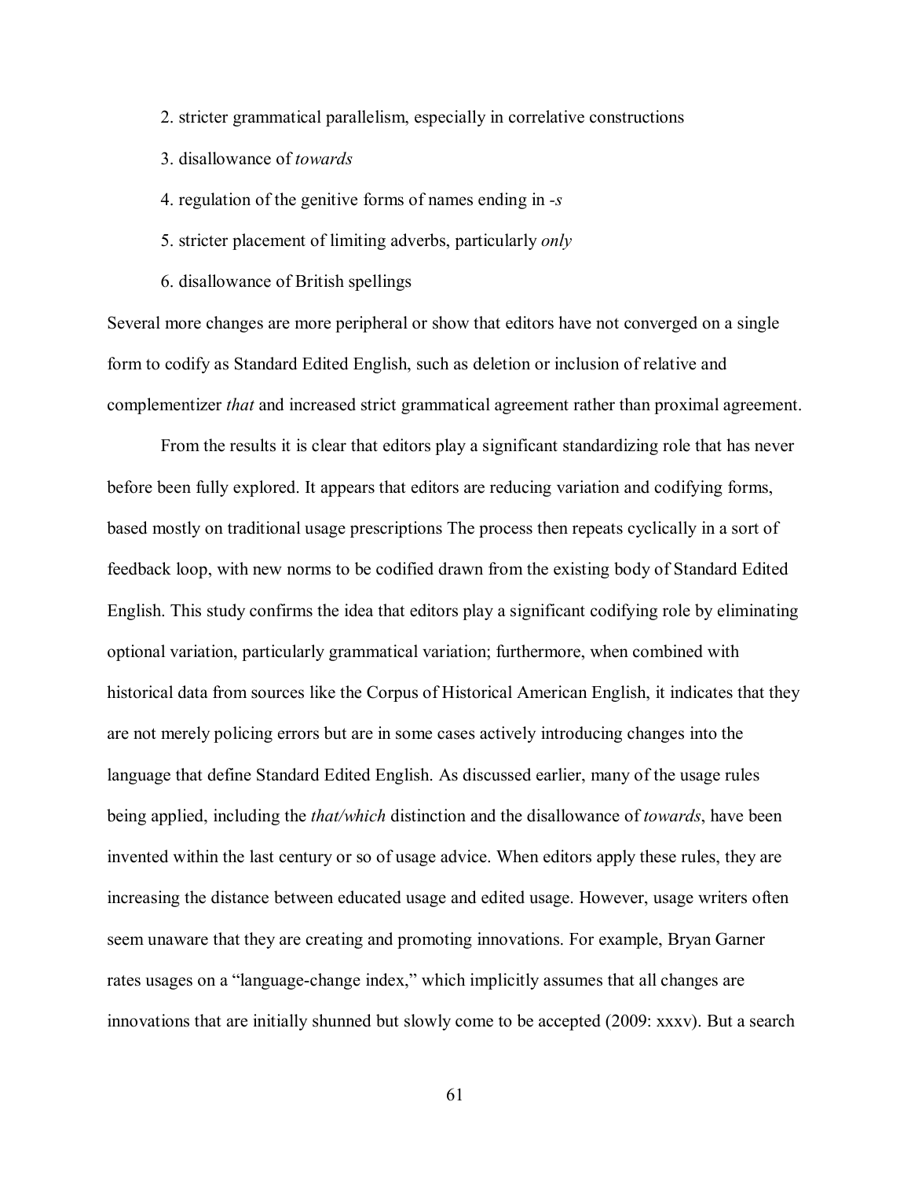2. stricter grammatical parallelism, especially in correlative constructions

3. disallowance of *towards*

4. regulation of the genitive forms of names ending in *-s*

5. stricter placement of limiting adverbs, particularly *only*

6. disallowance of British spellings

Several more changes are more peripheral or show that editors have not converged on a single form to codify as Standard Edited English, such as deletion or inclusion of relative and complementizer *that* and increased strict grammatical agreement rather than proximal agreement.

From the results it is clear that editors play a significant standardizing role that has never before been fully explored. It appears that editors are reducing variation and codifying forms, based mostly on traditional usage prescriptions The process then repeats cyclically in a sort of feedback loop, with new norms to be codified drawn from the existing body of Standard Edited English. This study confirms the idea that editors play a significant codifying role by eliminating optional variation, particularly grammatical variation; furthermore, when combined with historical data from sources like the Corpus of Historical American English, it indicates that they are not merely policing errors but are in some cases actively introducing changes into the language that define Standard Edited English. As discussed earlier, many of the usage rules being applied, including the *that/which* distinction and the disallowance of *towards*, have been invented within the last century or so of usage advice. When editors apply these rules, they are increasing the distance between educated usage and edited usage. However, usage writers often seem unaware that they are creating and promoting innovations. For example, Bryan Garner rates usages on a "language-change index," which implicitly assumes that all changes are innovations that are initially shunned but slowly come to be accepted (2009: xxxv). But a search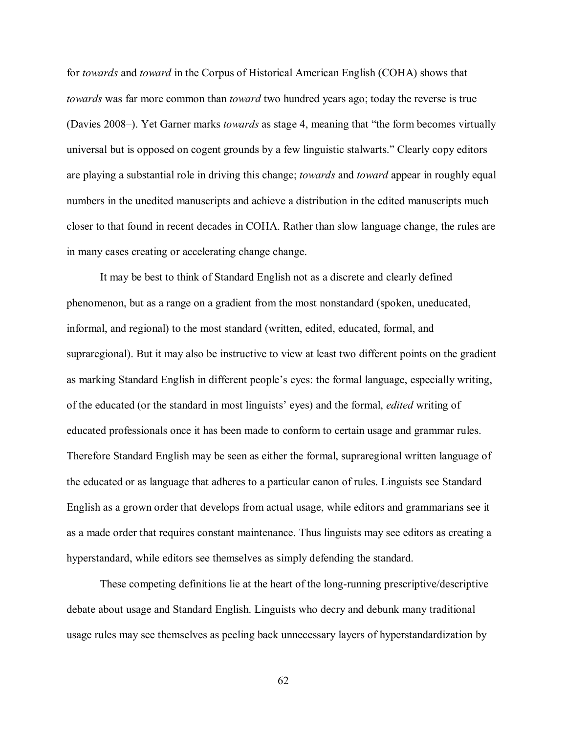for *towards* and *toward* in the Corpus of Historical American English (COHA) shows that *towards* was far more common than *toward* two hundred years ago; today the reverse is true (Davies 2008–). Yet Garner marks *towards* as stage 4, meaning that "the form becomes virtually universal but is opposed on cogent grounds by a few linguistic stalwarts." Clearly copy editors are playing a substantial role in driving this change; *towards* and *toward* appear in roughly equal numbers in the unedited manuscripts and achieve a distribution in the edited manuscripts much closer to that found in recent decades in COHA. Rather than slow language change, the rules are in many cases creating or accelerating change change.

It may be best to think of Standard English not as a discrete and clearly defined phenomenon, but as a range on a gradient from the most nonstandard (spoken, uneducated, informal, and regional) to the most standard (written, edited, educated, formal, and supraregional). But it may also be instructive to view at least two different points on the gradient as marking Standard English in different people's eyes: the formal language, especially writing, of the educated (or the standard in most linguists' eyes) and the formal, *edited* writing of educated professionals once it has been made to conform to certain usage and grammar rules. Therefore Standard English may be seen as either the formal, supraregional written language of the educated or as language that adheres to a particular canon of rules. Linguists see Standard English as a grown order that develops from actual usage, while editors and grammarians see it as a made order that requires constant maintenance. Thus linguists may see editors as creating a hyperstandard, while editors see themselves as simply defending the standard.

These competing definitions lie at the heart of the long-running prescriptive/descriptive debate about usage and Standard English. Linguists who decry and debunk many traditional usage rules may see themselves as peeling back unnecessary layers of hyperstandardization by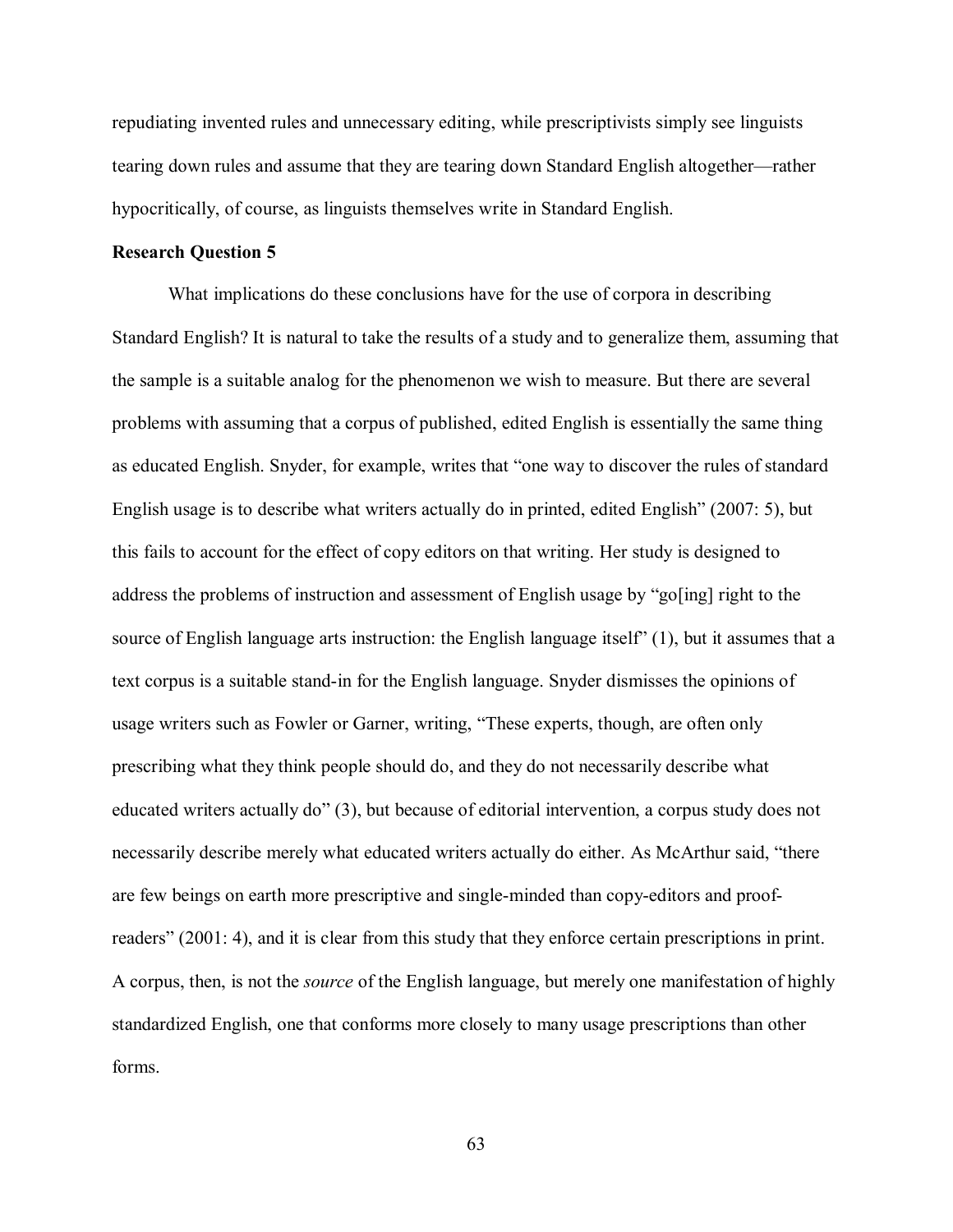repudiating invented rules and unnecessary editing, while prescriptivists simply see linguists tearing down rules and assume that they are tearing down Standard English altogether—rather hypocritically, of course, as linguists themselves write in Standard English.

**Research Question 5**

What implications do these conclusions have for the use of corpora in describing Standard English? It is natural to take the results of a study and to generalize them, assuming that the sample is a suitable analog for the phenomenon we wish to measure. But there are several problems with assuming that a corpus of published, edited English is essentially the same thing as educated English. Snyder, for example, writes that "one way to discover the rules of standard English usage is to describe what writers actually do in printed, edited English" (2007: 5), but this fails to account for the effect of copy editors on that writing. Her study is designed to address the problems of instruction and assessment of English usage by "go[ing] right to the source of English language arts instruction: the English language itself" (1), but it assumes that a text corpus is a suitable stand-in for the English language. Snyder dismisses the opinions of usage writers such as Fowler or Garner, writing, "These experts, though, are often only prescribing what they think people should do, and they do not necessarily describe what educated writers actually do" (3), but because of editorial intervention, a corpus study does not necessarily describe merely what educated writers actually do either. As McArthur said, "there are few beings on earth more prescriptive and single-minded than copy-editors and proof-readers" (2001: 4), and it is clear from this study that they enforce certain prescriptions in print. A corpus, then, is not the *source* of the English language, but merely one manifestation of highly standardized English, one that conforms more closely to many usage prescriptions than other forms.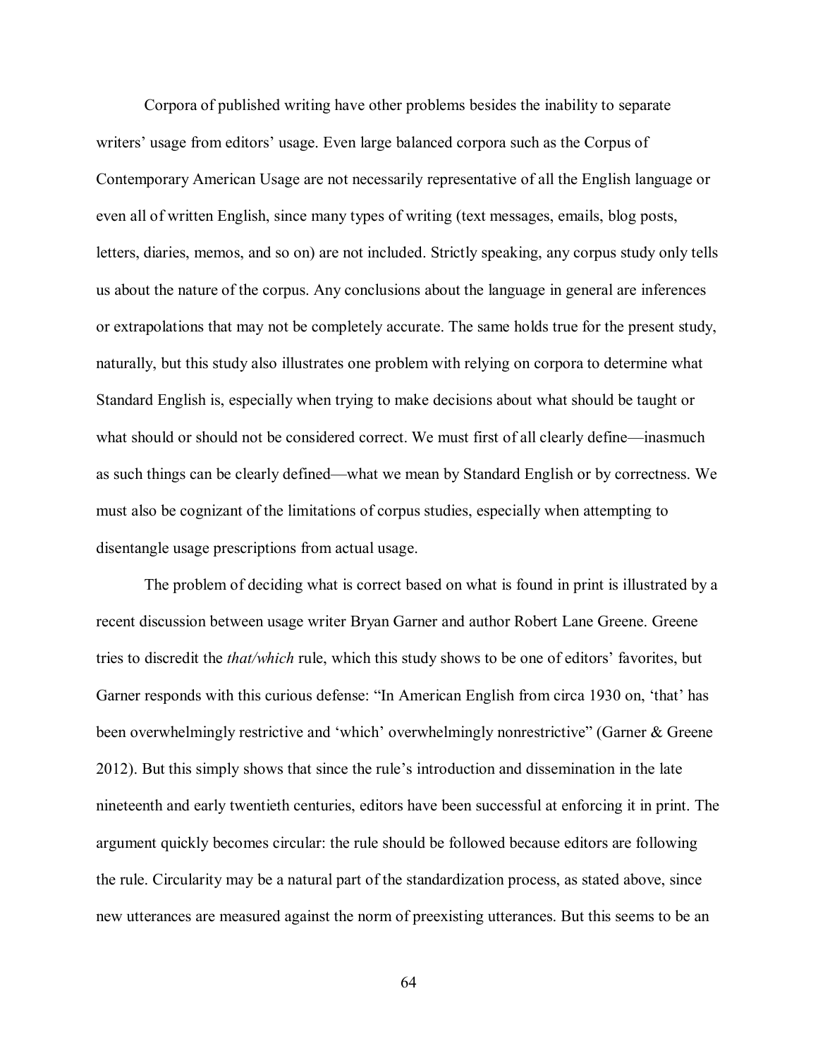Corpora of published writing have other problems besides the inability to separate writers' usage from editors' usage. Even large balanced corpora such as the Corpus of Contemporary American Usage are not necessarily representative of all the English language or even all of written English, since many types of writing (text messages, emails, blog posts, letters, diaries, memos, and so on) are not included. Strictly speaking, any corpus study only tells us about the nature of the corpus. Any conclusions about the language in general are inferences or extrapolations that may not be completely accurate. The same holds true for the present study, naturally, but this study also illustrates one problem with relying on corpora to determine what Standard English is, especially when trying to make decisions about what should be taught or what should or should not be considered correct. We must first of all clearly define—inasmuch as such things can be clearly defined—what we mean by Standard English or by correctness. We must also be cognizant of the limitations of corpus studies, especially when attempting to disentangle usage prescriptions from actual usage.

The problem of deciding what is correct based on what is found in print is illustrated by a recent discussion between usage writer Bryan Garner and author Robert Lane Greene. Greene tries to discredit the *that/which* rule, which this study shows to be one of editors' favorites, but Garner responds with this curious defense: "In American English from circa 1930 on, 'that' has been overwhelmingly restrictive and 'which' overwhelmingly nonrestrictive" (Garner & Greene 2012). But this simply shows that since the rule's introduction and dissemination in the late nineteenth and early twentieth centuries, editors have been successful at enforcing it in print. The argument quickly becomes circular: the rule should be followed because editors are following the rule. Circularity may be a natural part of the standardization process, as stated above, since new utterances are measured against the norm of preexisting utterances. But this seems to be an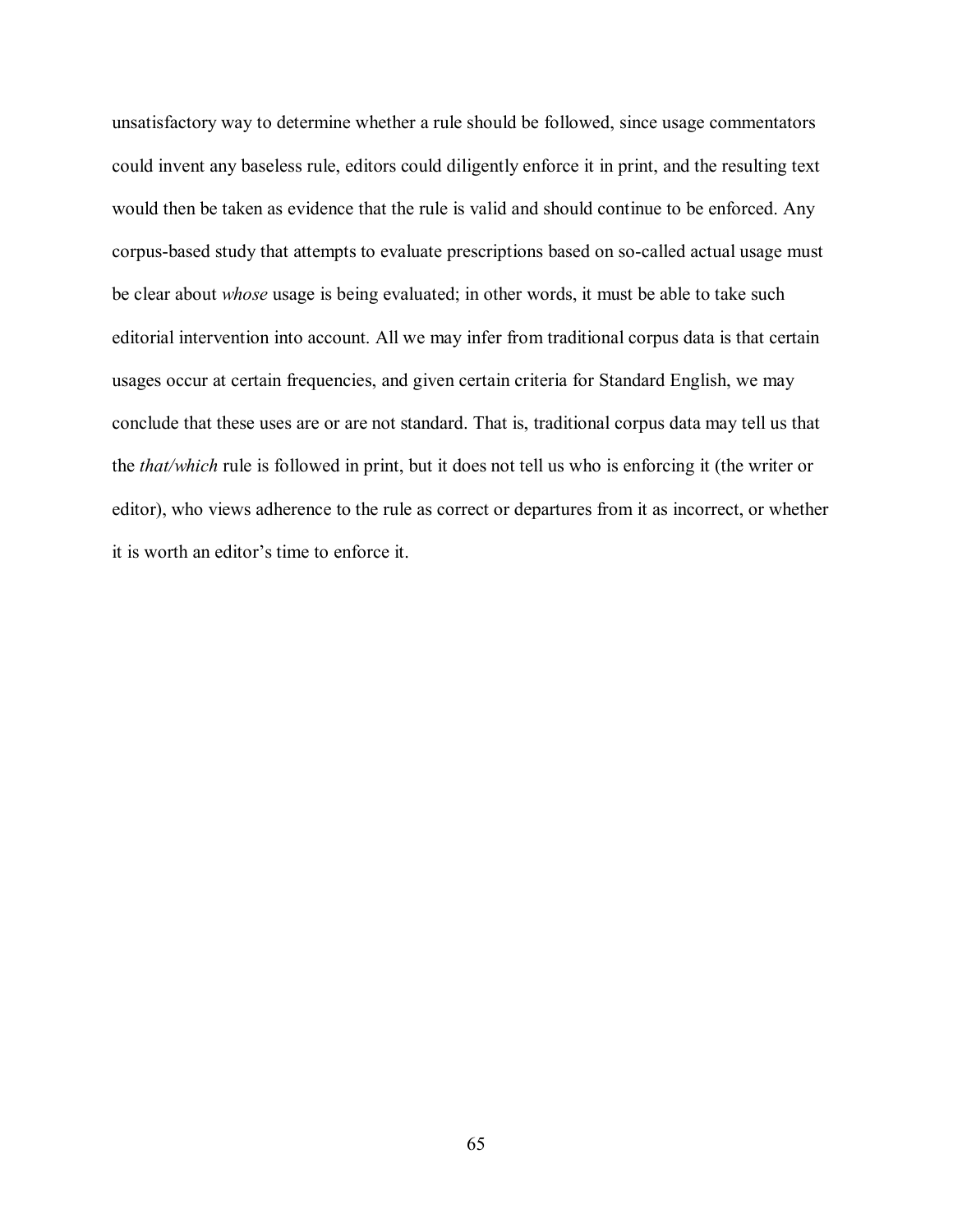unsatisfactory way to determine whether a rule should be followed, since usage commentators could invent any baseless rule, editors could diligently enforce it in print, and the resulting text would then be taken as evidence that the rule is valid and should continue to be enforced. Any corpus-based study that attempts to evaluate prescriptions based on so-called actual usage must be clear about *whose* usage is being evaluated; in other words, it must be able to take such editorial intervention into account. All we may infer from traditional corpus data is that certain usages occur at certain frequencies, and given certain criteria for Standard English, we may conclude that these uses are or are not standard. That is, traditional corpus data may tell us that the *that/which* rule is followed in print, but it does not tell us who is enforcing it (the writer or editor), who views adherence to the rule as correct or departures from it as incorrect, or whether it is worth an editor's time to enforce it.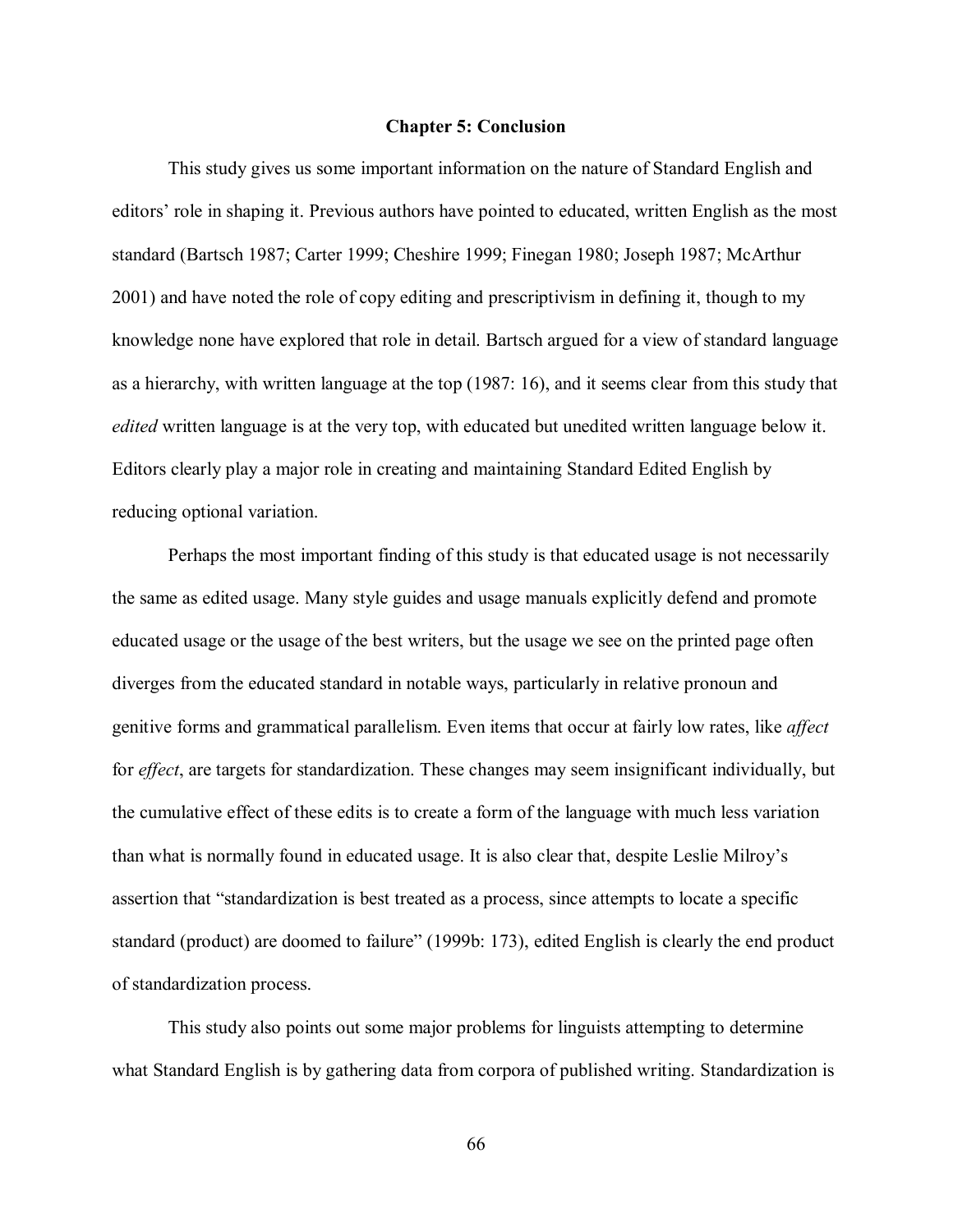# Chapter 5: Conclusion

This study gives us some important information on the nature of Standard English and editors' role in shaping it. Previous authors have pointed to educated, written English as the most standard (Bartsch 1987; Carter 1999; Cheshire 1999; Finegan 1980; Joseph 1987; McArthur 2001) and have noted the role of copy editing and prescriptivism in defining it, though to my knowledge none have explored that role in detail. Bartsch argued for a view of standard language as a hierarchy, with written language at the top (1987: 16), and it seems clear from this study that *edited* written language is at the very top, with educated but unedited written language below it. Editors clearly play a major role in creating and maintaining Standard Edited English by reducing optional variation.

Perhaps the most important finding of this study is that educated usage is not necessarily the same as edited usage. Many style guides and usage manuals explicitly defend and promote educated usage or the usage of the best writers, but the usage we see on the printed page often diverges from the educated standard in notable ways, particularly in relative pronoun and genitive forms and grammatical parallelism. Even items that occur at fairly low rates, like *affect* for *effect*, are targets for standardization. These changes may seem insignificant individually, but the cumulative effect of these edits is to create a form of the language with much less variation than what is normally found in educated usage. It is also clear that, despite Leslie Milroy's assertion that "standardization is best treated as a process, since attempts to locate a specific standard (product) are doomed to failure" (1999b: 173), edited English is clearly the end product of standardization process.

This study also points out some major problems for linguists attempting to determine what Standard English is by gathering data from corpora of published writing. Standardization is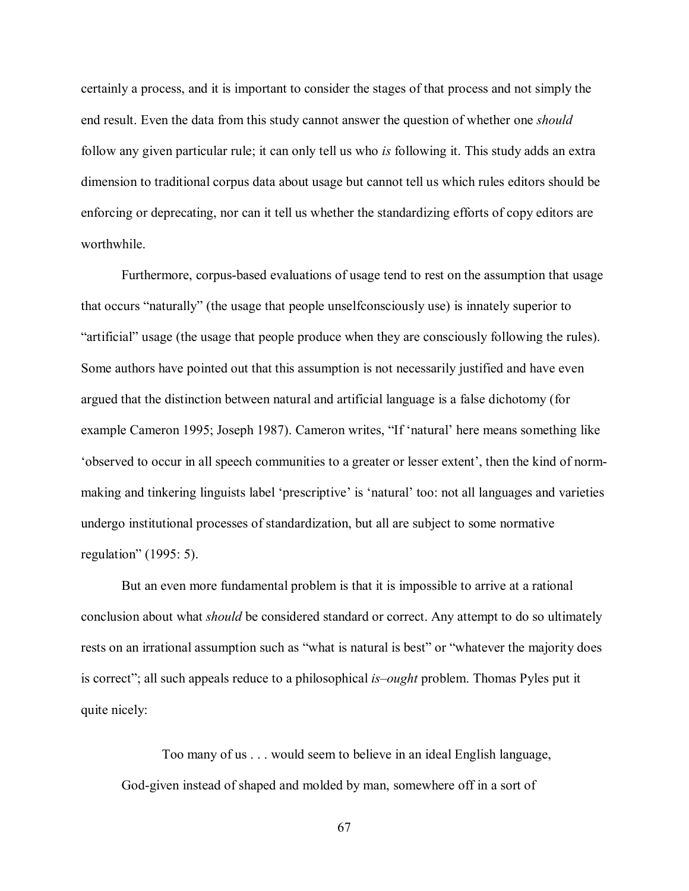certainly a process, and it is important to consider the stages of that process and not simply the end result. Even the data from this study cannot answer the question of whether one *should* follow any given particular rule; it can only tell us who *is* following it. This study adds an extra dimension to traditional corpus data about usage but cannot tell us which rules editors should be enforcing or deprecating, nor can it tell us whether the standardizing efforts of copy editors are worthwhile.

Furthermore, corpus-based evaluations of usage tend to rest on the assumption that usage that occurs "naturally" (the usage that people unselfconsciously use) is innately superior to "artificial" usage (the usage that people produce when they are consciously following the rules). Some authors have pointed out that this assumption is not necessarily justified and have even argued that the distinction between natural and artificial language is a false dichotomy (for example Cameron 1995; Joseph 1987). Cameron writes, "If 'natural' here means something like 'observed to occur in all speech communities to a greater or lesser extent', then the kind of norm-making and tinkering linguists label 'prescriptive' is 'natural' too: not all languages and varieties undergo institutional processes of standardization, but all are subject to some normative regulation" (1995: 5).

But an even more fundamental problem is that it is impossible to arrive at a rational conclusion about what *should* be considered standard or correct. Any attempt to do so ultimately rests on an irrational assumption such as "what is natural is best" or "whatever the majority does is correct"; all such appeals reduce to a philosophical *is–ought* problem. Thomas Pyles put it quite nicely:

> Too many of us . . . would seem to believe in an ideal English language, God-given instead of shaped and molded by man, somewhere off in a sort of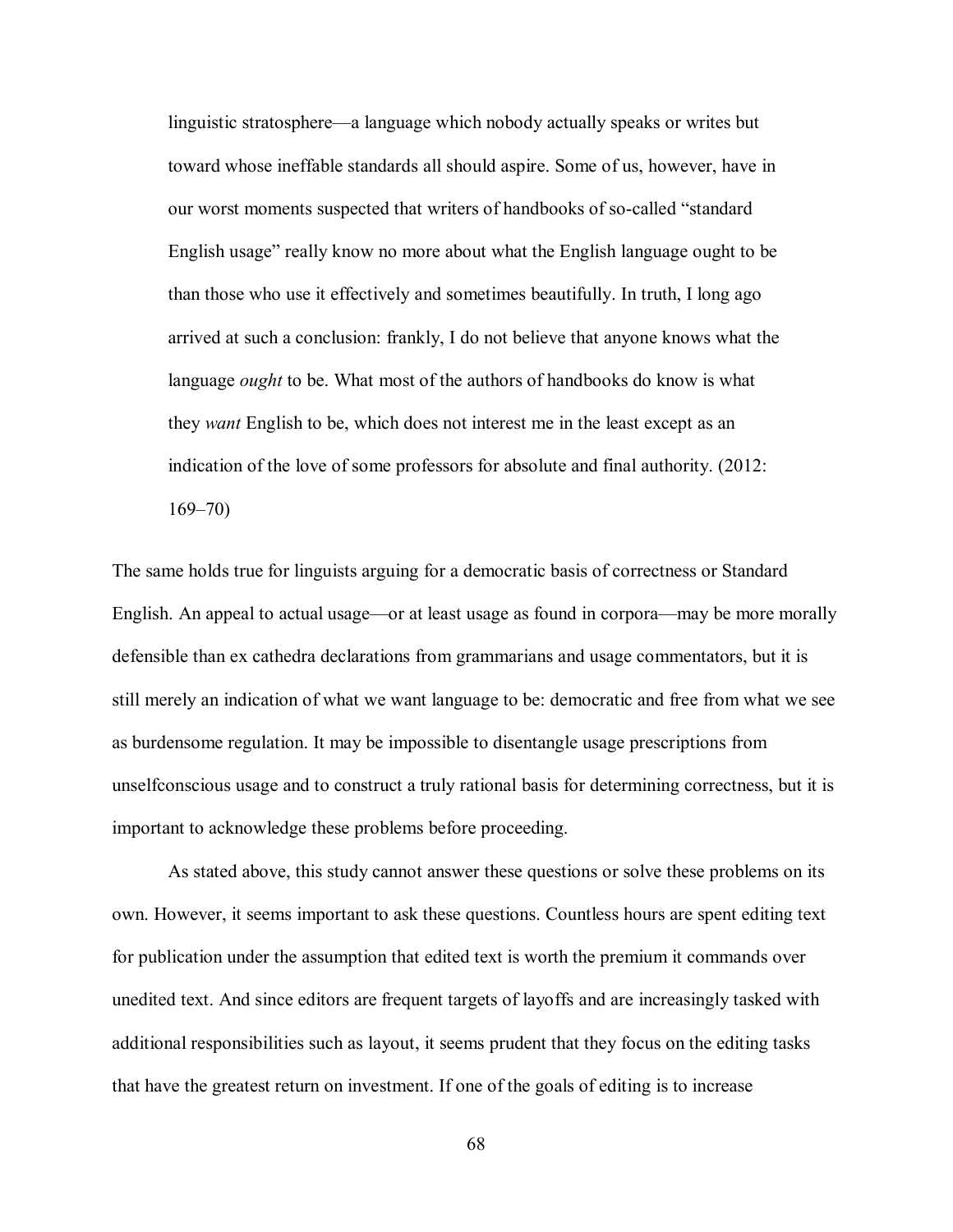> linguistic stratosphere—a language which nobody actually speaks or writes but toward whose ineffable standards all should aspire. Some of us, however, have in our worst moments suspected that writers of handbooks of so-called "standard English usage" really know no more about what the English language ought to be than those who use it effectively and sometimes beautifully. In truth, I long ago arrived at such a conclusion: frankly, I do not believe that anyone knows what the language *ought* to be. What most of the authors of handbooks do know is what they *want* English to be, which does not interest me in the least except as an indication of the love of some professors for absolute and final authority. (2012: 169–70)

The same holds true for linguists arguing for a democratic basis of correctness or Standard English. An appeal to actual usage—or at least usage as found in corpora—may be more morally defensible than ex cathedra declarations from grammarians and usage commentators, but it is still merely an indication of what we want language to be: democratic and free from what we see as burdensome regulation. It may be impossible to disentangle usage prescriptions from unselfconscious usage and to construct a truly rational basis for determining correctness, but it is important to acknowledge these problems before proceeding.

As stated above, this study cannot answer these questions or solve these problems on its own. However, it seems important to ask these questions. Countless hours are spent editing text for publication under the assumption that edited text is worth the premium it commands over unedited text. And since editors are frequent targets of layoffs and are increasingly tasked with additional responsibilities such as layout, it seems prudent that they focus on the editing tasks that have the greatest return on investment. If one of the goals of editing is to increase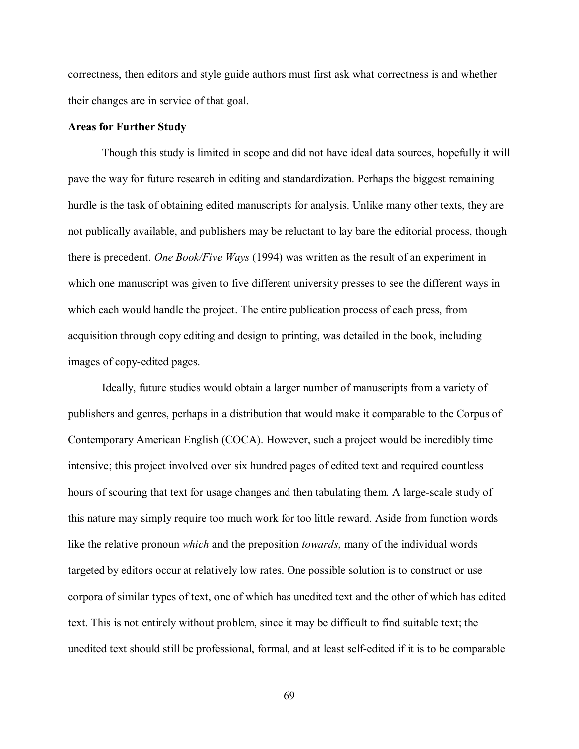correctness, then editors and style guide authors must first ask what correctness is and whether their changes are in service of that goal.

**Areas for Further Study**

Though this study is limited in scope and did not have ideal data sources, hopefully it will pave the way for future research in editing and standardization. Perhaps the biggest remaining hurdle is the task of obtaining edited manuscripts for analysis. Unlike many other texts, they are not publically available, and publishers may be reluctant to lay bare the editorial process, though there is precedent. *One Book/Five Ways* (1994) was written as the result of an experiment in which one manuscript was given to five different university presses to see the different ways in which each would handle the project. The entire publication process of each press, from acquisition through copy editing and design to printing, was detailed in the book, including images of copy-edited pages.

Ideally, future studies would obtain a larger number of manuscripts from a variety of publishers and genres, perhaps in a distribution that would make it comparable to the Corpus of Contemporary American English (COCA). However, such a project would be incredibly time intensive; this project involved over six hundred pages of edited text and required countless hours of scouring that text for usage changes and then tabulating them. A large-scale study of this nature may simply require too much work for too little reward. Aside from function words like the relative pronoun *which* and the preposition *towards*, many of the individual words targeted by editors occur at relatively low rates. One possible solution is to construct or use corpora of similar types of text, one of which has unedited text and the other of which has edited text. This is not entirely without problem, since it may be difficult to find suitable text; the unedited text should still be professional, formal, and at least self-edited if it is to be comparable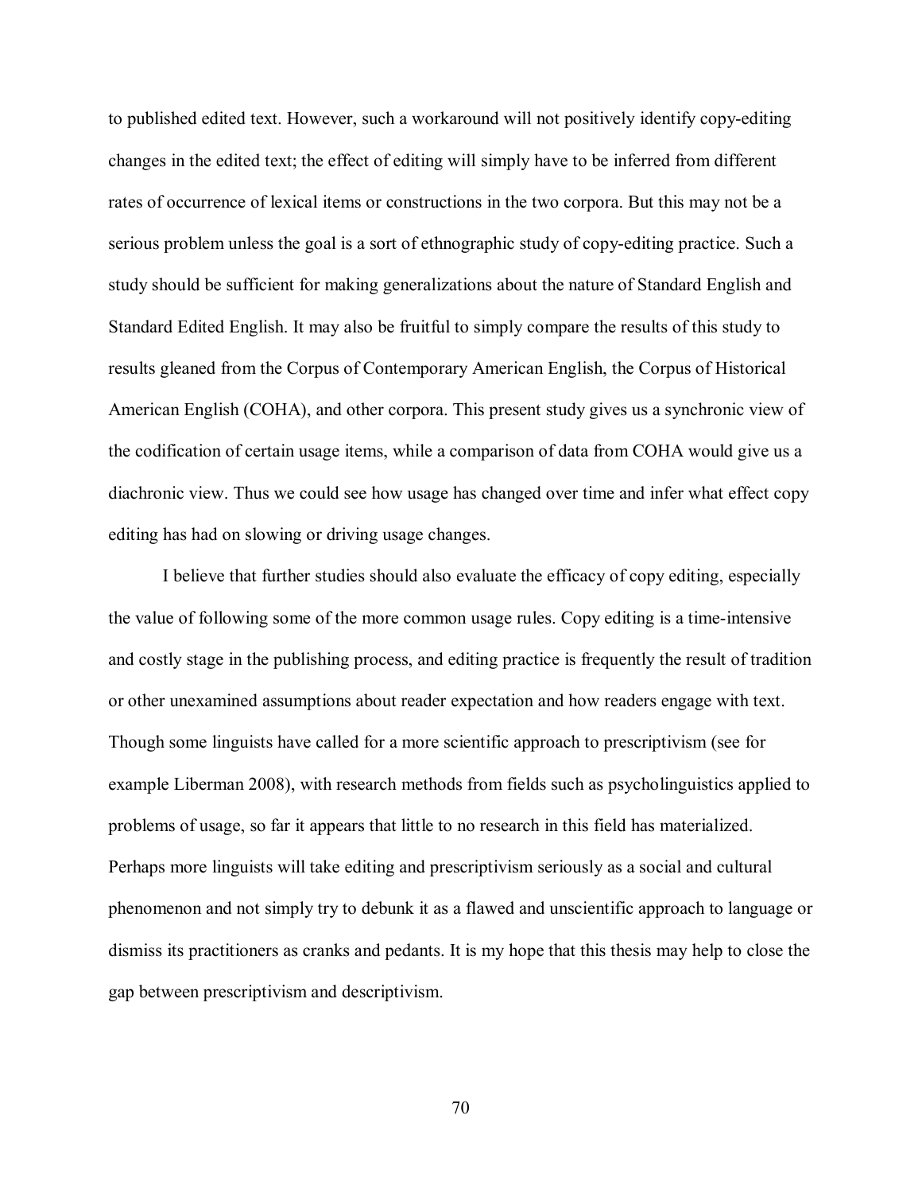to published edited text. However, such a workaround will not positively identify copy-editing changes in the edited text; the effect of editing will simply have to be inferred from different rates of occurrence of lexical items or constructions in the two corpora. But this may not be a serious problem unless the goal is a sort of ethnographic study of copy-editing practice. Such a study should be sufficient for making generalizations about the nature of Standard English and Standard Edited English. It may also be fruitful to simply compare the results of this study to results gleaned from the Corpus of Contemporary American English, the Corpus of Historical American English (COHA), and other corpora. This present study gives us a synchronic view of the codification of certain usage items, while a comparison of data from COHA would give us a diachronic view. Thus we could see how usage has changed over time and infer what effect copy editing has had on slowing or driving usage changes.

I believe that further studies should also evaluate the efficacy of copy editing, especially the value of following some of the more common usage rules. Copy editing is a time-intensive and costly stage in the publishing process, and editing practice is frequently the result of tradition or other unexamined assumptions about reader expectation and how readers engage with text. Though some linguists have called for a more scientific approach to prescriptivism (see for example Liberman 2008), with research methods from fields such as psycholinguistics applied to problems of usage, so far it appears that little to no research in this field has materialized. Perhaps more linguists will take editing and prescriptivism seriously as a social and cultural phenomenon and not simply try to debunk it as a flawed and unscientific approach to language or dismiss its practitioners as cranks and pedants. It is my hope that this thesis may help to close the gap between prescriptivism and descriptivism.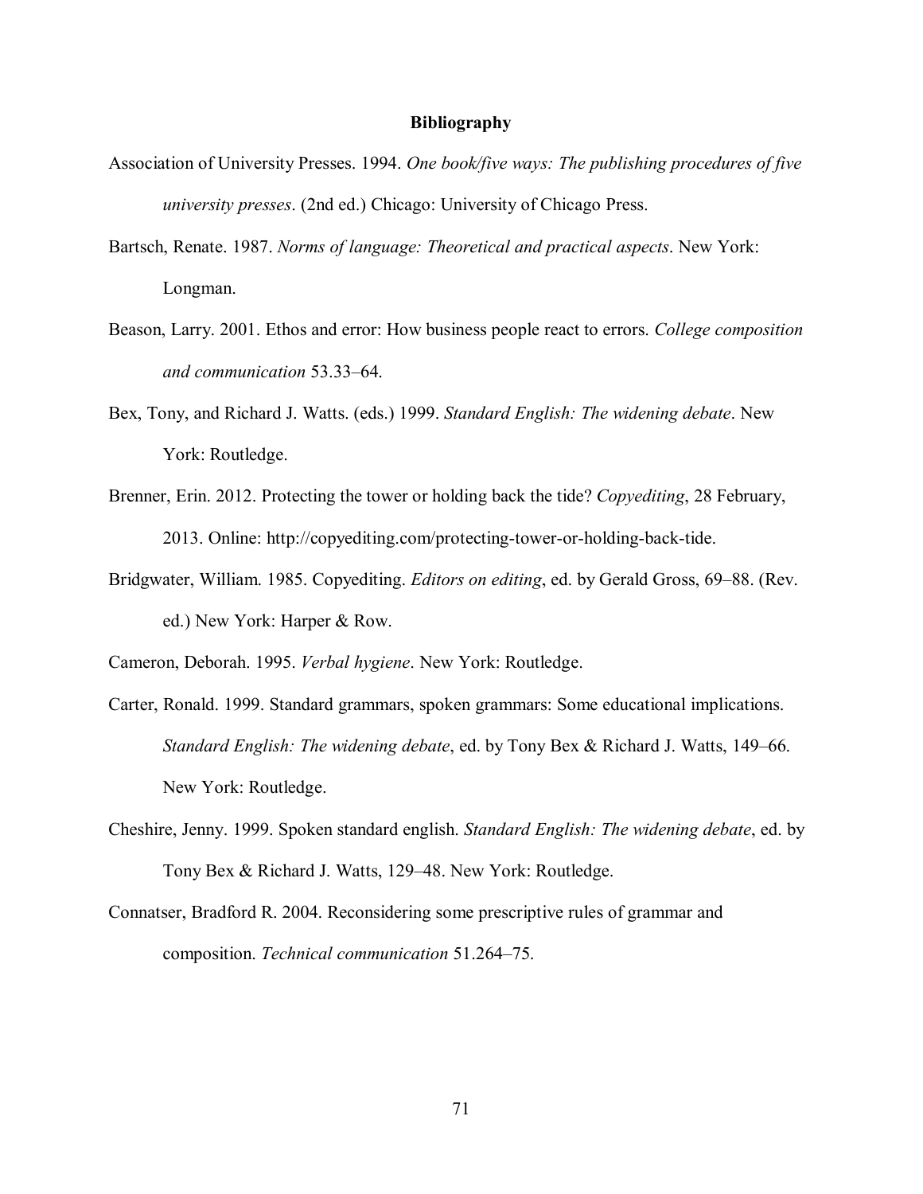# Bibliography

Association of University Presses. 1994. *One book/five ways: The publishing procedures of five university presses*. (2nd ed.) Chicago: University of Chicago Press.

Bartsch, Renate. 1987. *Norms of language: Theoretical and practical aspects*. New York: Longman.

Beason, Larry. 2001. Ethos and error: How business people react to errors. *College composition and communication* 53.33–64.

Bex, Tony, and Richard J. Watts. (eds.) 1999. *Standard English: The widening debate*. New York: Routledge.

Brenner, Erin. 2012. Protecting the tower or holding back the tide? *Copyediting*, 28 February, 2013. Online: http://copyediting.com/protecting-tower-or-holding-back-tide.

Bridgwater, William. 1985. Copyediting. *Editors on editing*, ed. by Gerald Gross, 69–88. (Rev. ed.) New York: Harper & Row.

Cameron, Deborah. 1995. *Verbal hygiene*. New York: Routledge.

Carter, Ronald. 1999. Standard grammars, spoken grammars: Some educational implications. *Standard English: The widening debate*, ed. by Tony Bex & Richard J. Watts, 149–66. New York: Routledge.

Cheshire, Jenny. 1999. Spoken standard english. *Standard English: The widening debate*, ed. by Tony Bex & Richard J. Watts, 129–48. New York: Routledge.

Connatser, Bradford R. 2004. Reconsidering some prescriptive rules of grammar and composition. *Technical communication* 51.264–75.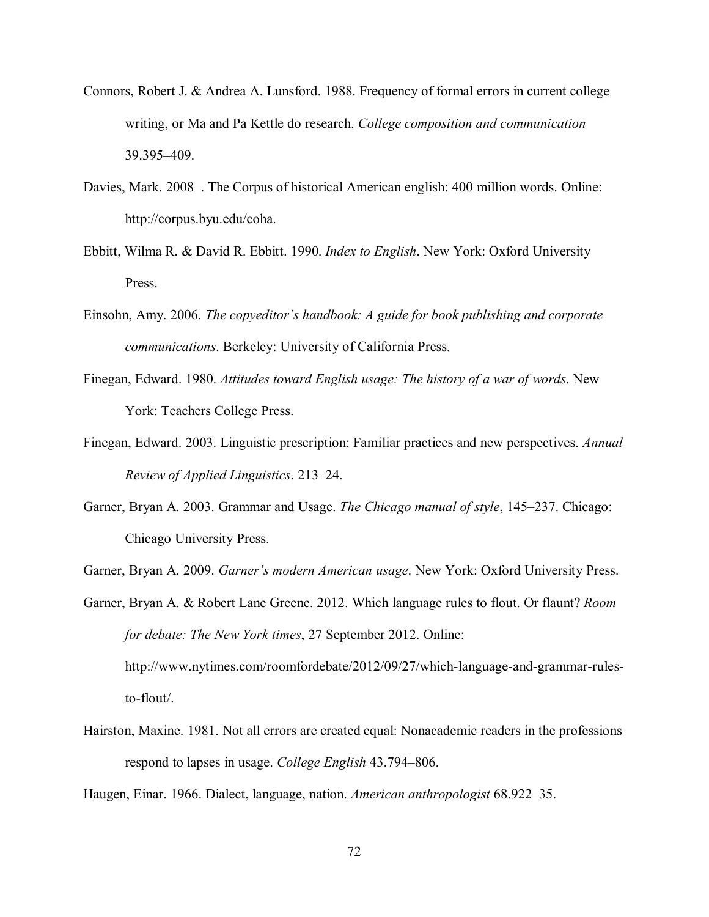Connors, Robert J. & Andrea A. Lunsford. 1988. Frequency of formal errors in current college writing, or Ma and Pa Kettle do research. *College composition and communication* 39.395–409.

Davies, Mark. 2008–. The Corpus of historical American english: 400 million words. Online: http://corpus.byu.edu/coha.

Ebbitt, Wilma R. & David R. Ebbitt. 1990. *Index to English*. New York: Oxford University Press.

Einsohn, Amy. 2006. *The copyeditor's handbook: A guide for book publishing and corporate communications*. Berkeley: University of California Press.

Finegan, Edward. 1980. *Attitudes toward English usage: The history of a war of words*. New York: Teachers College Press.

Finegan, Edward. 2003. Linguistic prescription: Familiar practices and new perspectives. *Annual Review of Applied Linguistics*. 213–24.

Garner, Bryan A. 2003. Grammar and Usage. *The Chicago manual of style*, 145–237. Chicago: Chicago University Press.

Garner, Bryan A. 2009. *Garner's modern American usage*. New York: Oxford University Press.

Garner, Bryan A. & Robert Lane Greene. 2012. Which language rules to flout. Or flaunt? *Room for debate: The New York times*, 27 September 2012. Online: http://www.nytimes.com/roomfordebate/2012/09/27/which-language-and-grammar-rules-to-flout/.

Hairston, Maxine. 1981. Not all errors are created equal: Nonacademic readers in the professions respond to lapses in usage. *College English* 43.794–806.

Haugen, Einar. 1966. Dialect, language, nation. *American anthropologist* 68.922–35.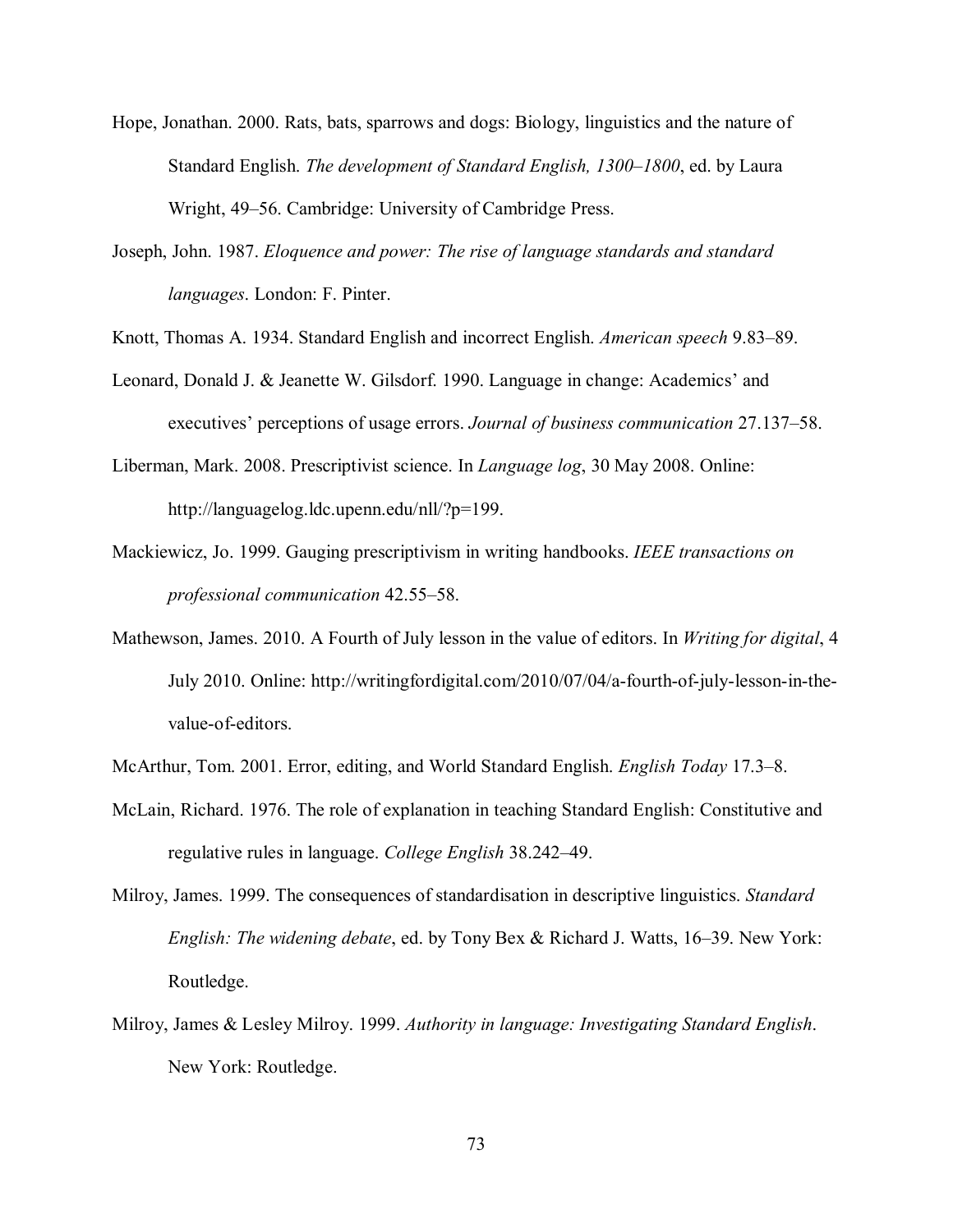Hope, Jonathan. 2000. Rats, bats, sparrows and dogs: Biology, linguistics and the nature of Standard English. *The development of Standard English, 1300–1800*, ed. by Laura Wright, 49–56. Cambridge: University of Cambridge Press.

Joseph, John. 1987. *Eloquence and power: The rise of language standards and standard languages*. London: F. Pinter.

Knott, Thomas A. 1934. Standard English and incorrect English. *American speech* 9.83–89.

Leonard, Donald J. & Jeanette W. Gilsdorf. 1990. Language in change: Academics' and executives' perceptions of usage errors. *Journal of business communication* 27.137–58.

Liberman, Mark. 2008. Prescriptivist science. In *Language log*, 30 May 2008. Online: http://languagelog.ldc.upenn.edu/nll/?p=199.

Mackiewicz, Jo. 1999. Gauging prescriptivism in writing handbooks. *IEEE transactions on professional communication* 42.55–58.

Mathewson, James. 2010. A Fourth of July lesson in the value of editors. In *Writing for digital*, 4 July 2010. Online: http://writingfordigital.com/2010/07/04/a-fourth-of-july-lesson-in-the-value-of-editors.

McArthur, Tom. 2001. Error, editing, and World Standard English. *English Today* 17.3–8.

McLain, Richard. 1976. The role of explanation in teaching Standard English: Constitutive and regulative rules in language. *College English* 38.242–49.

Milroy, James. 1999. The consequences of standardisation in descriptive linguistics. *Standard English: The widening debate*, ed. by Tony Bex & Richard J. Watts, 16–39. New York: Routledge.

Milroy, James & Lesley Milroy. 1999. *Authority in language: Investigating Standard English*. New York: Routledge.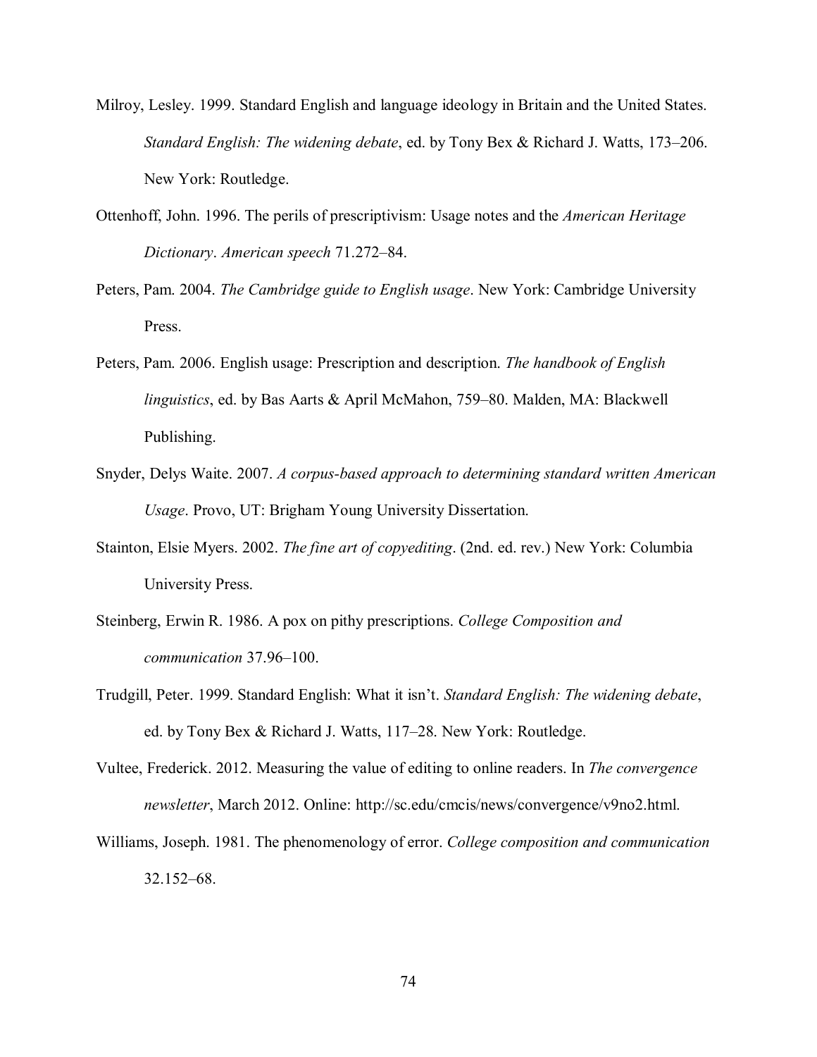Milroy, Lesley. 1999. Standard English and language ideology in Britain and the United States. *Standard English: The widening debate*, ed. by Tony Bex & Richard J. Watts, 173–206. New York: Routledge.

Ottenhoff, John. 1996. The perils of prescriptivism: Usage notes and the *American Heritage Dictionary*. *American speech* 71.272–84.

Peters, Pam. 2004. *The Cambridge guide to English usage*. New York: Cambridge University Press.

Peters, Pam. 2006. English usage: Prescription and description. *The handbook of English linguistics*, ed. by Bas Aarts & April McMahon, 759–80. Malden, MA: Blackwell Publishing.

Snyder, Delys Waite. 2007. *A corpus-based approach to determining standard written American Usage*. Provo, UT: Brigham Young University Dissertation.

Stainton, Elsie Myers. 2002. *The fine art of copyediting*. (2nd. ed. rev.) New York: Columbia University Press.

Steinberg, Erwin R. 1986. A pox on pithy prescriptions. *College Composition and communication* 37.96–100.

Trudgill, Peter. 1999. Standard English: What it isn't. *Standard English: The widening debate*, ed. by Tony Bex & Richard J. Watts, 117–28. New York: Routledge.

Vultee, Frederick. 2012. Measuring the value of editing to online readers. In *The convergence newsletter*, March 2012. Online: http://sc.edu/cmcis/news/convergence/v9no2.html.

Williams, Joseph. 1981. The phenomenology of error. *College composition and communication* 32.152–68.